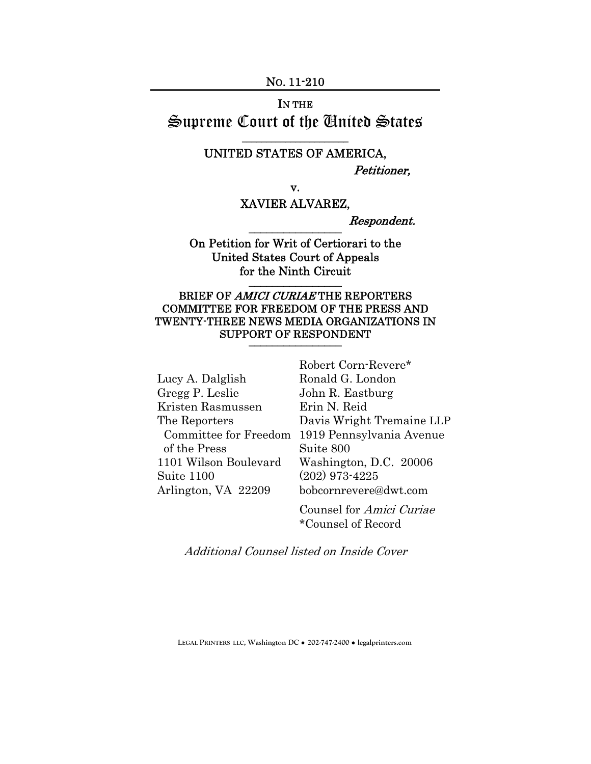No. 11-210

IN THE

# Supreme Court of the United States

---

UNITED STATES OF AMERICA,

*Petitioner,*

v.

XAVIER ALVAREZ,

*Respondent.*

---

On Petition for Writ of Certiorari to the United States Court of Appeals for the Ninth Circuit

---

BRIEF OF *AMICI CURIAE* THE REPORTERS COMMITTEE FOR FREEDOM OF THE PRESS AND TWENTY-THREE NEWS MEDIA ORGANIZATIONS IN SUPPORT OF RESPONDENT

---

Lucy A. Dalglish
Gregg P. Leslie
Kristen Rasmussen
The Reporters Committee for Freedom of the Press
1101 Wilson Boulevard
Suite 1100
Arlington, VA 22209

Robert Corn-Revere*
Ronald G. London
John R. Eastburg
Erin N. Reid
Davis Wright Tremaine LLP
1919 Pennsylvania Avenue
Suite 800
Washington, D.C. 20006
(202) 973-4225
bobcornrevere@dwt.com

Counsel for *Amici Curiae*
*Counsel of Record

*Additional Counsel listed on Inside Cover*

LEGAL PRINTERS LLC, Washington DC • 202-747-2400 • legalprinters.com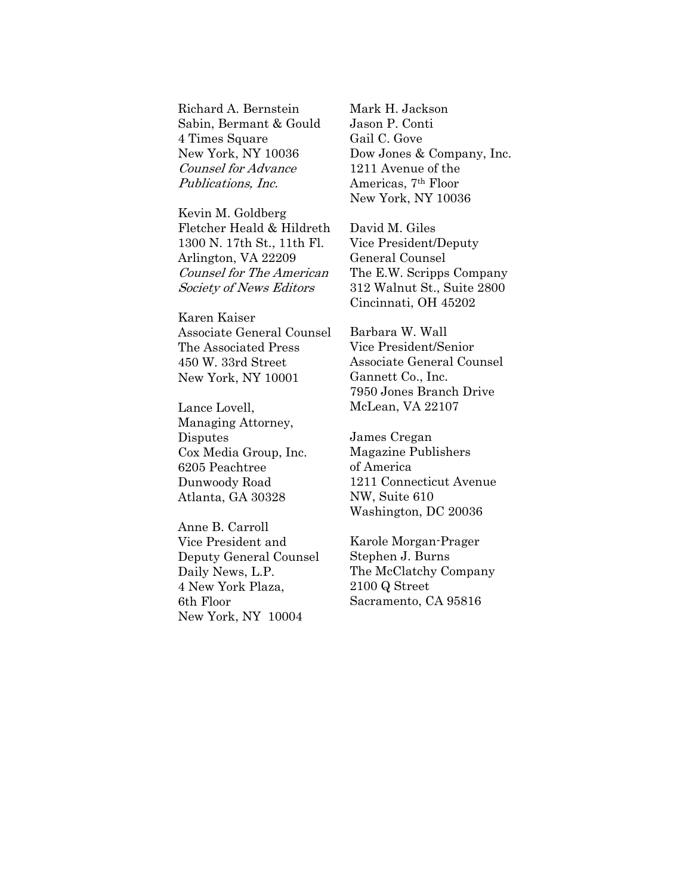Richard A. Bernstein
Sabin, Bermant & Gould
4 Times Square
New York, NY 10036
*Counsel for Advance Publications, Inc.*

Kevin M. Goldberg
Fletcher Heald & Hildreth
1300 N. 17th St., 11th Fl.
Arlington, VA 22209
*Counsel for The American Society of News Editors*

Karen Kaiser
Associate General Counsel
The Associated Press
450 W. 33rd Street
New York, NY 10001

Lance Lovell,
Managing Attorney,
Disputes
Cox Media Group, Inc.
6205 Peachtree
Dunwoody Road
Atlanta, GA 30328

Anne B. Carroll
Vice President and
Deputy General Counsel
Daily News, L.P.
4 New York Plaza,
6th Floor
New York, NY 10004

Mark H. Jackson
Jason P. Conti
Gail C. Gove
Dow Jones & Company, Inc.
1211 Avenue of the
Americas, 7th Floor
New York, NY 10036

David M. Giles
Vice President/Deputy
General Counsel
The E.W. Scripps Company
312 Walnut St., Suite 2800
Cincinnati, OH 45202

Barbara W. Wall
Vice President/Senior
Associate General Counsel
Gannett Co., Inc.
7950 Jones Branch Drive
McLean, VA 22107

James Cregan
Magazine Publishers
of America
1211 Connecticut Avenue
NW, Suite 610
Washington, DC 20036

Karole Morgan-Prager
Stephen J. Burns
The McClatchy Company
2100 Q Street
Sacramento, CA 95816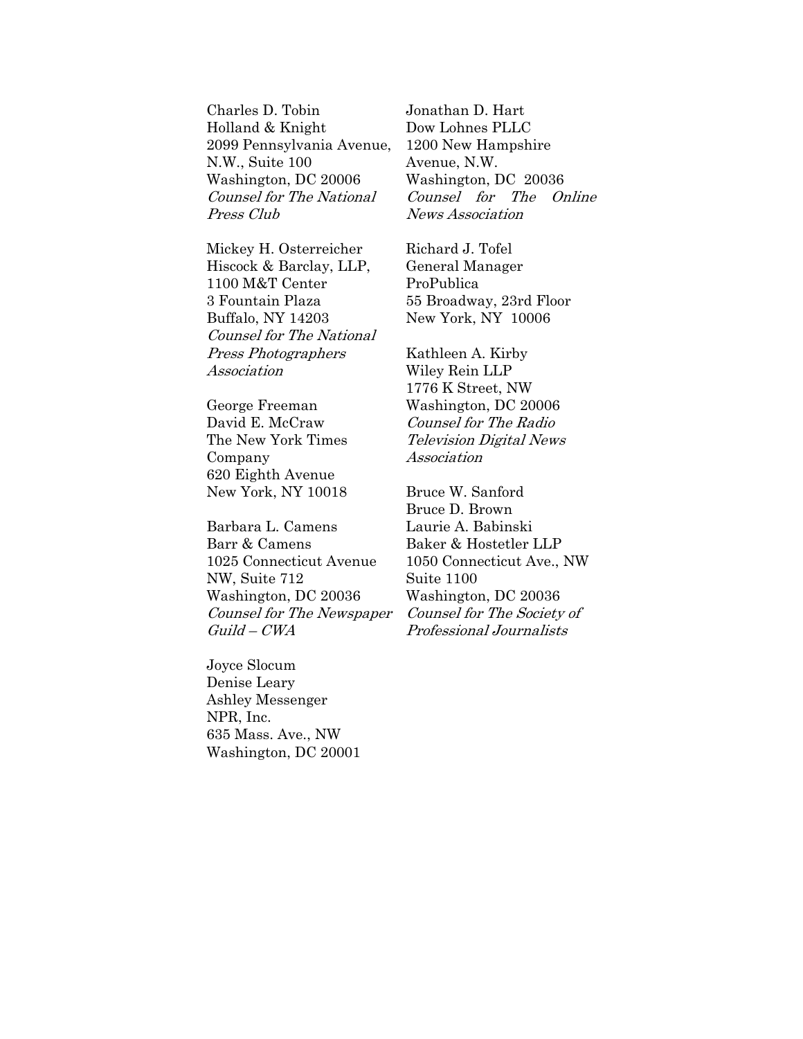Charles D. Tobin
Holland & Knight
2099 Pennsylvania Avenue, N.W., Suite 100
Washington, DC 20006
*Counsel for The National Press Club*

Mickey H. Osterreicher
Hiscock & Barclay, LLP,
1100 M&T Center
3 Fountain Plaza
Buffalo, NY 14203
*Counsel for The National Press Photographers Association*

George Freeman
David E. McCraw
The New York Times Company
620 Eighth Avenue
New York, NY 10018

Barbara L. Camens
Barr & Camens
1025 Connecticut Avenue NW, Suite 712
Washington, DC 20036
*Counsel for The Newspaper Guild – CWA*

Joyce Slocum
Denise Leary
Ashley Messenger
NPR, Inc.
635 Mass. Ave., NW
Washington, DC 20001

Jonathan D. Hart
Dow Lohnes PLLC
1200 New Hampshire Avenue, N.W.
Washington, DC 20036
*Counsel for The Online News Association*

Richard J. Tofel
General Manager
ProPublica
55 Broadway, 23rd Floor
New York, NY 10006

Kathleen A. Kirby
Wiley Rein LLP
1776 K Street, NW
Washington, DC 20006
*Counsel for The Radio Television Digital News Association*

Bruce W. Sanford
Bruce D. Brown
Laurie A. Babinski
Baker & Hostetler LLP
1050 Connecticut Ave., NW
Suite 1100
Washington, DC 20036
*Counsel for The Society of Professional Journalists*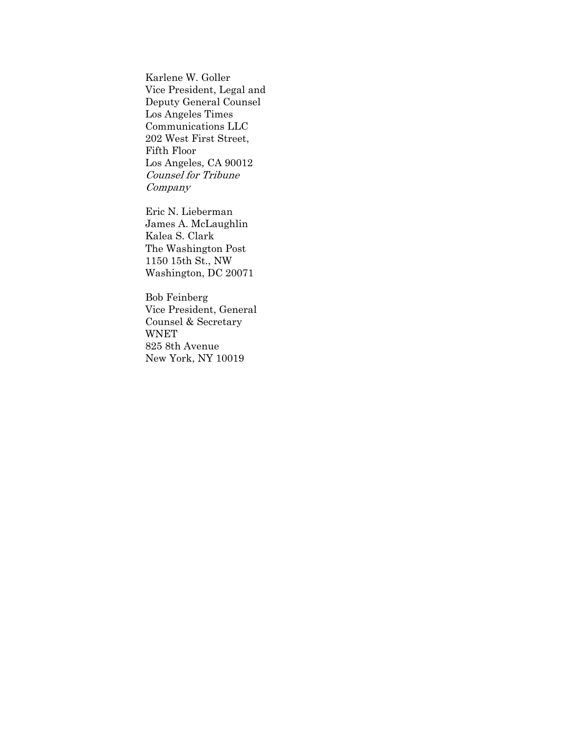Karlene W. Goller
Vice President, Legal and
Deputy General Counsel
Los Angeles Times
Communications LLC
202 West First Street,
Fifth Floor
Los Angeles, CA 90012
*Counsel for Tribune Company*

Eric N. Lieberman
James A. McLaughlin
Kalea S. Clark
The Washington Post
1150 15th St., NW
Washington, DC 20071

Bob Feinberg
Vice President, General
Counsel & Secretary
WNET
825 8th Avenue
New York, NY 10019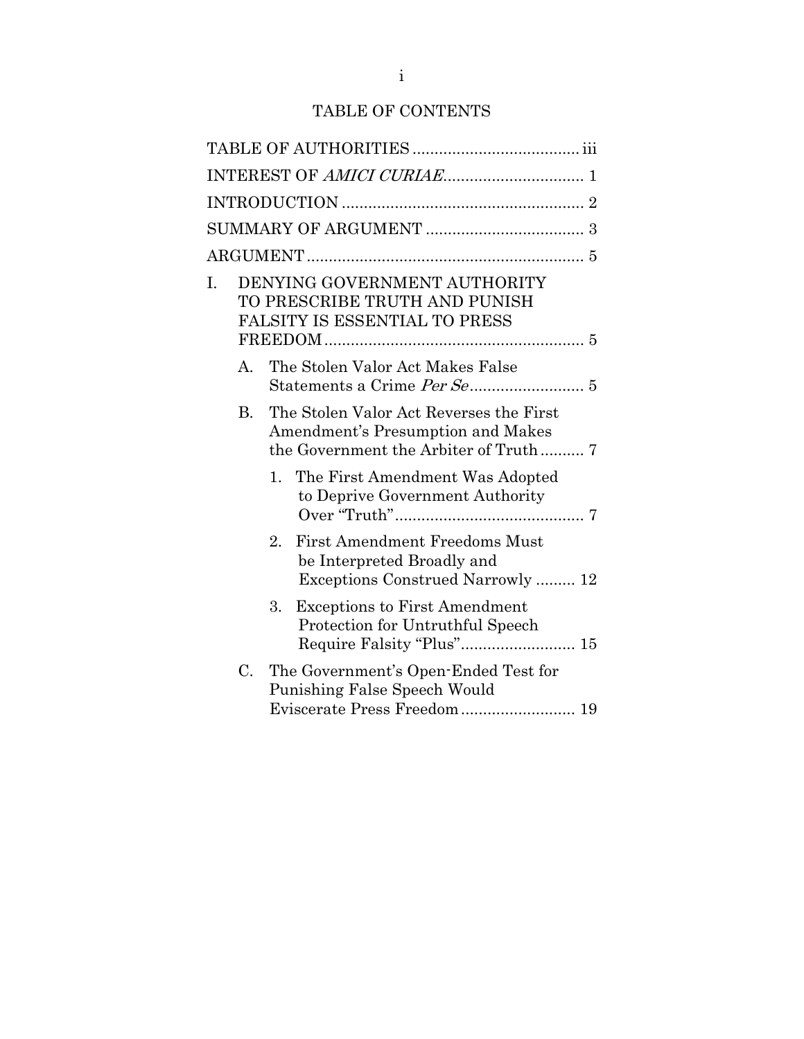# TABLE OF CONTENTS

TABLE OF AUTHORITIES ..................................... iii

INTEREST OF *AMICI CURIAE*................................ 1

INTRODUCTION ....................................................... 2

SUMMARY OF ARGUMENT .................................... 3

ARGUMENT .............................................................. 5

I. DENYING GOVERNMENT AUTHORITY TO PRESCRIBE TRUTH AND PUNISH FALSITY IS ESSENTIAL TO PRESS FREEDOM ........................................................... 5

   A. The Stolen Valor Act Makes False Statements a Crime *Per Se* .......................... 5

   B. The Stolen Valor Act Reverses the First Amendment's Presumption and Makes the Government the Arbiter of Truth .......... 7

      1. The First Amendment Was Adopted to Deprive Government Authority Over "Truth" ........................................... 7

      2. First Amendment Freedoms Must be Interpreted Broadly and Exceptions Construed Narrowly ......... 12

      3. Exceptions to First Amendment Protection for Untruthful Speech Require Falsity "Plus" .......................... 15

   C. The Government's Open-Ended Test for Punishing False Speech Would Eviscerate Press Freedom .......................... 19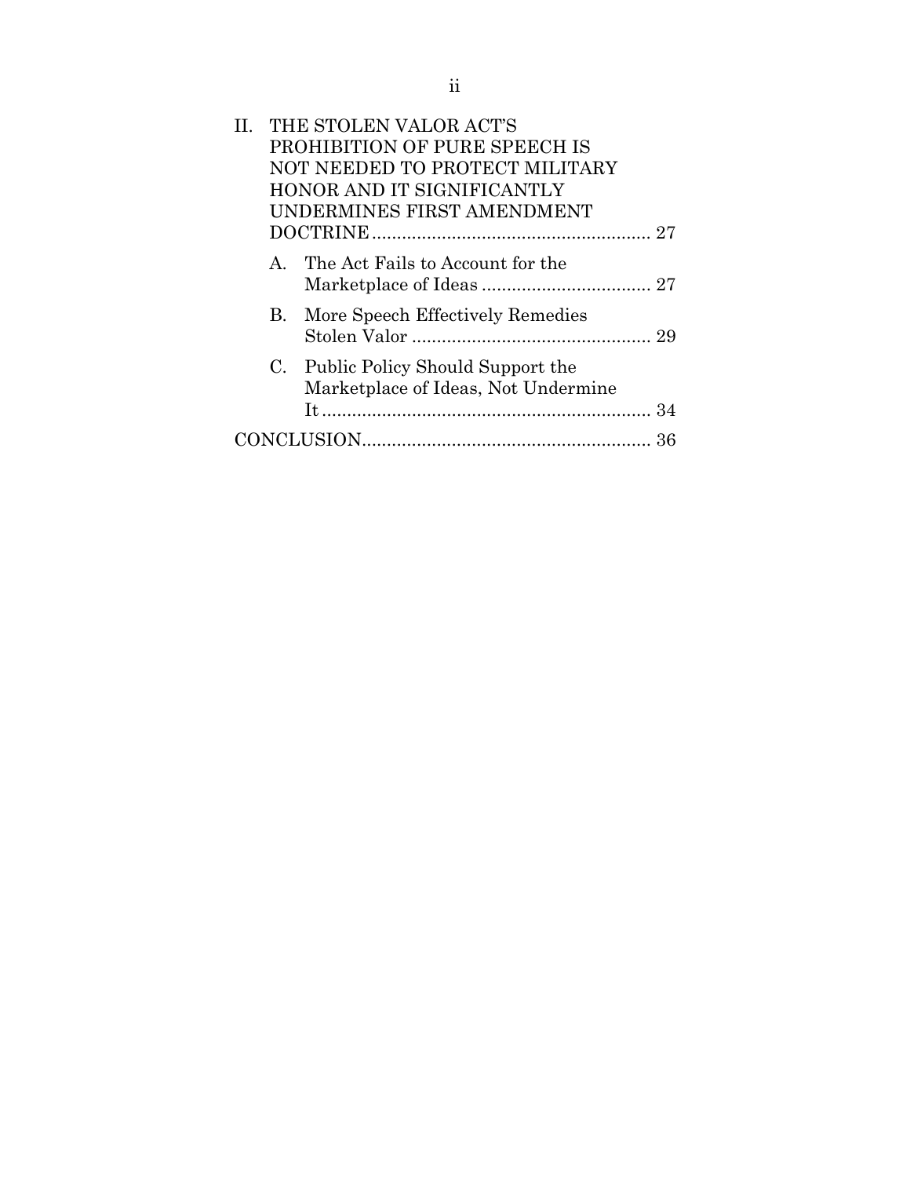II. THE STOLEN VALOR ACT'S PROHIBITION OF PURE SPEECH IS NOT NEEDED TO PROTECT MILITARY HONOR AND IT SIGNIFICANTLY UNDERMINES FIRST AMENDMENT DOCTRINE ........................................................ 27

   A. The Act Fails to Account for the Marketplace of Ideas .................................. 27

   B. More Speech Effectively Remedies Stolen Valor ................................................ 29

   C. Public Policy Should Support the Marketplace of Ideas, Not Undermine It ................................................................... 34

CONCLUSION......................................................... 36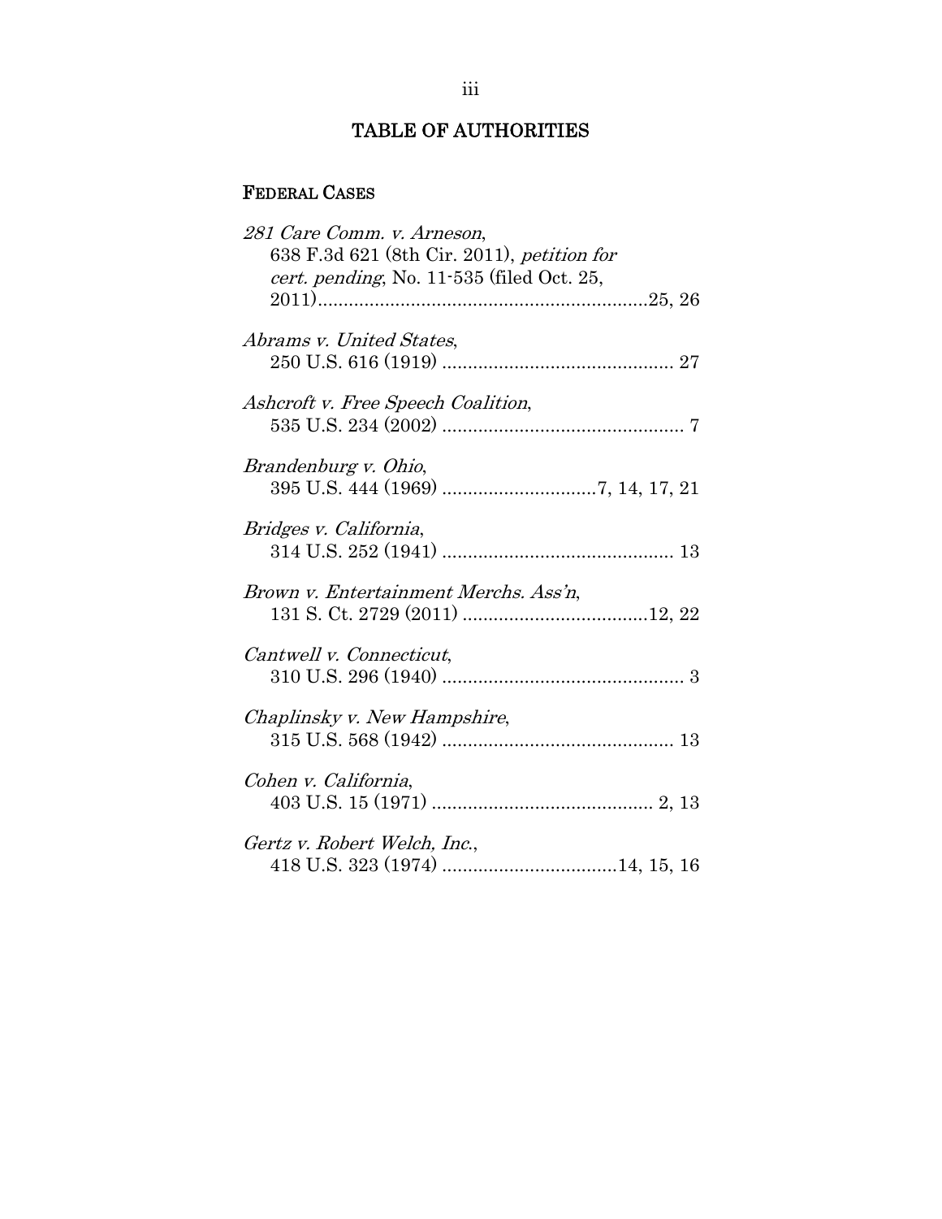# TABLE OF AUTHORITIES

## FEDERAL CASES

*281 Care Comm. v. Arneson*,
638 F.3d 621 (8th Cir. 2011), *petition for cert. pending*, No. 11-535 (filed Oct. 25, 2011)................................................................25, 26

*Abrams v. United States*,
250 U.S. 616 (1919) ............................................ 27

*Ashcroft v. Free Speech Coalition*,
535 U.S. 234 (2002) .............................................. 7

*Brandenburg v. Ohio*,
395 U.S. 444 (1969) .............................7, 14, 17, 21

*Bridges v. California*,
314 U.S. 252 (1941) ............................................ 13

*Brown v. Entertainment Merchs. Ass'n*,
131 S. Ct. 2729 (2011) ...................................12, 22

*Cantwell v. Connecticut*,
310 U.S. 296 (1940) .............................................. 3

*Chaplinsky v. New Hampshire*,
315 U.S. 568 (1942) ............................................ 13

*Cohen v. California*,
403 U.S. 15 (1971) .......................................... 2, 13

*Gertz v. Robert Welch, Inc.*,
418 U.S. 323 (1974) .................................14, 15, 16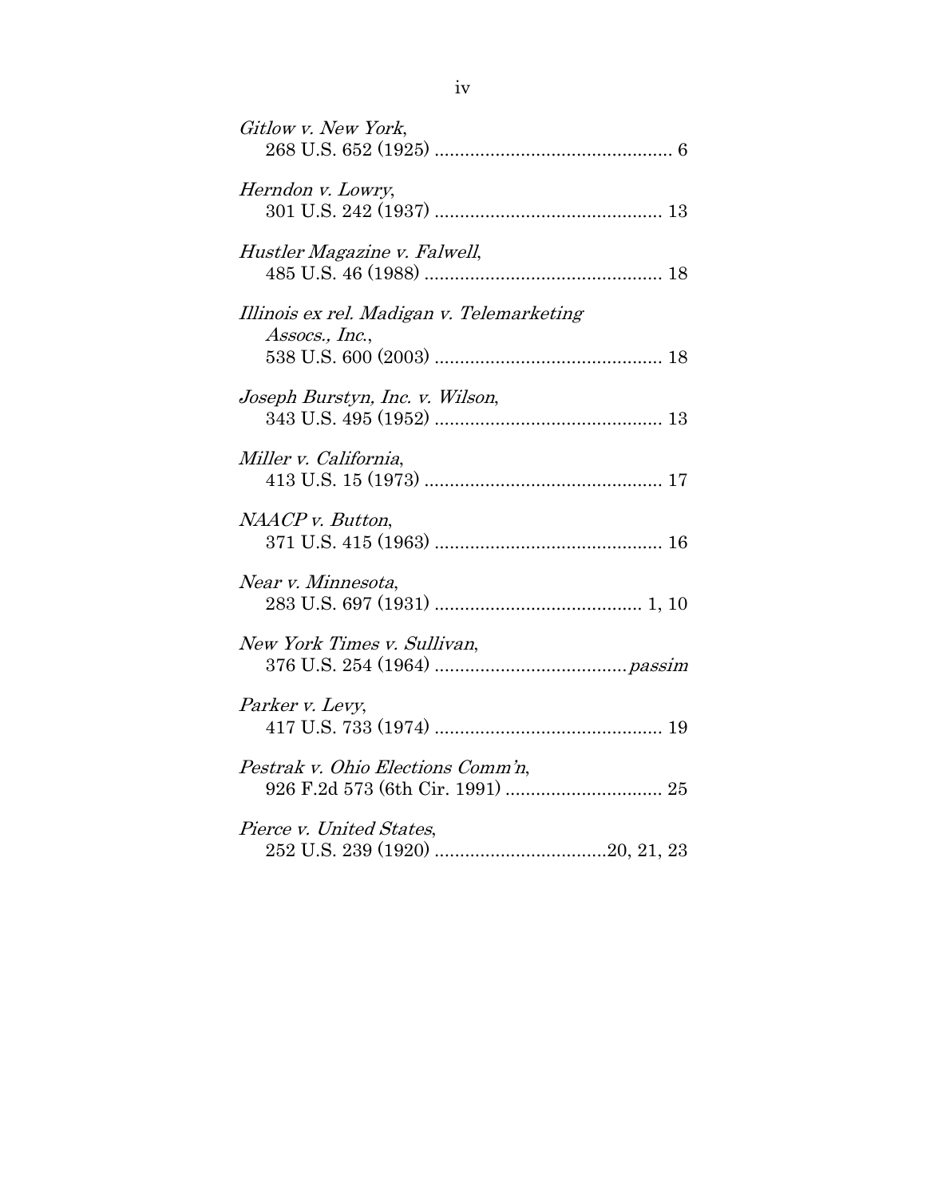*Gitlow v. New York*,
268 U.S. 652 (1925) .............................................. 6

*Herndon v. Lowry*,
301 U.S. 242 (1937) ............................................ 13

*Hustler Magazine v. Falwell*,
485 U.S. 46 (1988) .............................................. 18

*Illinois ex rel. Madigan v. Telemarketing Assocs., Inc.*,
538 U.S. 600 (2003) ............................................ 18

*Joseph Burstyn, Inc. v. Wilson*,
343 U.S. 495 (1952) ............................................ 13

*Miller v. California*,
413 U.S. 15 (1973) .............................................. 17

*NAACP v. Button*,
371 U.S. 415 (1963) ............................................ 16

*Near v. Minnesota*,
283 U.S. 697 (1931) ........................................ 1, 10

*New York Times v. Sullivan*,
376 U.S. 254 (1964) ...................................... *passim*

*Parker v. Levy*,
417 U.S. 733 (1974) ............................................ 19

*Pestrak v. Ohio Elections Comm'n*,
926 F.2d 573 (6th Cir. 1991) ............................... 25

*Pierce v. United States*,
252 U.S. 239 (1920) .................................20, 21, 23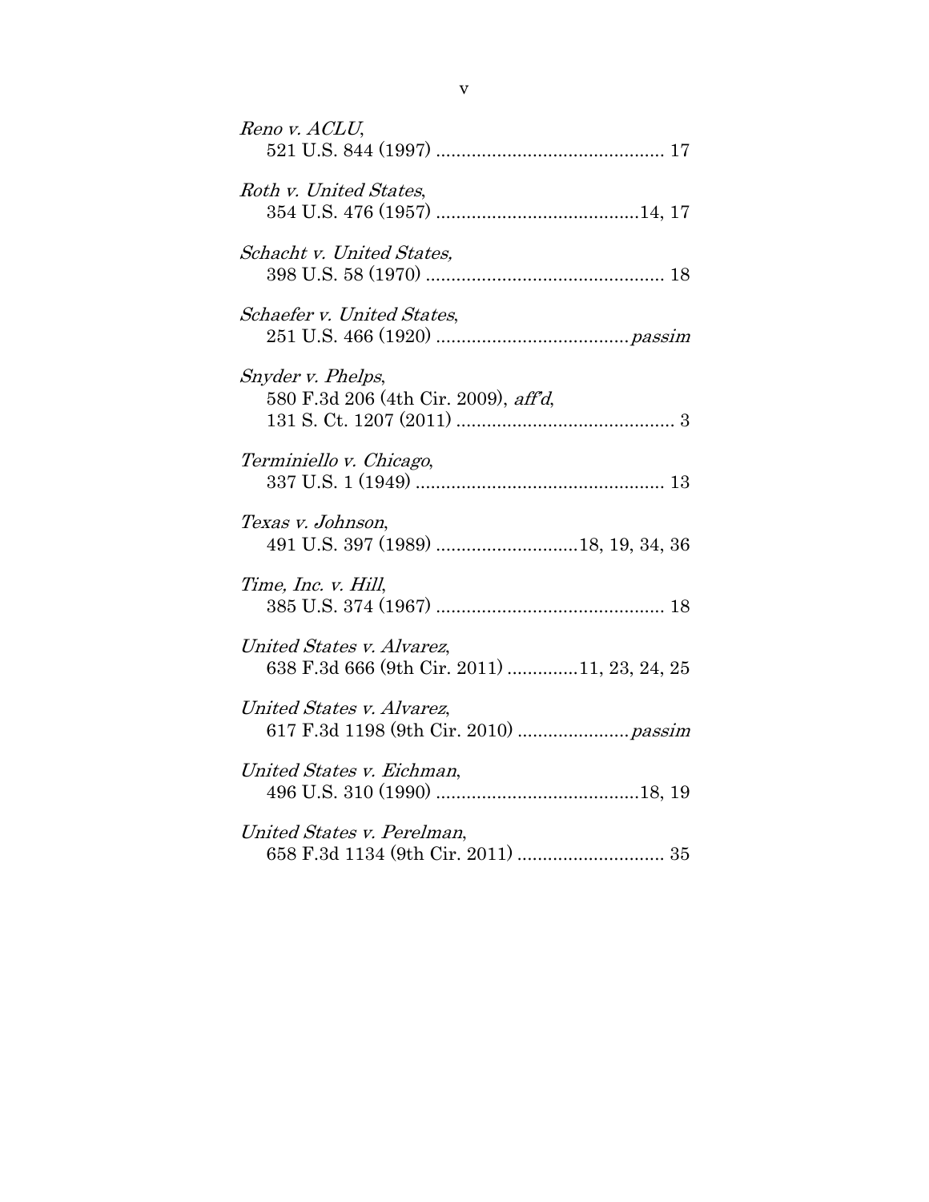*Reno v. ACLU*,
521 U.S. 844 (1997) ............................................ 17

*Roth v. United States*,
354 U.S. 476 (1957) .......................................14, 17

*Schacht v. United States,*
398 U.S. 58 (1970) .............................................. 18

*Schaefer v. United States*,
251 U.S. 466 (1920) ..................................... *passim*

*Snyder v. Phelps*,
580 F.3d 206 (4th Cir. 2009), *aff'd*,
131 S. Ct. 1207 (2011) .......................................... 3

*Terminiello v. Chicago*,
337 U.S. 1 (1949) ................................................ 13

*Texas v. Johnson*,
491 U.S. 397 (1989) ...........................18, 19, 34, 36

*Time, Inc. v. Hill*,
385 U.S. 374 (1967) ............................................ 18

*United States v. Alvarez*,
638 F.3d 666 (9th Cir. 2011) .............11, 23, 24, 25

*United States v. Alvarez*,
617 F.3d 1198 (9th Cir. 2010) ..................... *passim*

*United States v. Eichman*,
496 U.S. 310 (1990) ........................................18, 19

*United States v. Perelman*,
658 F.3d 1134 (9th Cir. 2011) ............................ 35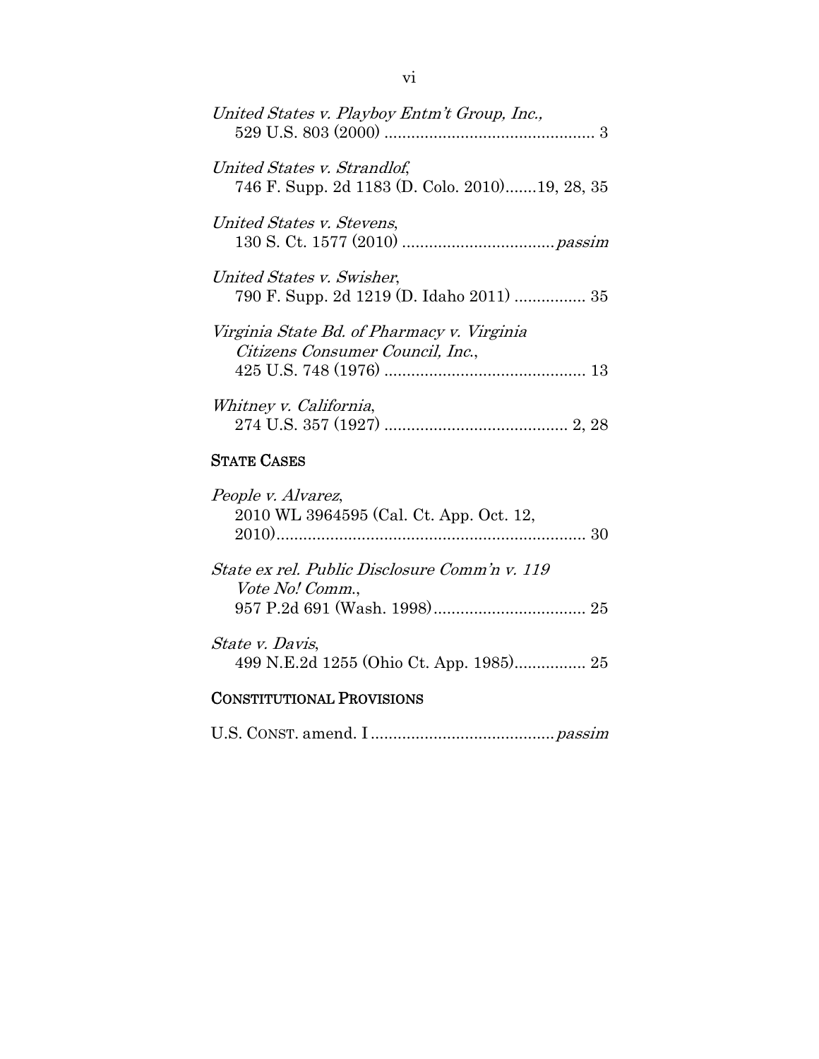*United States v. Playboy Entm't Group, Inc.*,
529 U.S. 803 (2000) .............................................. 3

*United States v. Strandlof*,
746 F. Supp. 2d 1183 (D. Colo. 2010).......19, 28, 35

*United States v. Stevens*,
130 S. Ct. 1577 (2010) .................................*passim*

*United States v. Swisher*,
790 F. Supp. 2d 1219 (D. Idaho 2011) ................ 35

*Virginia State Bd. of Pharmacy v. Virginia Citizens Consumer Council, Inc.*,
425 U.S. 748 (1976) ............................................ 13

*Whitney v. California*,
274 U.S. 357 (1927) ........................................ 2, 28

## STATE CASES

*People v. Alvarez*,
2010 WL 3964595 (Cal. Ct. App. Oct. 12, 2010)................................................................... 30

*State ex rel. Public Disclosure Comm'n v. 119 Vote No! Comm.*,
957 P.2d 691 (Wash. 1998).................................. 25

*State v. Davis*,
499 N.E.2d 1255 (Ohio Ct. App. 1985)................ 25

## CONSTITUTIONAL PROVISIONS

U.S. CONST. amend. I .........................................*passim*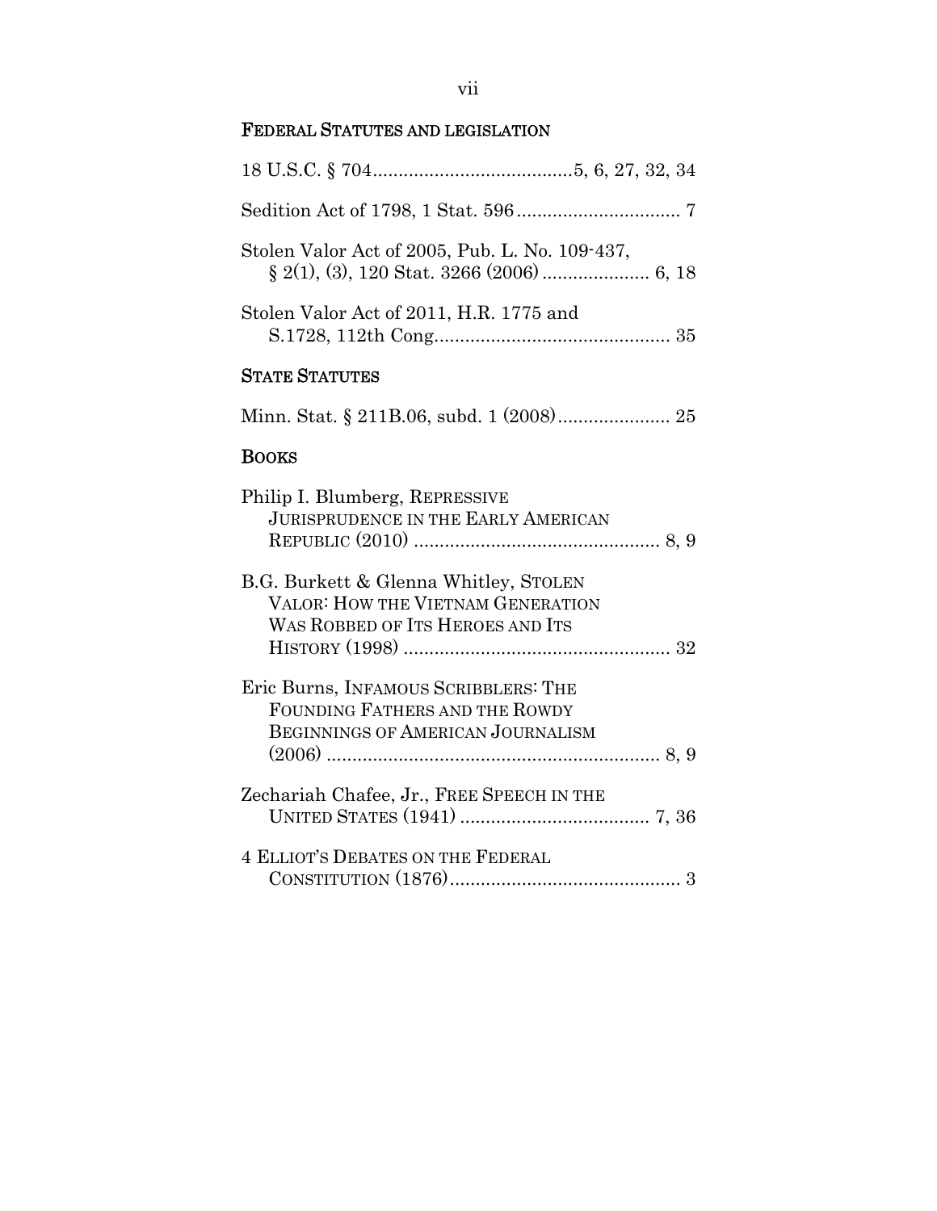### FEDERAL STATUTES AND LEGISLATION

18 U.S.C. § 704 ........................................ 5, 6, 27, 32, 34

Sedition Act of 1798, 1 Stat. 596 ................................ 7

Stolen Valor Act of 2005, Pub. L. No. 109-437, § 2(1), (3), 120 Stat. 3266 (2006) .................... 6, 18

Stolen Valor Act of 2011, H.R. 1775 and S.1728, 112th Cong. ............................................ 35

### STATE STATUTES

Minn. Stat. § 211B.06, subd. 1 (2008) ...................... 25

### BOOKS

Philip I. Blumberg, REPRESSIVE JURISPRUDENCE IN THE EARLY AMERICAN REPUBLIC (2010) ................................................ 8, 9

B.G. Burkett & Glenna Whitley, STOLEN VALOR: HOW THE VIETNAM GENERATION WAS ROBBED OF ITS HEROES AND ITS HISTORY (1998) .................................................... 32

Eric Burns, INFAMOUS SCRIBBLERS: THE FOUNDING FATHERS AND THE ROWDY BEGINNINGS OF AMERICAN JOURNALISM (2006) ................................................................ 8, 9

Zechariah Chafee, Jr., FREE SPEECH IN THE UNITED STATES (1941) .................................... 7, 36

4 ELLIOT'S DEBATES ON THE FEDERAL CONSTITUTION (1876) ............................................ 3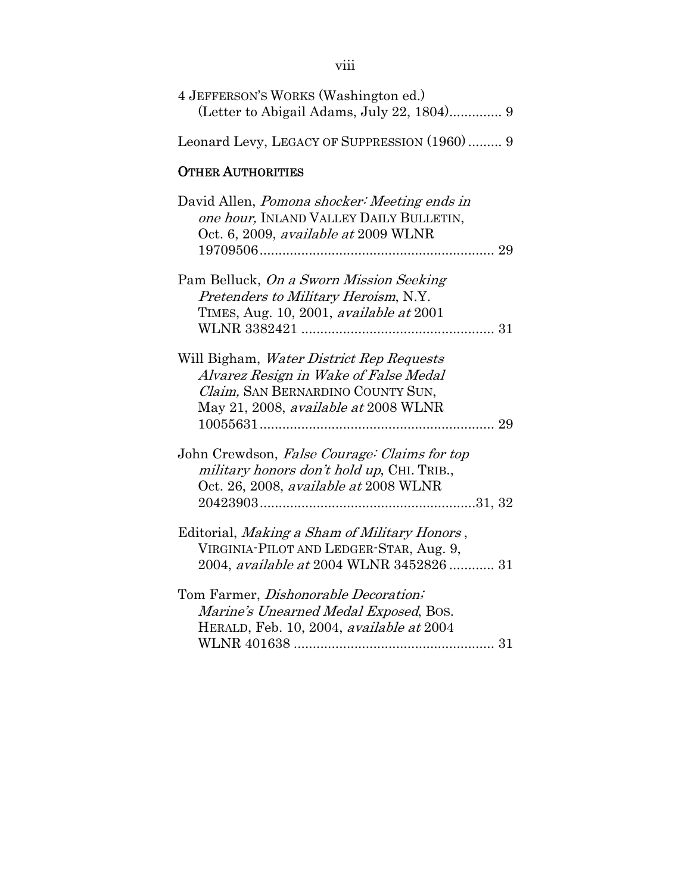4 JEFFERSON'S WORKS (Washington ed.) (Letter to Abigail Adams, July 22, 1804)............. 9

Leonard Levy, LEGACY OF SUPPRESSION (1960)......... 9

## OTHER AUTHORITIES

David Allen, *Pomona shocker: Meeting ends in one hour,* INLAND VALLEY DAILY BULLETIN, Oct. 6, 2009, *available at* 2009 WLNR 19709506............................................................ 29

Pam Belluck, *On a Sworn Mission Seeking Pretenders to Military Heroism*, N.Y. TIMES, Aug. 10, 2001, *available at* 2001 WLNR 3382421 .................................................. 31

Will Bigham, *Water District Rep Requests Alvarez Resign in Wake of False Medal Claim,* SAN BERNARDINO COUNTY SUN, May 21, 2008, *available at* 2008 WLNR 10055631............................................................ 29

John Crewdson, *False Courage: Claims for top military honors don't hold up*, CHI. TRIB., Oct. 26, 2008, *available at* 2008 WLNR 20423903........................................................31, 32

Editorial, *Making a Sham of Military Honors* , VIRGINIA-PILOT AND LEDGER-STAR, Aug. 9, 2004, *available at* 2004 WLNR 3452826 ............ 31

Tom Farmer, *Dishonorable Decoration; Marine's Unearned Medal Exposed*, BOS. HERALD, Feb. 10, 2004, *available at* 2004 WLNR 401638 .................................................... 31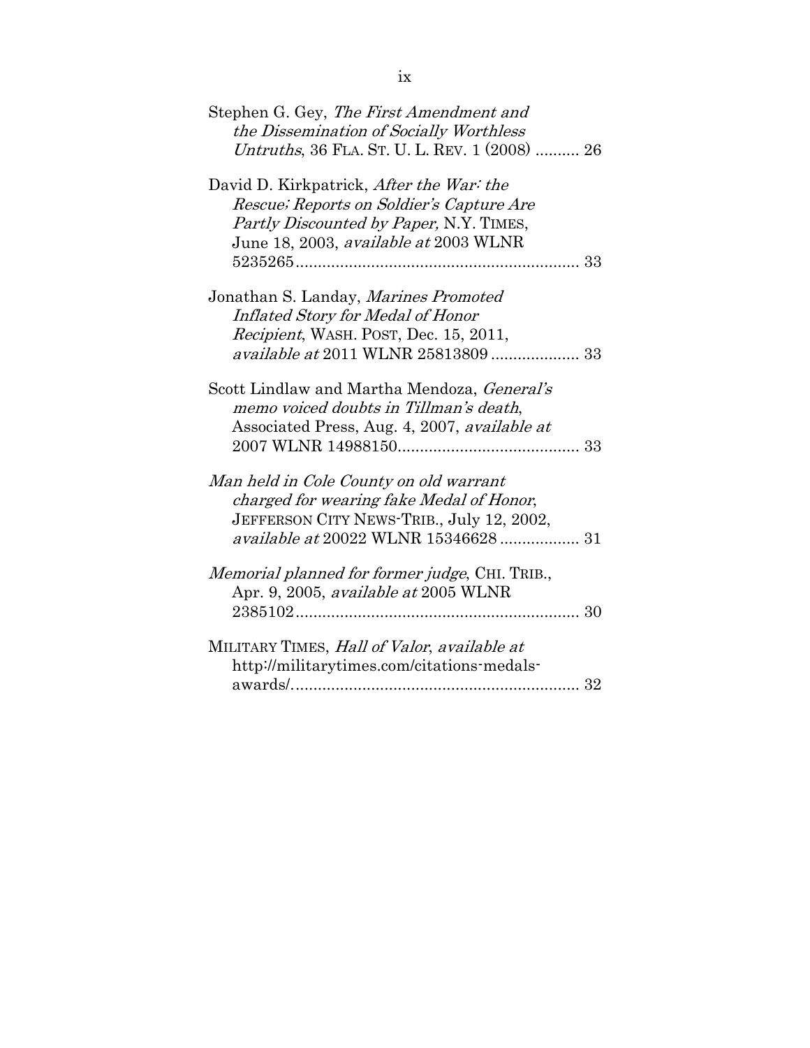Stephen G. Gey, *The First Amendment and the Dissemination of Socially Worthless Untruths*, 36 FLA. ST. U. L. REV. 1 (2008) .......... 26

David D. Kirkpatrick, *After the War: the Rescue; Reports on Soldier's Capture Are Partly Discounted by Paper,* N.Y. TIMES, June 18, 2003, *available at* 2003 WLNR 5235265 ................................................................ 33

Jonathan S. Landay, *Marines Promoted Inflated Story for Medal of Honor Recipient*, WASH. POST, Dec. 15, 2011, *available at* 2011 WLNR 25813809 .................... 33

Scott Lindlaw and Martha Mendoza, *General's memo voiced doubts in Tillman's death*, Associated Press, Aug. 4, 2007, *available at* 2007 WLNR 14988150......................................... 33

*Man held in Cole County on old warrant charged for wearing fake Medal of Honor*, JEFFERSON CITY NEWS-TRIB., July 12, 2002, *available at* 20022 WLNR 15346628 .................. 31

*Memorial planned for former judge*, CHI. TRIB., Apr. 9, 2005, *available at* 2005 WLNR 2385102................................................................ 30

MILITARY TIMES, *Hall of Valor*, *available at* http://militarytimes.com/citations-medals-awards/................................................................ 32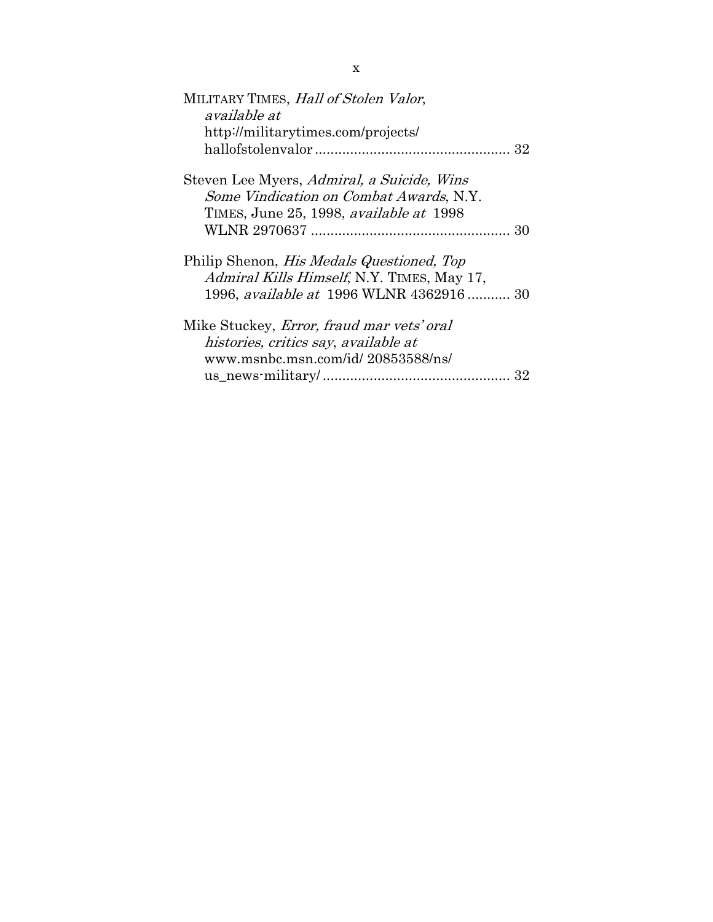MILITARY TIMES, *Hall of Stolen Valor*, *available at* http://militarytimes.com/projects/hallofstolenvalor .................................................. 32

Steven Lee Myers, *Admiral, a Suicide, Wins Some Vindication on Combat Awards*, N.Y. TIMES, June 25, 1998, *available at* 1998 WLNR 2970637 .................................................. 30

Philip Shenon, *His Medals Questioned, Top Admiral Kills Himself*, N.Y. TIMES, May 17, 1996, *available at* 1996 WLNR 4362916 ........... 30

Mike Stuckey, *Error, fraud mar vets' oral histories, critics say*, *available at* www.msnbc.msn.com/id/ 20853588/ns/us_news-military/ ................................................ 32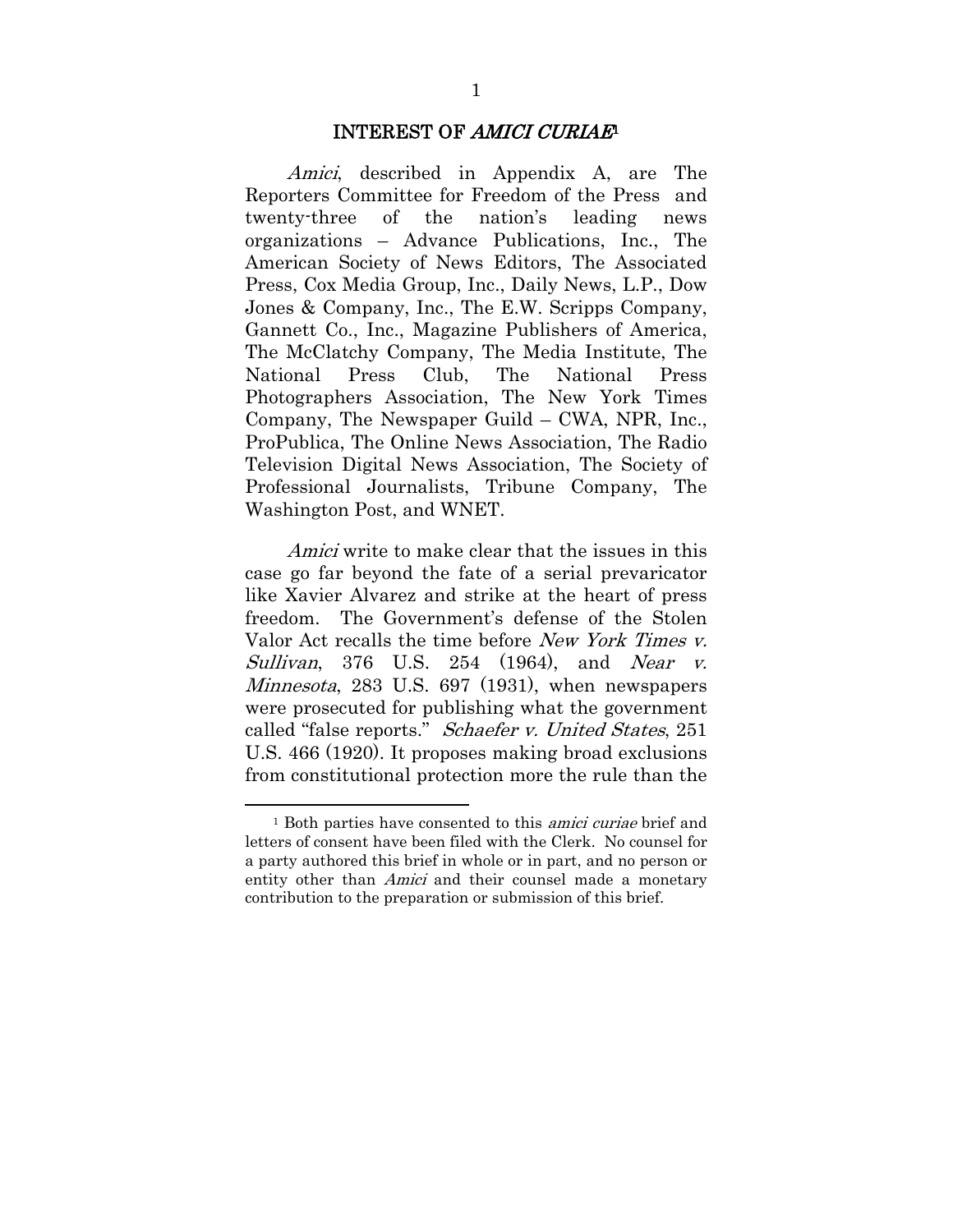## INTEREST OF *AMICI CURIAE*[1]

*Amici*, described in Appendix A, are The Reporters Committee for Freedom of the Press and twenty-three of the nation's leading news organizations – Advance Publications, Inc., The American Society of News Editors, The Associated Press, Cox Media Group, Inc., Daily News, L.P., Dow Jones & Company, Inc., The E.W. Scripps Company, Gannett Co., Inc., Magazine Publishers of America, The McClatchy Company, The Media Institute, The National Press Club, The National Press Photographers Association, The New York Times Company, The Newspaper Guild – CWA, NPR, Inc., ProPublica, The Online News Association, The Radio Television Digital News Association, The Society of Professional Journalists, Tribune Company, The Washington Post, and WNET.

*Amici* write to make clear that the issues in this case go far beyond the fate of a serial prevaricator like Xavier Alvarez and strike at the heart of press freedom. The Government's defense of the Stolen Valor Act recalls the time before *New York Times v. Sullivan*, 376 U.S. 254 (1964), and *Near v. Minnesota*, 283 U.S. 697 (1931), when newspapers were prosecuted for publishing what the government called "false reports." *Schaefer v. United States*, 251 U.S. 466 (1920). It proposes making broad exclusions from constitutional protection more the rule than the

---

[1] Both parties have consented to this *amici curiae* brief and letters of consent have been filed with the Clerk. No counsel for a party authored this brief in whole or in part, and no person or entity other than *Amici* and their counsel made a monetary contribution to the preparation or submission of this brief.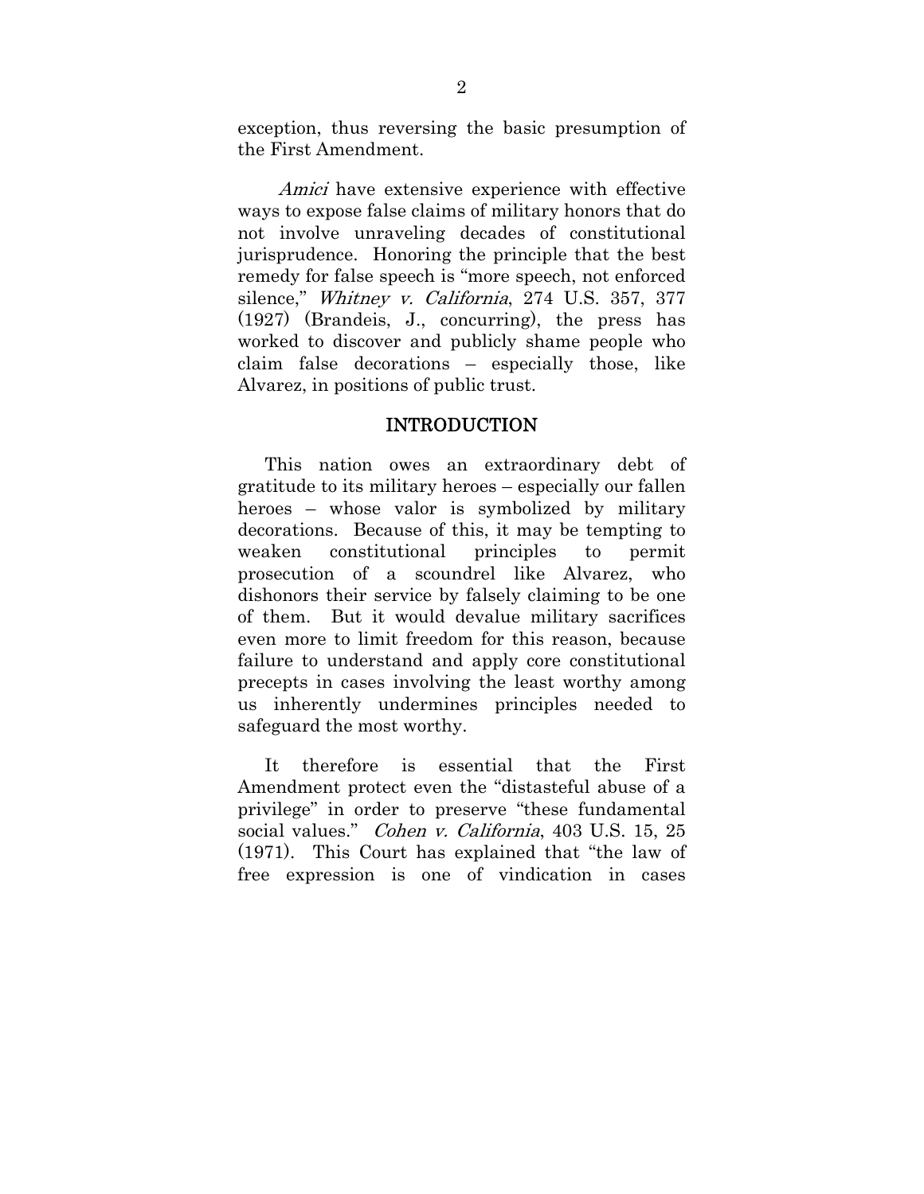exception, thus reversing the basic presumption of the First Amendment.

*Amici* have extensive experience with effective ways to expose false claims of military honors that do not involve unraveling decades of constitutional jurisprudence. Honoring the principle that the best remedy for false speech is "more speech, not enforced silence," *Whitney v. California*, 274 U.S. 357, 377 (1927) (Brandeis, J., concurring), the press has worked to discover and publicly shame people who claim false decorations – especially those, like Alvarez, in positions of public trust.

## INTRODUCTION

This nation owes an extraordinary debt of gratitude to its military heroes – especially our fallen heroes – whose valor is symbolized by military decorations. Because of this, it may be tempting to weaken constitutional principles to permit prosecution of a scoundrel like Alvarez, who dishonors their service by falsely claiming to be one of them. But it would devalue military sacrifices even more to limit freedom for this reason, because failure to understand and apply core constitutional precepts in cases involving the least worthy among us inherently undermines principles needed to safeguard the most worthy.

It therefore is essential that the First Amendment protect even the "distasteful abuse of a privilege" in order to preserve "these fundamental social values." *Cohen v. California*, 403 U.S. 15, 25 (1971). This Court has explained that "the law of free expression is one of vindication in cases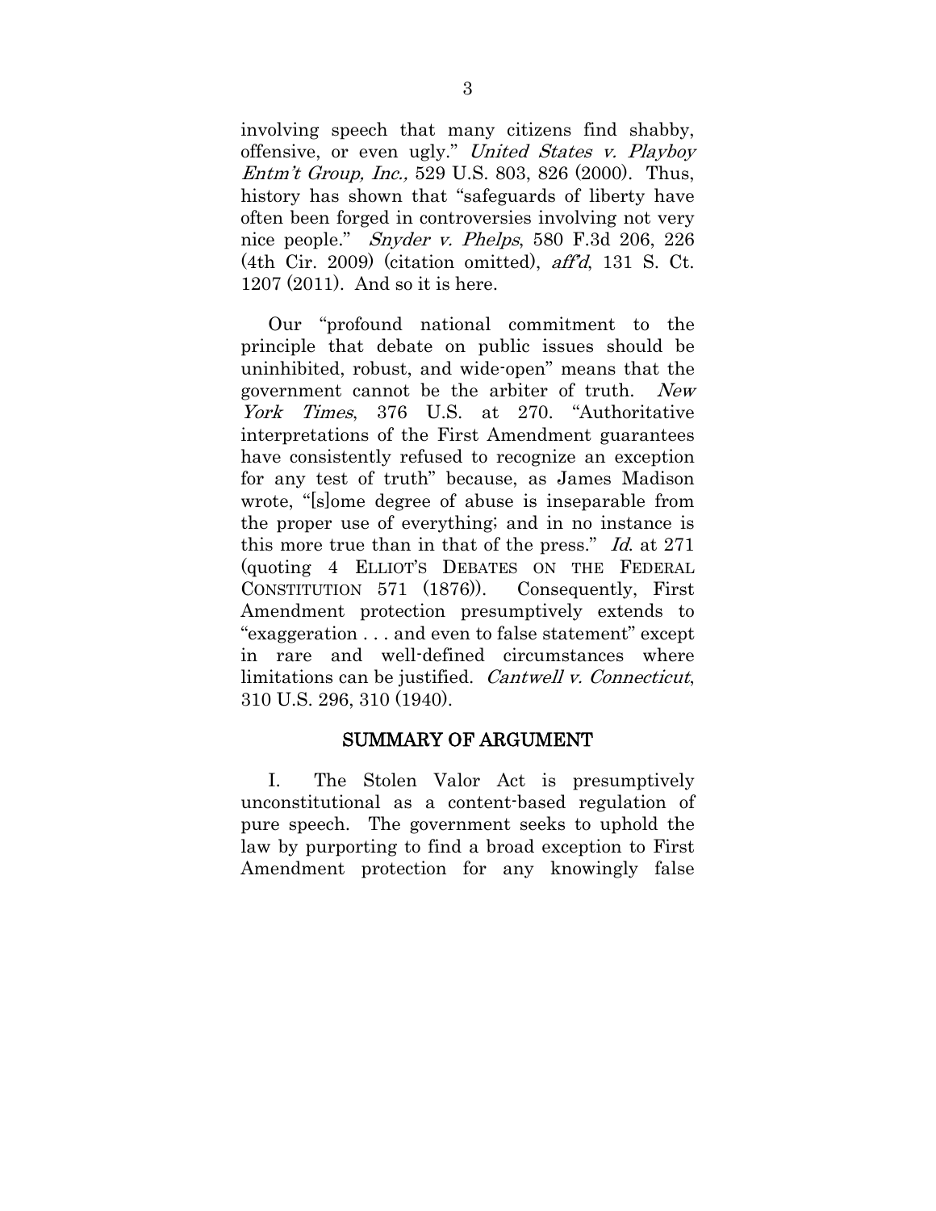involving speech that many citizens find shabby, offensive, or even ugly." *United States v. Playboy Entm't Group, Inc.,* 529 U.S. 803, 826 (2000). Thus, history has shown that "safeguards of liberty have often been forged in controversies involving not very nice people." *Snyder v. Phelps*, 580 F.3d 206, 226 (4th Cir. 2009) (citation omitted), *aff'd*, 131 S. Ct. 1207 (2011). And so it is here.

Our "profound national commitment to the principle that debate on public issues should be uninhibited, robust, and wide-open" means that the government cannot be the arbiter of truth. *New York Times*, 376 U.S. at 270. "Authoritative interpretations of the First Amendment guarantees have consistently refused to recognize an exception for any test of truth" because, as James Madison wrote, "[s]ome degree of abuse is inseparable from the proper use of everything; and in no instance is this more true than in that of the press." *Id.* at 271 (quoting 4 ELLIOT'S DEBATES ON THE FEDERAL CONSTITUTION 571 (1876)). Consequently, First Amendment protection presumptively extends to "exaggeration . . . and even to false statement" except in rare and well-defined circumstances where limitations can be justified. *Cantwell v. Connecticut*, 310 U.S. 296, 310 (1940).

## SUMMARY OF ARGUMENT

I. The Stolen Valor Act is presumptively unconstitutional as a content-based regulation of pure speech. The government seeks to uphold the law by purporting to find a broad exception to First Amendment protection for any knowingly false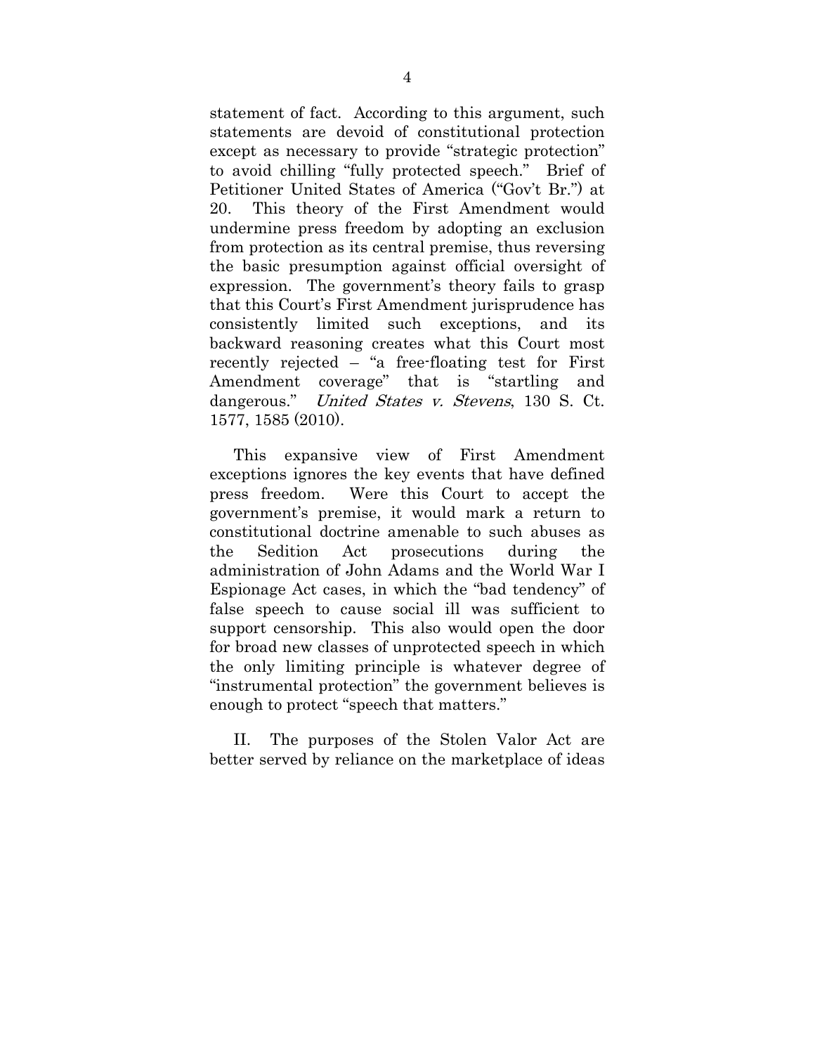statement of fact. According to this argument, such statements are devoid of constitutional protection except as necessary to provide "strategic protection" to avoid chilling "fully protected speech." Brief of Petitioner United States of America ("Gov't Br.") at 20. This theory of the First Amendment would undermine press freedom by adopting an exclusion from protection as its central premise, thus reversing the basic presumption against official oversight of expression. The government's theory fails to grasp that this Court's First Amendment jurisprudence has consistently limited such exceptions, and its backward reasoning creates what this Court most recently rejected – "a free-floating test for First Amendment coverage" that is "startling and dangerous." *United States v. Stevens*, 130 S. Ct. 1577, 1585 (2010).

This expansive view of First Amendment exceptions ignores the key events that have defined press freedom. Were this Court to accept the government's premise, it would mark a return to constitutional doctrine amenable to such abuses as the Sedition Act prosecutions during the administration of John Adams and the World War I Espionage Act cases, in which the "bad tendency" of false speech to cause social ill was sufficient to support censorship. This also would open the door for broad new classes of unprotected speech in which the only limiting principle is whatever degree of "instrumental protection" the government believes is enough to protect "speech that matters."

II. The purposes of the Stolen Valor Act are better served by reliance on the marketplace of ideas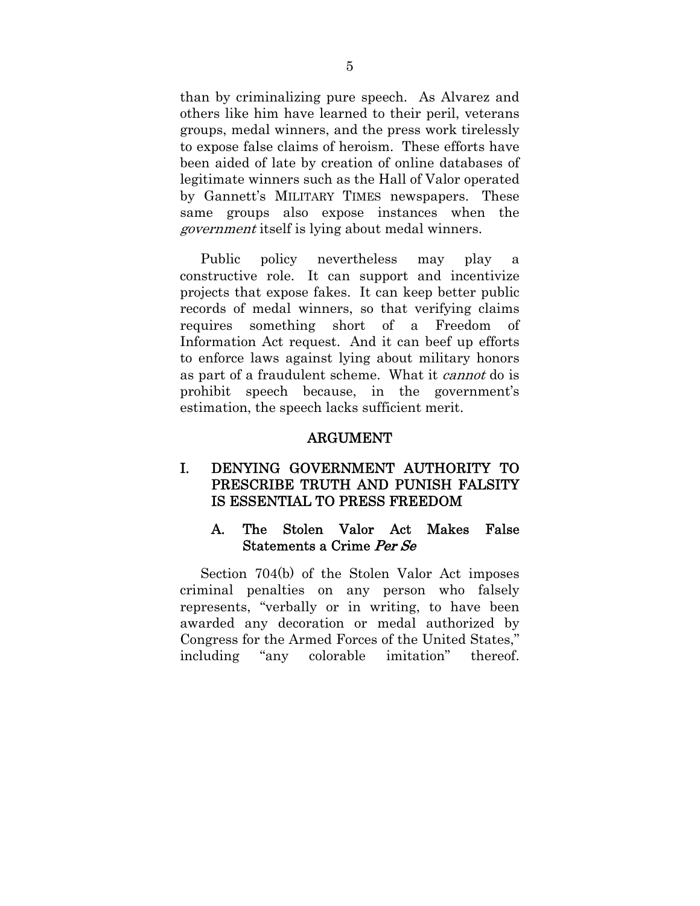than by criminalizing pure speech. As Alvarez and others like him have learned to their peril, veterans groups, medal winners, and the press work tirelessly to expose false claims of heroism. These efforts have been aided of late by creation of online databases of legitimate winners such as the Hall of Valor operated by Gannett's MILITARY TIMES newspapers. These same groups also expose instances when the *government* itself is lying about medal winners.

Public policy nevertheless may play a constructive role. It can support and incentivize projects that expose fakes. It can keep better public records of medal winners, so that verifying claims requires something short of a Freedom of Information Act request. And it can beef up efforts to enforce laws against lying about military honors as part of a fraudulent scheme. What it *cannot* do is prohibit speech because, in the government's estimation, the speech lacks sufficient merit.

## ARGUMENT

### I. DENYING GOVERNMENT AUTHORITY TO PRESCRIBE TRUTH AND PUNISH FALSITY IS ESSENTIAL TO PRESS FREEDOM

#### A. The Stolen Valor Act Makes False Statements a Crime *Per Se*

Section 704(b) of the Stolen Valor Act imposes criminal penalties on any person who falsely represents, "verbally or in writing, to have been awarded any decoration or medal authorized by Congress for the Armed Forces of the United States," including "any colorable imitation" thereof.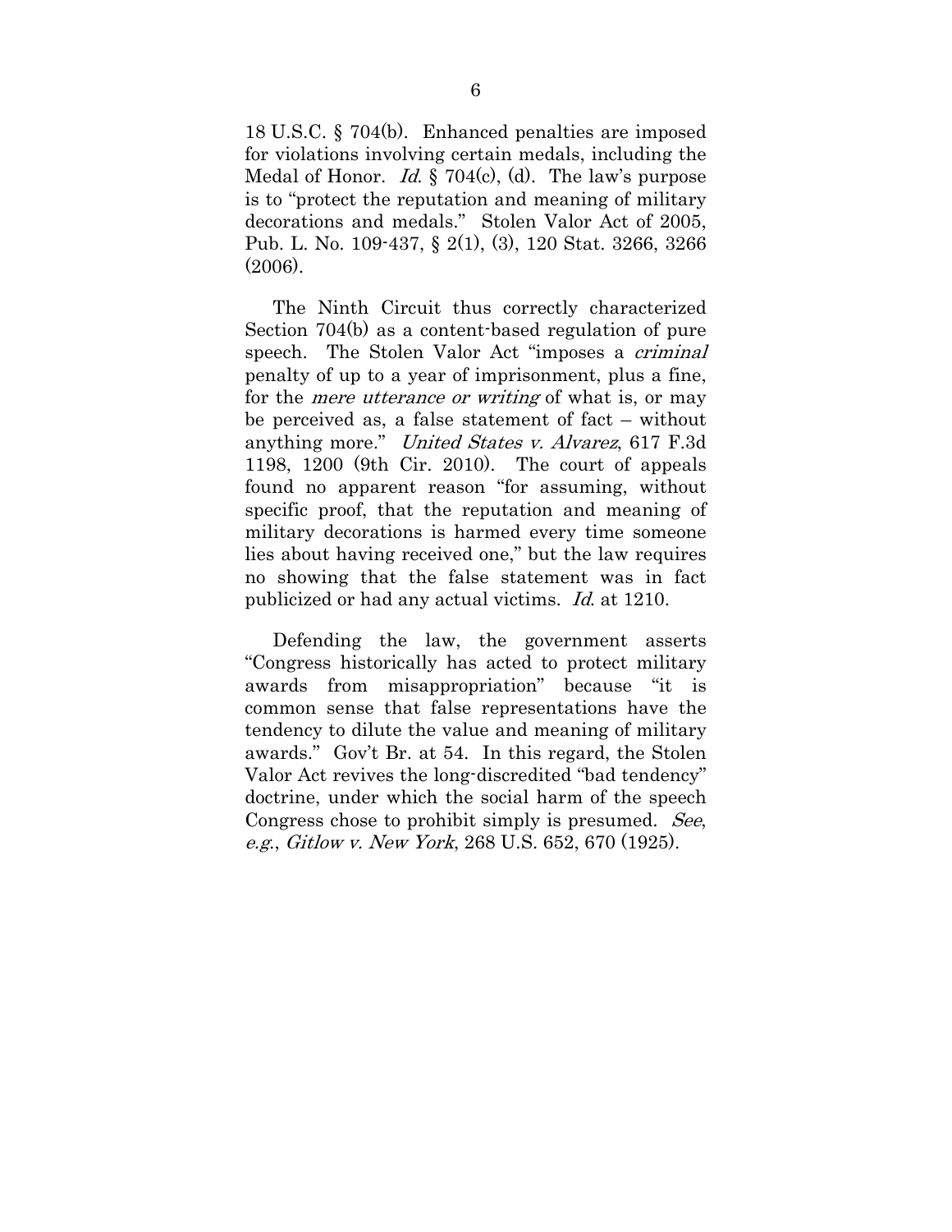18 U.S.C. § 704(b). Enhanced penalties are imposed for violations involving certain medals, including the Medal of Honor. *Id.* § 704(c), (d). The law's purpose is to "protect the reputation and meaning of military decorations and medals." Stolen Valor Act of 2005, Pub. L. No. 109-437, § 2(1), (3), 120 Stat. 3266, 3266 (2006).

The Ninth Circuit thus correctly characterized Section 704(b) as a content-based regulation of pure speech. The Stolen Valor Act "imposes a *criminal* penalty of up to a year of imprisonment, plus a fine, for the *mere utterance or writing* of what is, or may be perceived as, a false statement of fact – without anything more." *United States v. Alvarez*, 617 F.3d 1198, 1200 (9th Cir. 2010). The court of appeals found no apparent reason "for assuming, without specific proof, that the reputation and meaning of military decorations is harmed every time someone lies about having received one," but the law requires no showing that the false statement was in fact publicized or had any actual victims. *Id.* at 1210.

Defending the law, the government asserts "Congress historically has acted to protect military awards from misappropriation" because "it is common sense that false representations have the tendency to dilute the value and meaning of military awards." Gov't Br. at 54. In this regard, the Stolen Valor Act revives the long-discredited "bad tendency" doctrine, under which the social harm of the speech Congress chose to prohibit simply is presumed. *See, e.g.*, *Gitlow v. New York*, 268 U.S. 652, 670 (1925).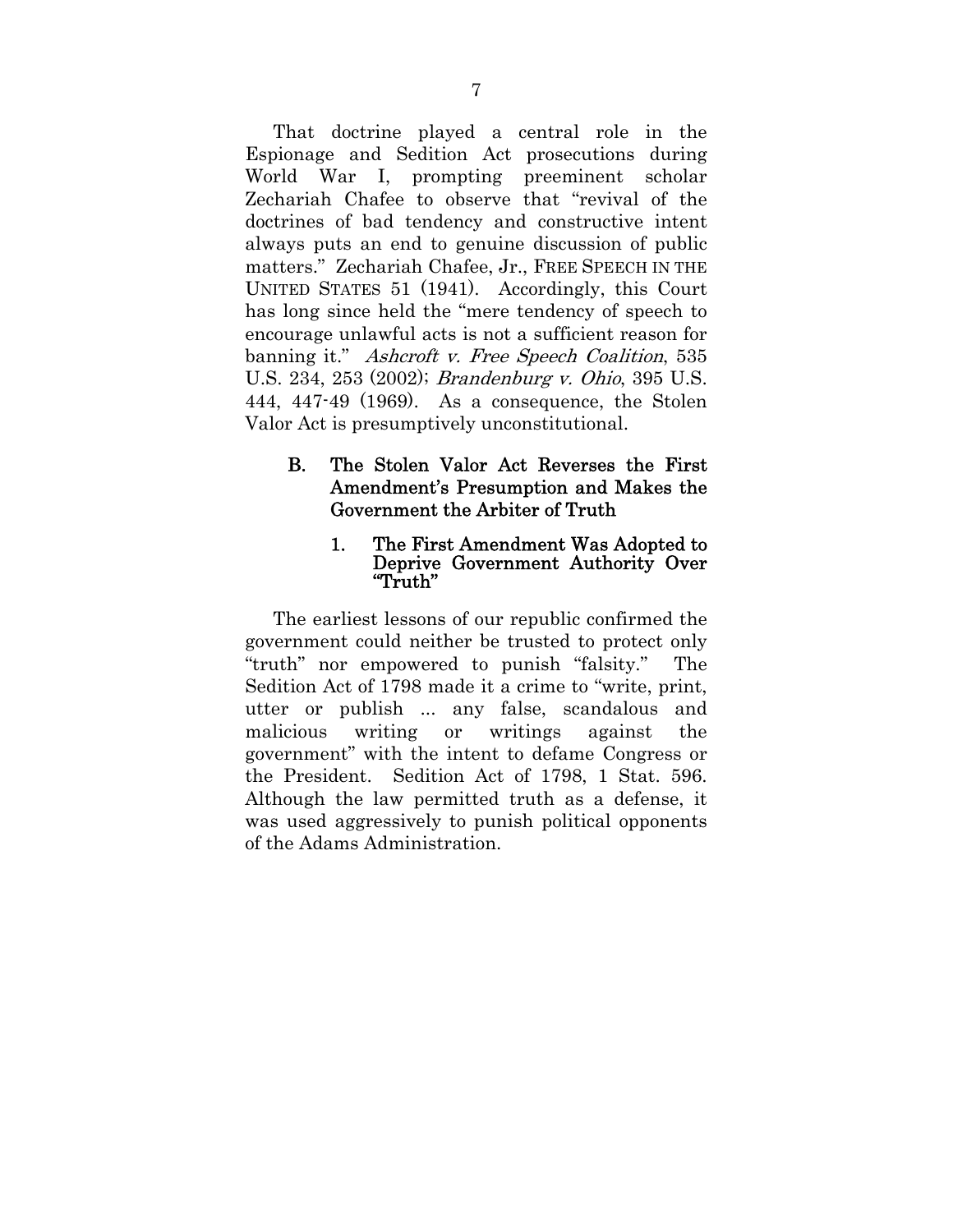That doctrine played a central role in the Espionage and Sedition Act prosecutions during World War I, prompting preeminent scholar Zechariah Chafee to observe that "revival of the doctrines of bad tendency and constructive intent always puts an end to genuine discussion of public matters." Zechariah Chafee, Jr., FREE SPEECH IN THE UNITED STATES 51 (1941). Accordingly, this Court has long since held the "mere tendency of speech to encourage unlawful acts is not a sufficient reason for banning it." *Ashcroft v. Free Speech Coalition*, 535 U.S. 234, 253 (2002); *Brandenburg v. Ohio*, 395 U.S. 444, 447-49 (1969). As a consequence, the Stolen Valor Act is presumptively unconstitutional.

### B. The Stolen Valor Act Reverses the First Amendment's Presumption and Makes the Government the Arbiter of Truth

#### 1. The First Amendment Was Adopted to Deprive Government Authority Over "Truth"

The earliest lessons of our republic confirmed the government could neither be trusted to protect only "truth" nor empowered to punish "falsity." The Sedition Act of 1798 made it a crime to "write, print, utter or publish ... any false, scandalous and malicious writing or writings against the government" with the intent to defame Congress or the President. Sedition Act of 1798, 1 Stat. 596. Although the law permitted truth as a defense, it was used aggressively to punish political opponents of the Adams Administration.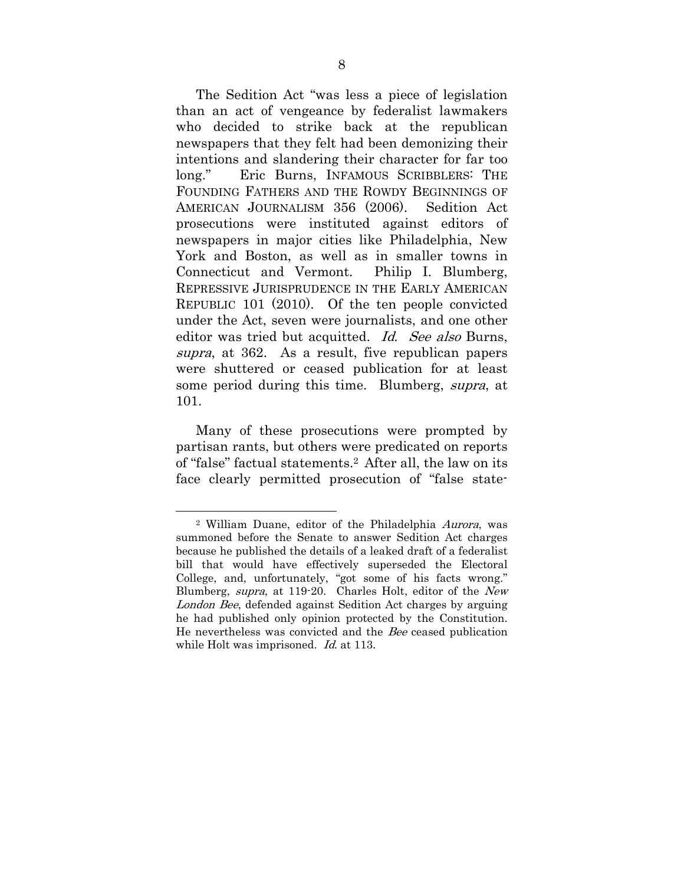The Sedition Act "was less a piece of legislation than an act of vengeance by federalist lawmakers who decided to strike back at the republican newspapers that they felt had been demonizing their intentions and slandering their character for far too long." Eric Burns, INFAMOUS SCRIBBLERS: THE FOUNDING FATHERS AND THE ROWDY BEGINNINGS OF AMERICAN JOURNALISM 356 (2006). Sedition Act prosecutions were instituted against editors of newspapers in major cities like Philadelphia, New York and Boston, as well as in smaller towns in Connecticut and Vermont. Philip I. Blumberg, REPRESSIVE JURISPRUDENCE IN THE EARLY AMERICAN REPUBLIC 101 (2010). Of the ten people convicted under the Act, seven were journalists, and one other editor was tried but acquitted. *Id*. *See also* Burns, *supra*, at 362. As a result, five republican papers were shuttered or ceased publication for at least some period during this time. Blumberg, *supra*, at 101.

Many of these prosecutions were prompted by partisan rants, but others were predicated on reports of "false" factual statements.[2] After all, the law on its face clearly permitted prosecution of "false state-

---

[2] William Duane, editor of the Philadelphia *Aurora*, was summoned before the Senate to answer Sedition Act charges because he published the details of a leaked draft of a federalist bill that would have effectively superseded the Electoral College, and, unfortunately, "got some of his facts wrong." Blumberg, *supra*, at 119-20. Charles Holt, editor of the *New London Bee*, defended against Sedition Act charges by arguing he had published only opinion protected by the Constitution. He nevertheless was convicted and the *Bee* ceased publication while Holt was imprisoned. *Id*. at 113.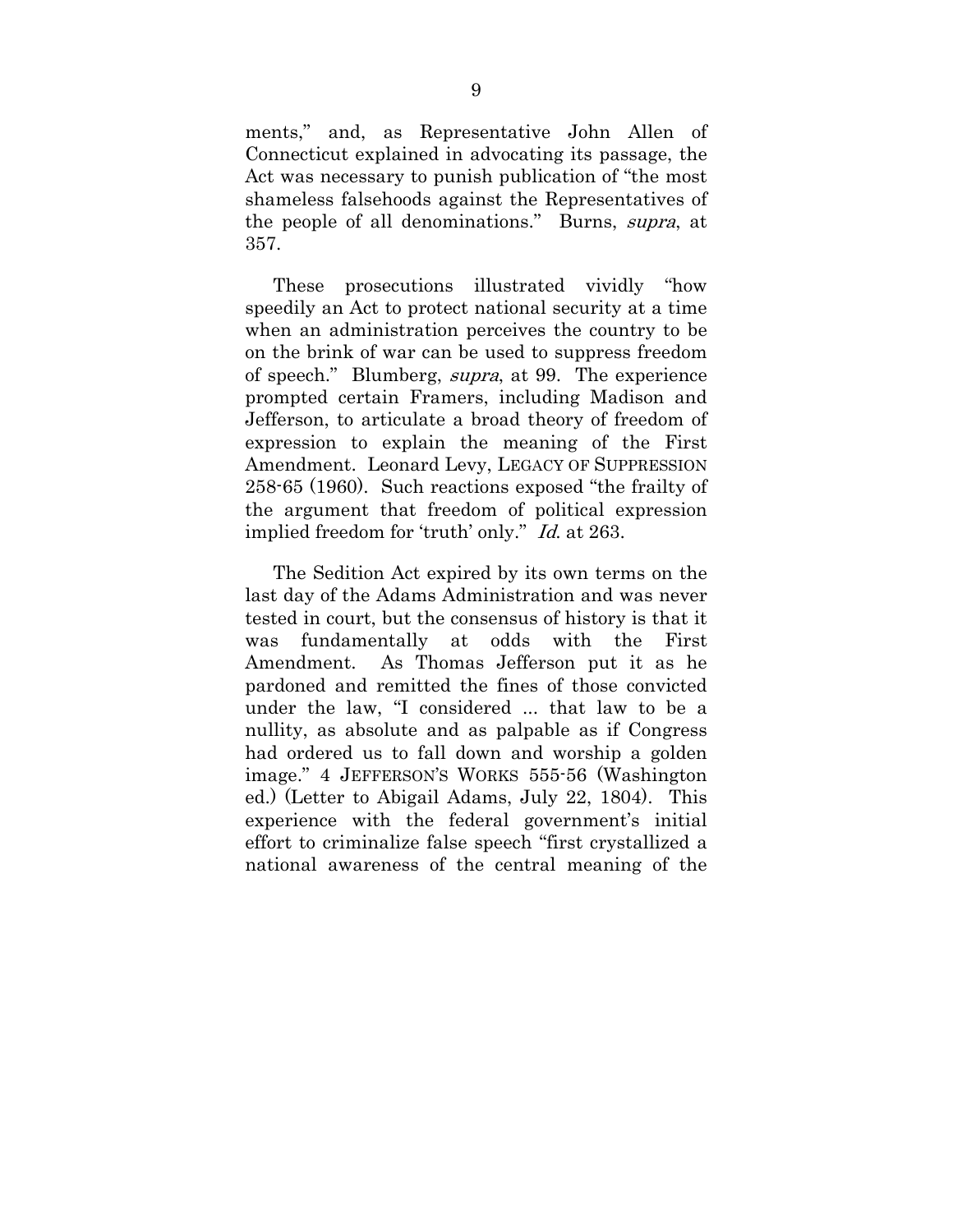ments," and, as Representative John Allen of Connecticut explained in advocating its passage, the Act was necessary to punish publication of "the most shameless falsehoods against the Representatives of the people of all denominations." Burns, *supra*, at 357.

These prosecutions illustrated vividly "how speedily an Act to protect national security at a time when an administration perceives the country to be on the brink of war can be used to suppress freedom of speech." Blumberg, *supra*, at 99. The experience prompted certain Framers, including Madison and Jefferson, to articulate a broad theory of freedom of expression to explain the meaning of the First Amendment. Leonard Levy, LEGACY OF SUPPRESSION 258-65 (1960). Such reactions exposed "the frailty of the argument that freedom of political expression implied freedom for 'truth' only." *Id.* at 263.

The Sedition Act expired by its own terms on the last day of the Adams Administration and was never tested in court, but the consensus of history is that it was fundamentally at odds with the First Amendment. As Thomas Jefferson put it as he pardoned and remitted the fines of those convicted under the law, "I considered ... that law to be a nullity, as absolute and as palpable as if Congress had ordered us to fall down and worship a golden image." 4 JEFFERSON'S WORKS 555-56 (Washington ed.) (Letter to Abigail Adams, July 22, 1804). This experience with the federal government's initial effort to criminalize false speech "first crystallized a national awareness of the central meaning of the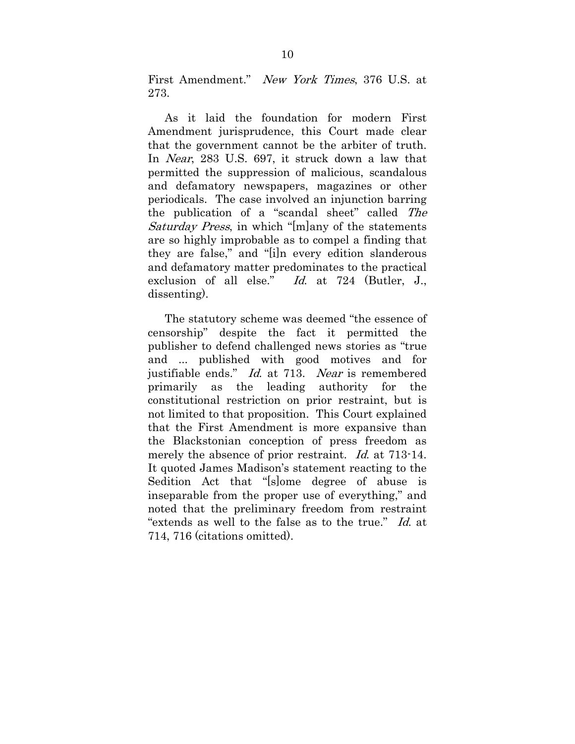First Amendment." *New York Times*, 376 U.S. at 273.

As it laid the foundation for modern First Amendment jurisprudence, this Court made clear that the government cannot be the arbiter of truth. In *Near*, 283 U.S. 697, it struck down a law that permitted the suppression of malicious, scandalous and defamatory newspapers, magazines or other periodicals. The case involved an injunction barring the publication of a "scandal sheet" called *The Saturday Press*, in which "[m]any of the statements are so highly improbable as to compel a finding that they are false," and "[i]n every edition slanderous and defamatory matter predominates to the practical exclusion of all else." *Id.* at 724 (Butler, J., dissenting).

The statutory scheme was deemed "the essence of censorship" despite the fact it permitted the publisher to defend challenged news stories as "true and ... published with good motives and for justifiable ends." *Id.* at 713. *Near* is remembered primarily as the leading authority for the constitutional restriction on prior restraint, but is not limited to that proposition. This Court explained that the First Amendment is more expansive than the Blackstonian conception of press freedom as merely the absence of prior restraint. *Id.* at 713-14. It quoted James Madison's statement reacting to the Sedition Act that "[s]ome degree of abuse is inseparable from the proper use of everything," and noted that the preliminary freedom from restraint "extends as well to the false as to the true." *Id.* at 714, 716 (citations omitted).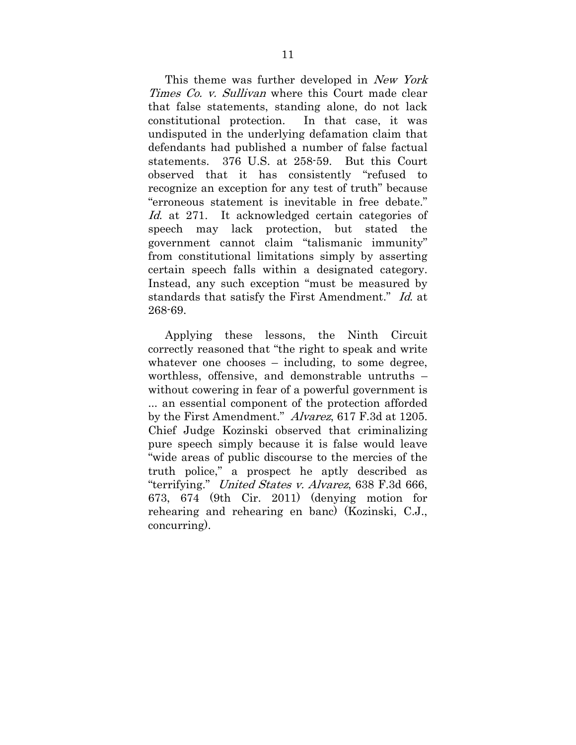This theme was further developed in *New York Times Co. v. Sullivan* where this Court made clear that false statements, standing alone, do not lack constitutional protection. In that case, it was undisputed in the underlying defamation claim that defendants had published a number of false factual statements. 376 U.S. at 258-59. But this Court observed that it has consistently "refused to recognize an exception for any test of truth" because "erroneous statement is inevitable in free debate." *Id.* at 271. It acknowledged certain categories of speech may lack protection, but stated the government cannot claim "talismanic immunity" from constitutional limitations simply by asserting certain speech falls within a designated category. Instead, any such exception "must be measured by standards that satisfy the First Amendment." *Id.* at 268-69.

Applying these lessons, the Ninth Circuit correctly reasoned that "the right to speak and write whatever one chooses – including, to some degree, worthless, offensive, and demonstrable untruths – without cowering in fear of a powerful government is ... an essential component of the protection afforded by the First Amendment." *Alvarez*, 617 F.3d at 1205. Chief Judge Kozinski observed that criminalizing pure speech simply because it is false would leave "wide areas of public discourse to the mercies of the truth police," a prospect he aptly described as "terrifying." *United States v. Alvarez*, 638 F.3d 666, 673, 674 (9th Cir. 2011) (denying motion for rehearing and rehearing en banc) (Kozinski, C.J., concurring).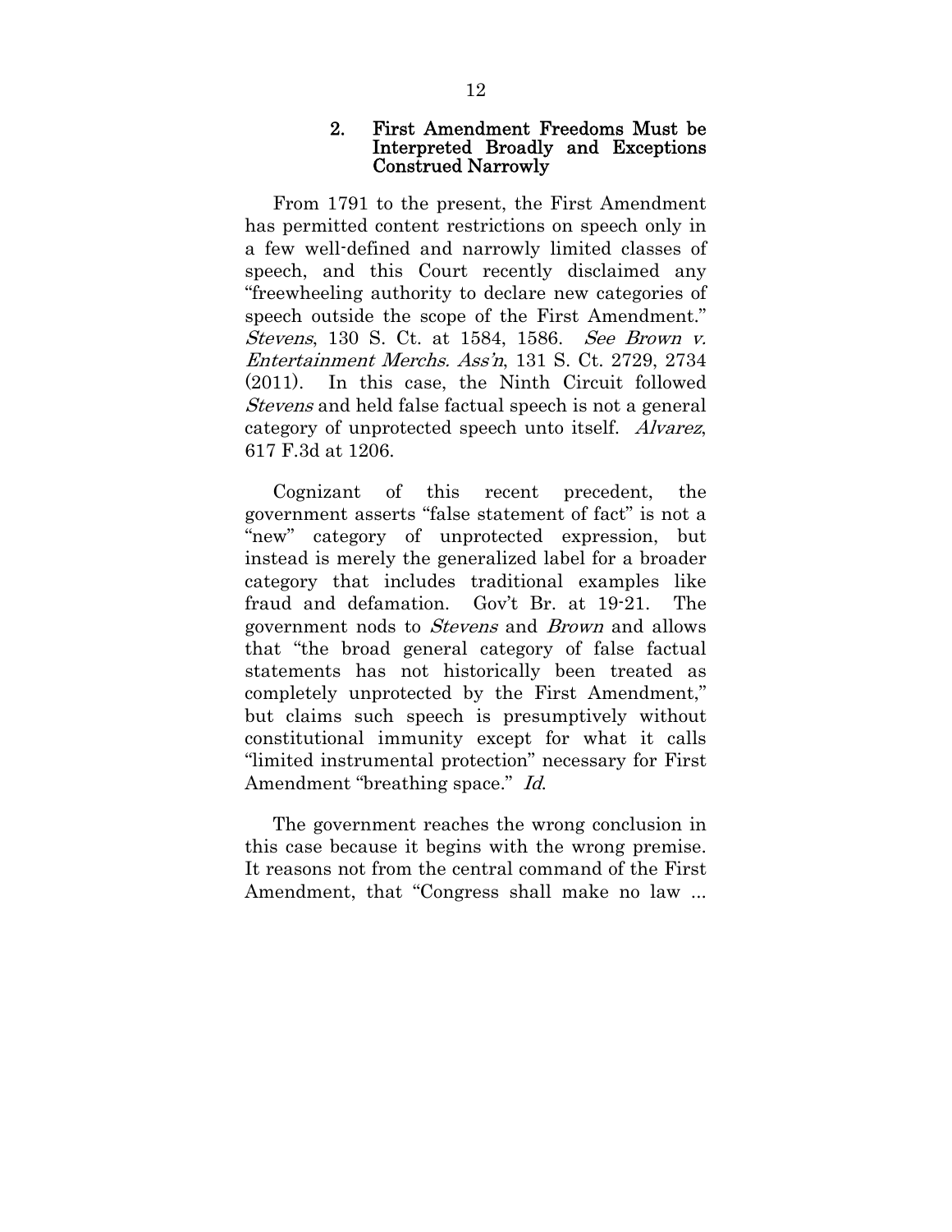### 2. First Amendment Freedoms Must be Interpreted Broadly and Exceptions Construed Narrowly

From 1791 to the present, the First Amendment has permitted content restrictions on speech only in a few well-defined and narrowly limited classes of speech, and this Court recently disclaimed any "freewheeling authority to declare new categories of speech outside the scope of the First Amendment." *Stevens*, 130 S. Ct. at 1584, 1586. *See Brown v. Entertainment Merchs. Ass'n*, 131 S. Ct. 2729, 2734 (2011). In this case, the Ninth Circuit followed *Stevens* and held false factual speech is not a general category of unprotected speech unto itself. *Alvarez*, 617 F.3d at 1206.

Cognizant of this recent precedent, the government asserts "false statement of fact" is not a "new" category of unprotected expression, but instead is merely the generalized label for a broader category that includes traditional examples like fraud and defamation. Gov't Br. at 19-21. The government nods to *Stevens* and *Brown* and allows that "the broad general category of false factual statements has not historically been treated as completely unprotected by the First Amendment," but claims such speech is presumptively without constitutional immunity except for what it calls "limited instrumental protection" necessary for First Amendment "breathing space." *Id.*

The government reaches the wrong conclusion in this case because it begins with the wrong premise. It reasons not from the central command of the First Amendment, that "Congress shall make no law ...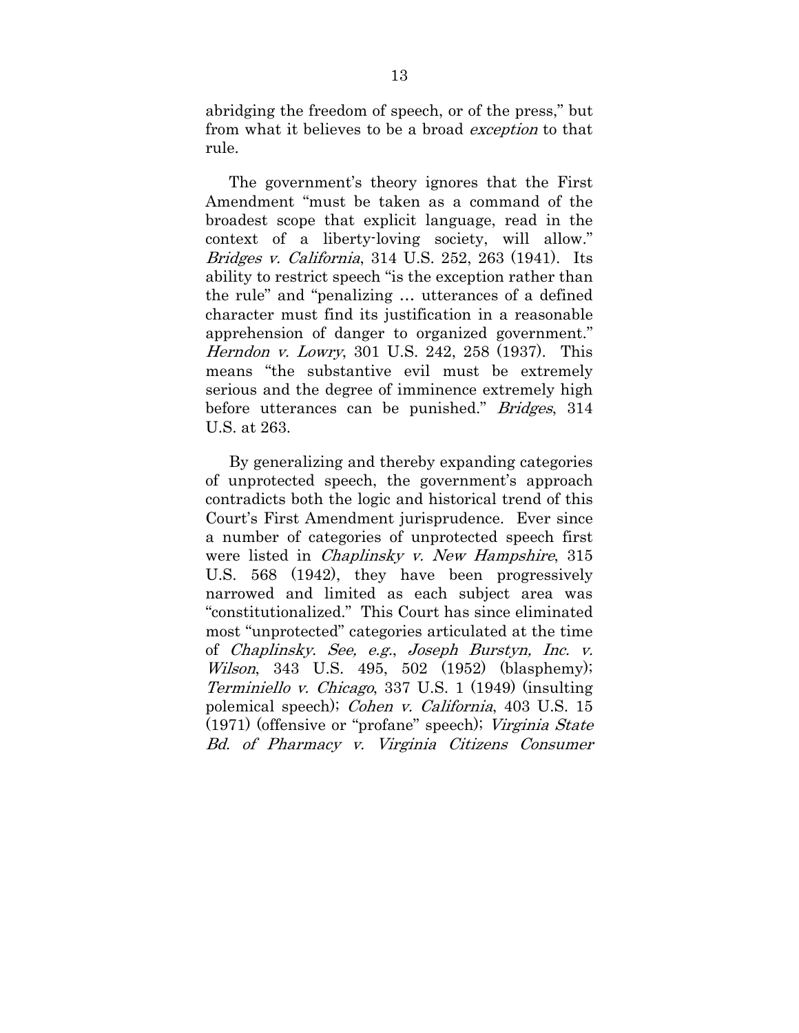abridging the freedom of speech, or of the press," but from what it believes to be a broad *exception* to that rule.

The government's theory ignores that the First Amendment "must be taken as a command of the broadest scope that explicit language, read in the context of a liberty-loving society, will allow." *Bridges v. California*, 314 U.S. 252, 263 (1941). Its ability to restrict speech "is the exception rather than the rule" and "penalizing … utterances of a defined character must find its justification in a reasonable apprehension of danger to organized government." *Herndon v. Lowry*, 301 U.S. 242, 258 (1937). This means "the substantive evil must be extremely serious and the degree of imminence extremely high before utterances can be punished." *Bridges*, 314 U.S. at 263.

By generalizing and thereby expanding categories of unprotected speech, the government's approach contradicts both the logic and historical trend of this Court's First Amendment jurisprudence. Ever since a number of categories of unprotected speech first were listed in *Chaplinsky v. New Hampshire*, 315 U.S. 568 (1942), they have been progressively narrowed and limited as each subject area was "constitutionalized." This Court has since eliminated most "unprotected" categories articulated at the time of *Chaplinsky*. *See, e.g.*, *Joseph Burstyn, Inc. v. Wilson*, 343 U.S. 495, 502 (1952) (blasphemy); *Terminiello v. Chicago*, 337 U.S. 1 (1949) (insulting polemical speech); *Cohen v. California*, 403 U.S. 15 (1971) (offensive or "profane" speech); *Virginia State Bd. of Pharmacy v. Virginia Citizens Consumer*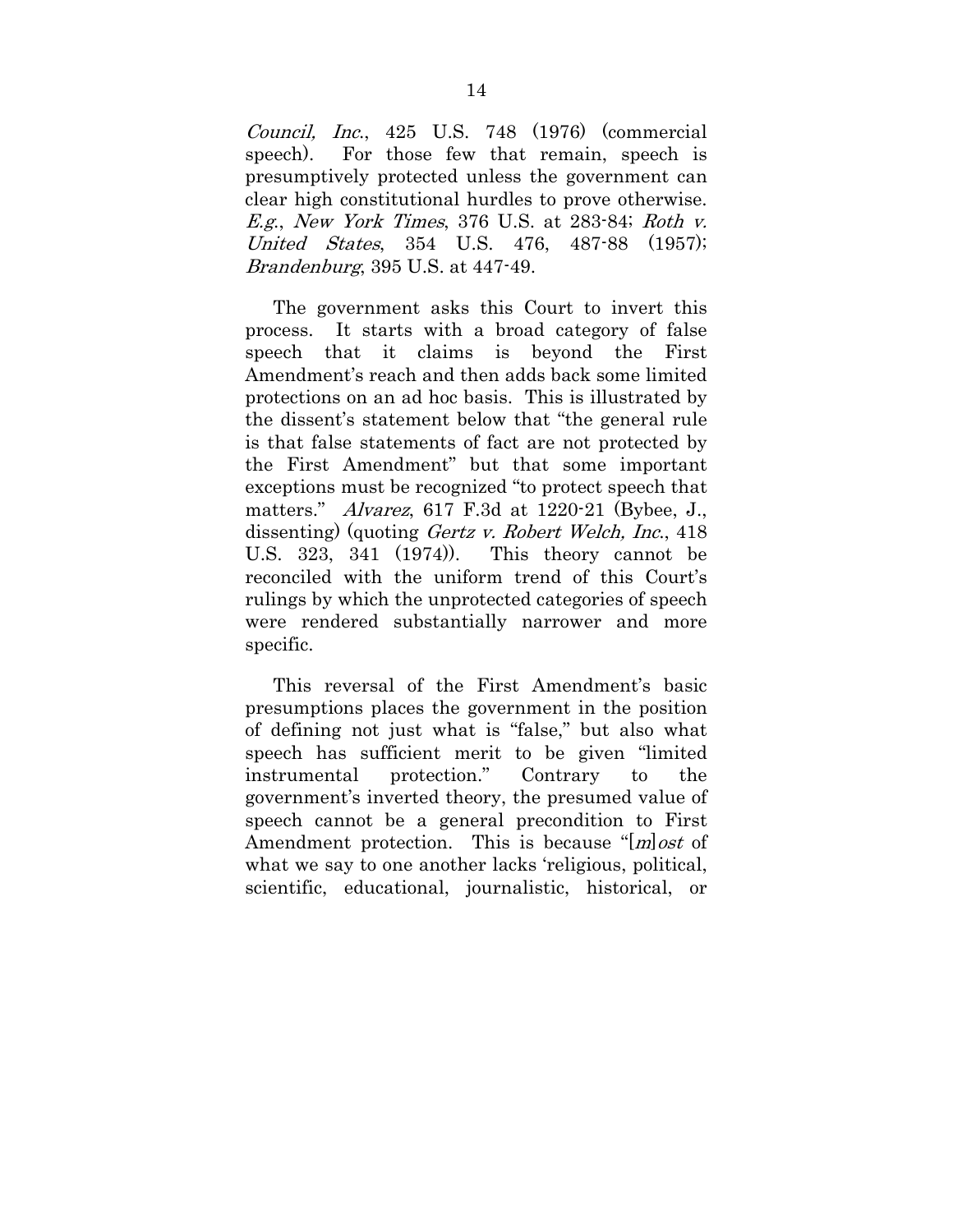*Council, Inc.*, 425 U.S. 748 (1976) (commercial speech). For those few that remain, speech is presumptively protected unless the government can clear high constitutional hurdles to prove otherwise. *E.g.*, *New York Times*, 376 U.S. at 283-84; *Roth v. United States*, 354 U.S. 476, 487-88 (1957); *Brandenburg*, 395 U.S. at 447-49.

The government asks this Court to invert this process. It starts with a broad category of false speech that it claims is beyond the First Amendment's reach and then adds back some limited protections on an ad hoc basis. This is illustrated by the dissent's statement below that "the general rule is that false statements of fact are not protected by the First Amendment" but that some important exceptions must be recognized "to protect speech that matters." *Alvarez*, 617 F.3d at 1220-21 (Bybee, J., dissenting) (quoting *Gertz v. Robert Welch, Inc.*, 418 U.S. 323, 341 (1974)). This theory cannot be reconciled with the uniform trend of this Court's rulings by which the unprotected categories of speech were rendered substantially narrower and more specific.

This reversal of the First Amendment's basic presumptions places the government in the position of defining not just what is "false," but also what speech has sufficient merit to be given "limited instrumental protection." Contrary to the government's inverted theory, the presumed value of speech cannot be a general precondition to First Amendment protection. This is because "[*m*]*ost* of what we say to one another lacks 'religious, political, scientific, educational, journalistic, historical, or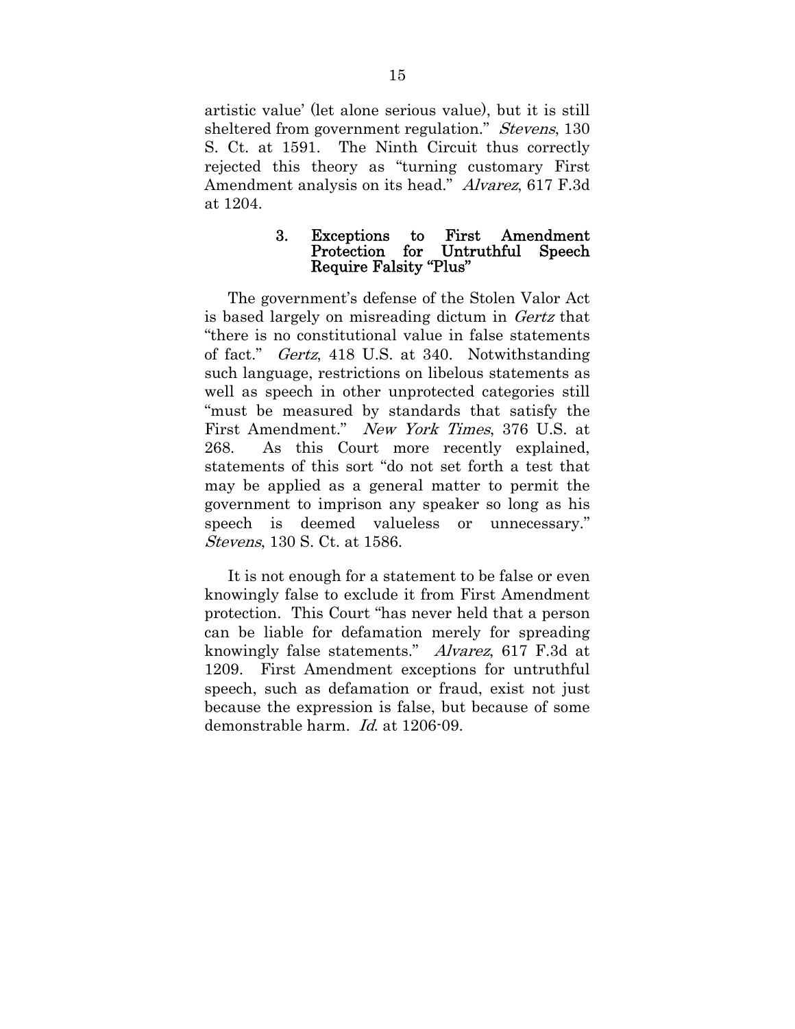artistic value' (let alone serious value), but it is still sheltered from government regulation." *Stevens*, 130 S. Ct. at 1591. The Ninth Circuit thus correctly rejected this theory as "turning customary First Amendment analysis on its head." *Alvarez*, 617 F.3d at 1204.

### 3. Exceptions to First Amendment Protection for Untruthful Speech Require Falsity "Plus"

The government's defense of the Stolen Valor Act is based largely on misreading dictum in *Gertz* that "there is no constitutional value in false statements of fact." *Gertz*, 418 U.S. at 340. Notwithstanding such language, restrictions on libelous statements as well as speech in other unprotected categories still "must be measured by standards that satisfy the First Amendment." *New York Times*, 376 U.S. at 268. As this Court more recently explained, statements of this sort "do not set forth a test that may be applied as a general matter to permit the government to imprison any speaker so long as his speech is deemed valueless or unnecessary." *Stevens*, 130 S. Ct. at 1586.

It is not enough for a statement to be false or even knowingly false to exclude it from First Amendment protection. This Court "has never held that a person can be liable for defamation merely for spreading knowingly false statements." *Alvarez*, 617 F.3d at 1209. First Amendment exceptions for untruthful speech, such as defamation or fraud, exist not just because the expression is false, but because of some demonstrable harm. *Id.* at 1206-09.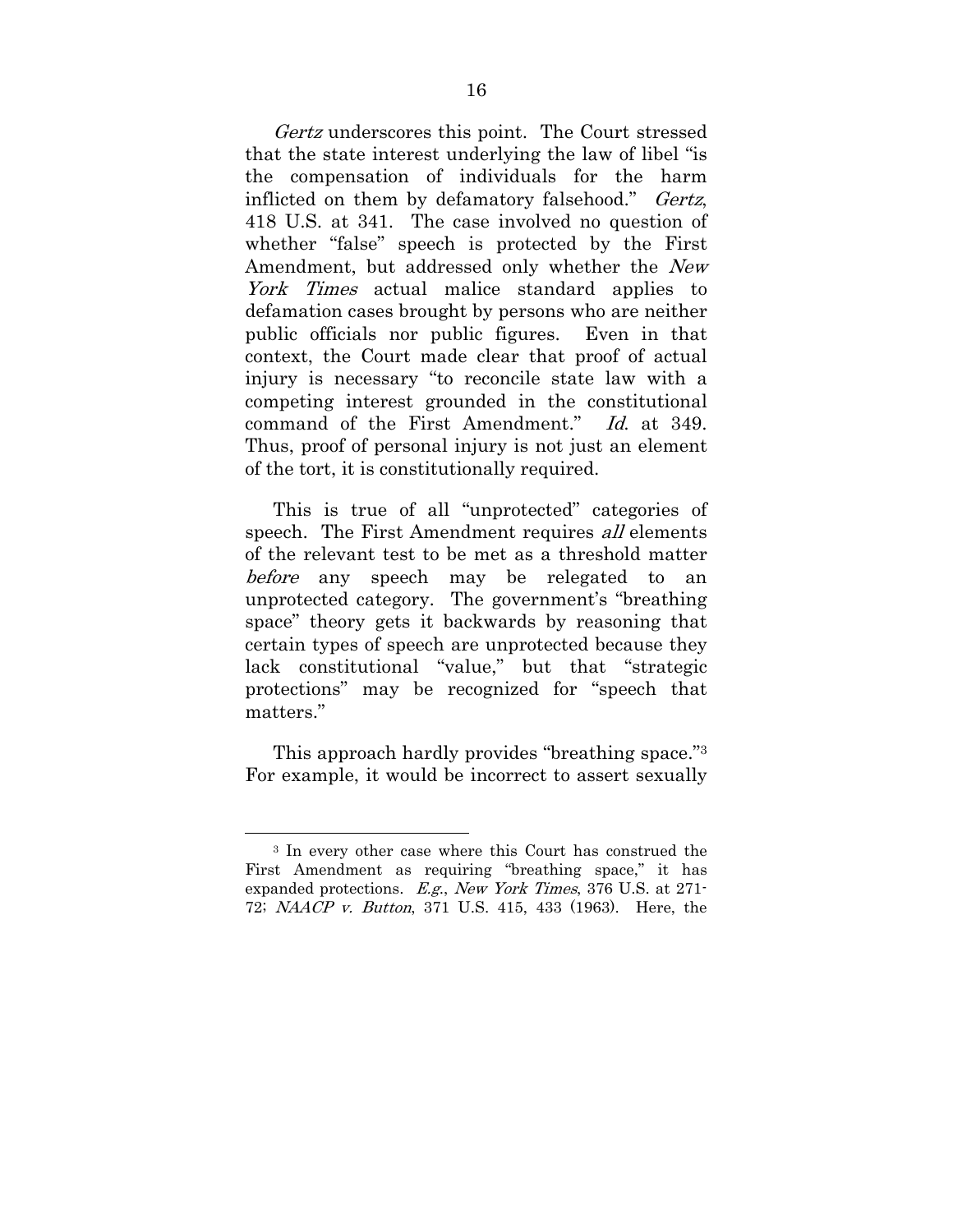*Gertz* underscores this point. The Court stressed that the state interest underlying the law of libel "is the compensation of individuals for the harm inflicted on them by defamatory falsehood." *Gertz*, 418 U.S. at 341. The case involved no question of whether "false" speech is protected by the First Amendment, but addressed only whether the *New York Times* actual malice standard applies to defamation cases brought by persons who are neither public officials nor public figures. Even in that context, the Court made clear that proof of actual injury is necessary "to reconcile state law with a competing interest grounded in the constitutional command of the First Amendment." *Id.* at 349. Thus, proof of personal injury is not just an element of the tort, it is constitutionally required.

This is true of all "unprotected" categories of speech. The First Amendment requires *all* elements of the relevant test to be met as a threshold matter *before* any speech may be relegated to an unprotected category. The government's "breathing space" theory gets it backwards by reasoning that certain types of speech are unprotected because they lack constitutional "value," but that "strategic protections" may be recognized for "speech that matters."

This approach hardly provides "breathing space."[3] For example, it would be incorrect to assert sexually

[3] In every other case where this Court has construed the First Amendment as requiring "breathing space," it has expanded protections. *E.g.*, *New York Times*, 376 U.S. at 271-72; *NAACP v. Button*, 371 U.S. 415, 433 (1963). Here, the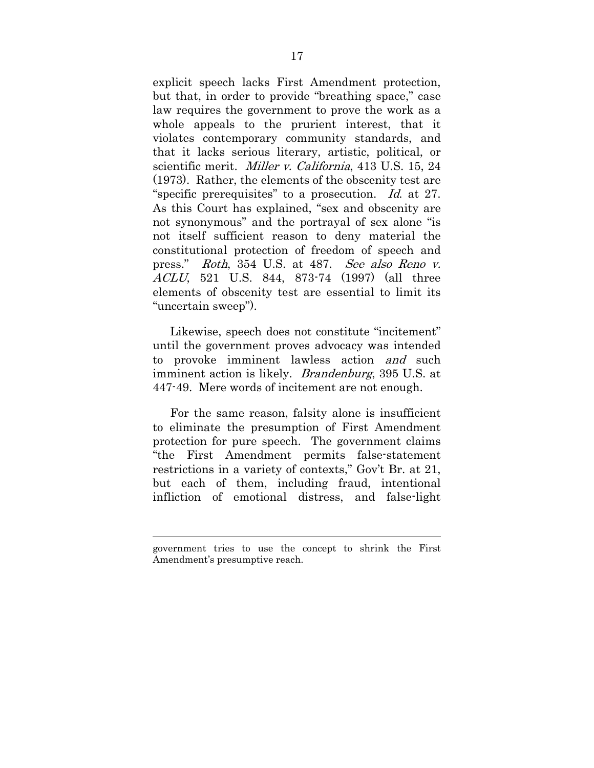explicit speech lacks First Amendment protection, but that, in order to provide "breathing space," case law requires the government to prove the work as a whole appeals to the prurient interest, that it violates contemporary community standards, and that it lacks serious literary, artistic, political, or scientific merit. *Miller v. California*, 413 U.S. 15, 24 (1973). Rather, the elements of the obscenity test are "specific prerequisites" to a prosecution. *Id.* at 27. As this Court has explained, "sex and obscenity are not synonymous" and the portrayal of sex alone "is not itself sufficient reason to deny material the constitutional protection of freedom of speech and press." *Roth*, 354 U.S. at 487. *See also Reno v. ACLU*, 521 U.S. 844, 873-74 (1997) (all three elements of obscenity test are essential to limit its "uncertain sweep").

Likewise, speech does not constitute "incitement" until the government proves advocacy was intended to provoke imminent lawless action *and* such imminent action is likely. *Brandenburg*, 395 U.S. at 447-49. Mere words of incitement are not enough.

For the same reason, falsity alone is insufficient to eliminate the presumption of First Amendment protection for pure speech. The government claims "the First Amendment permits false-statement restrictions in a variety of contexts," Gov't Br. at 21, but each of them, including fraud, intentional infliction of emotional distress, and false-light

---

government tries to use the concept to shrink the First Amendment's presumptive reach.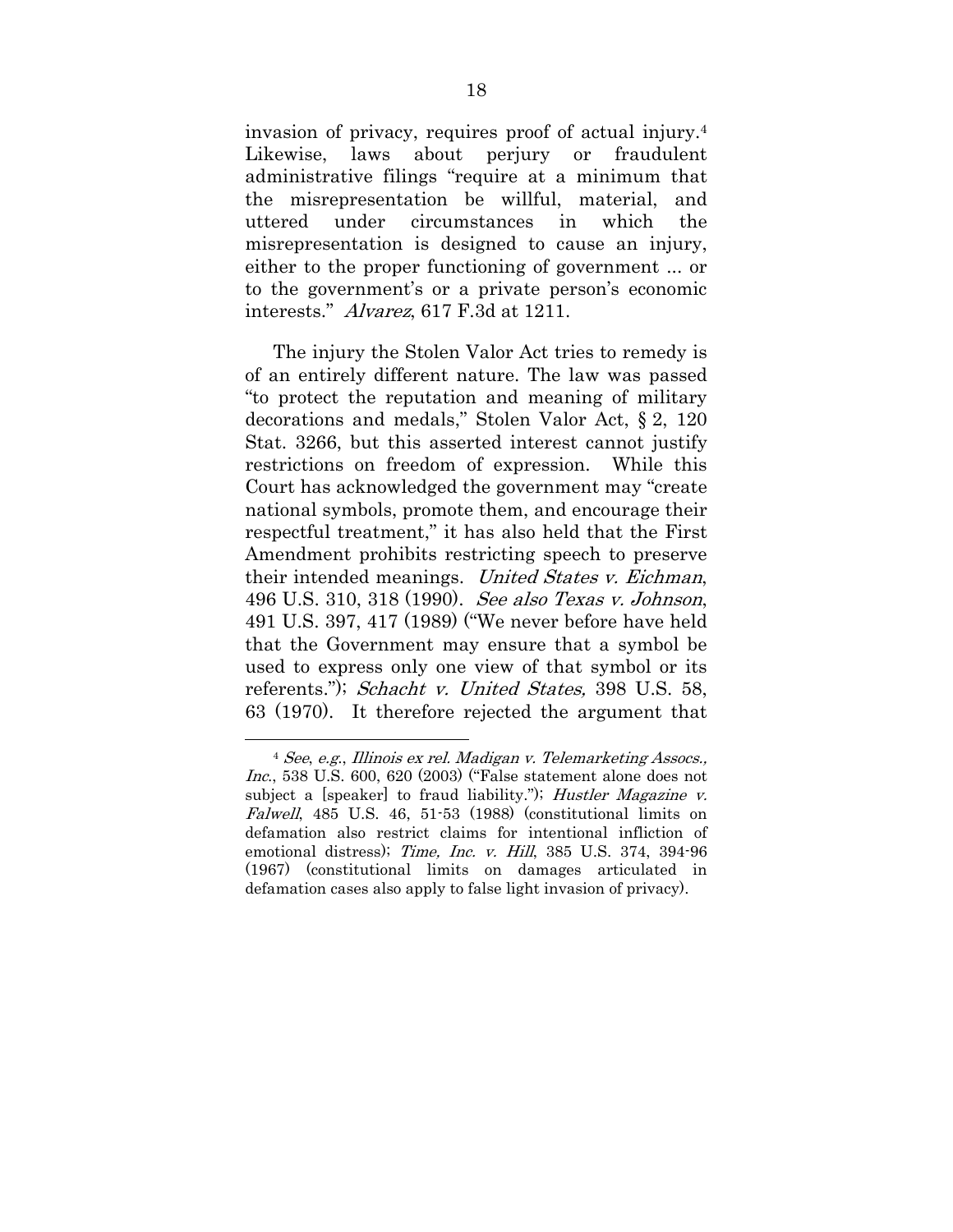invasion of privacy, requires proof of actual injury.[4] Likewise, laws about perjury or fraudulent administrative filings "require at a minimum that the misrepresentation be willful, material, and uttered under circumstances in which the misrepresentation is designed to cause an injury, either to the proper functioning of government ... or to the government's or a private person's economic interests." *Alvarez*, 617 F.3d at 1211.

The injury the Stolen Valor Act tries to remedy is of an entirely different nature. The law was passed "to protect the reputation and meaning of military decorations and medals," Stolen Valor Act, § 2, 120 Stat. 3266, but this asserted interest cannot justify restrictions on freedom of expression. While this Court has acknowledged the government may "create national symbols, promote them, and encourage their respectful treatment," it has also held that the First Amendment prohibits restricting speech to preserve their intended meanings. *United States v. Eichman*, 496 U.S. 310, 318 (1990). *See also Texas v. Johnson*, 491 U.S. 397, 417 (1989) ("We never before have held that the Government may ensure that a symbol be used to express only one view of that symbol or its referents."); *Schacht v. United States,* 398 U.S. 58, 63 (1970). It therefore rejected the argument that

---

[4] *See*, *e.g.*, *Illinois ex rel. Madigan v. Telemarketing Assocs., Inc.*, 538 U.S. 600, 620 (2003) ("False statement alone does not subject a [speaker] to fraud liability."); *Hustler Magazine v. Falwell*, 485 U.S. 46, 51-53 (1988) (constitutional limits on defamation also restrict claims for intentional infliction of emotional distress); *Time, Inc. v. Hill*, 385 U.S. 374, 394-96 (1967) (constitutional limits on damages articulated in defamation cases also apply to false light invasion of privacy).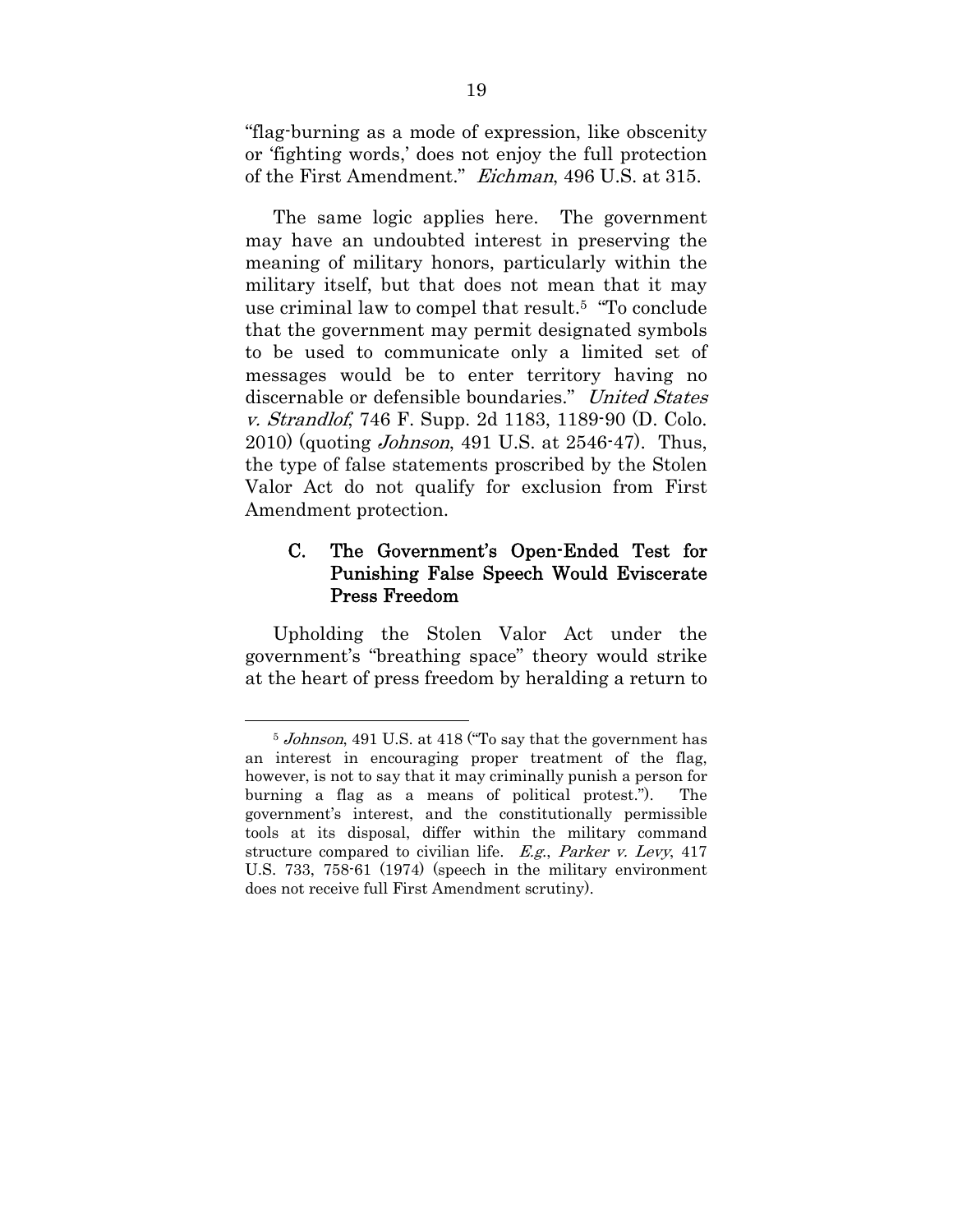"flag-burning as a mode of expression, like obscenity or 'fighting words,' does not enjoy the full protection of the First Amendment." *Eichman*, 496 U.S. at 315.

The same logic applies here. The government may have an undoubted interest in preserving the meaning of military honors, particularly within the military itself, but that does not mean that it may use criminal law to compel that result.[5] "To conclude that the government may permit designated symbols to be used to communicate only a limited set of messages would be to enter territory having no discernable or defensible boundaries." *United States v. Strandlof*, 746 F. Supp. 2d 1183, 1189-90 (D. Colo. 2010) (quoting *Johnson*, 491 U.S. at 2546-47). Thus, the type of false statements proscribed by the Stolen Valor Act do not qualify for exclusion from First Amendment protection.

### C. The Government's Open-Ended Test for Punishing False Speech Would Eviscerate Press Freedom

Upholding the Stolen Valor Act under the government's "breathing space" theory would strike at the heart of press freedom by heralding a return to

---

[5] *Johnson*, 491 U.S. at 418 ("To say that the government has an interest in encouraging proper treatment of the flag, however, is not to say that it may criminally punish a person for burning a flag as a means of political protest."). The government's interest, and the constitutionally permissible tools at its disposal, differ within the military command structure compared to civilian life. *E.g.*, *Parker v. Levy*, 417 U.S. 733, 758-61 (1974) (speech in the military environment does not receive full First Amendment scrutiny).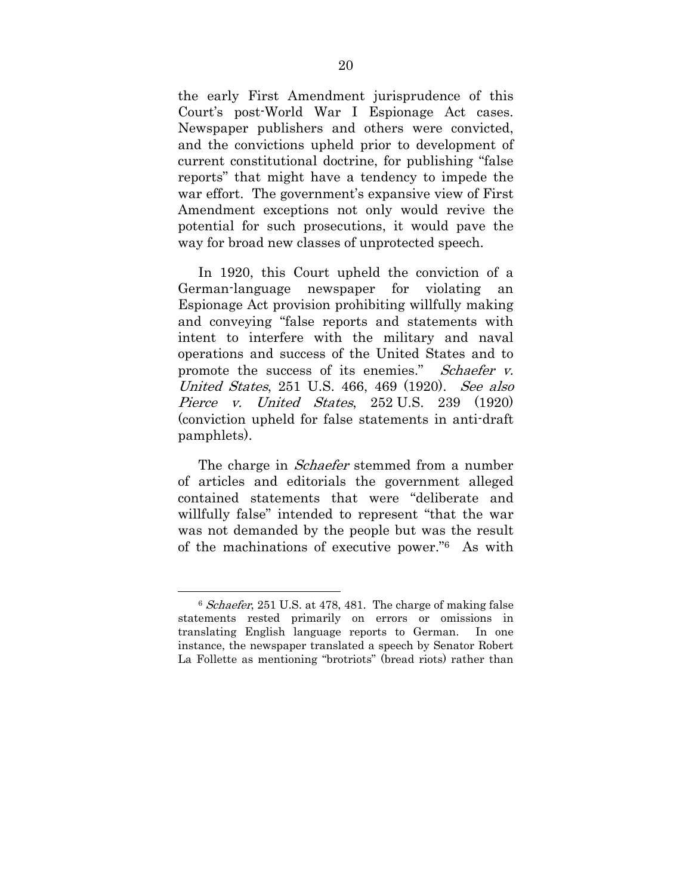the early First Amendment jurisprudence of this Court's post-World War I Espionage Act cases. Newspaper publishers and others were convicted, and the convictions upheld prior to development of current constitutional doctrine, for publishing "false reports" that might have a tendency to impede the war effort. The government's expansive view of First Amendment exceptions not only would revive the potential for such prosecutions, it would pave the way for broad new classes of unprotected speech.

In 1920, this Court upheld the conviction of a German-language newspaper for violating an Espionage Act provision prohibiting willfully making and conveying "false reports and statements with intent to interfere with the military and naval operations and success of the United States and to promote the success of its enemies." *Schaefer v. United States*, 251 U.S. 466, 469 (1920). *See also Pierce v. United States*, 252 U.S. 239 (1920) (conviction upheld for false statements in anti-draft pamphlets).

The charge in *Schaefer* stemmed from a number of articles and editorials the government alleged contained statements that were "deliberate and willfully false" intended to represent "that the war was not demanded by the people but was the result of the machinations of executive power."[6] As with

---

[6] *Schaefer*, 251 U.S. at 478, 481. The charge of making false statements rested primarily on errors or omissions in translating English language reports to German. In one instance, the newspaper translated a speech by Senator Robert La Follette as mentioning "brotriots" (bread riots) rather than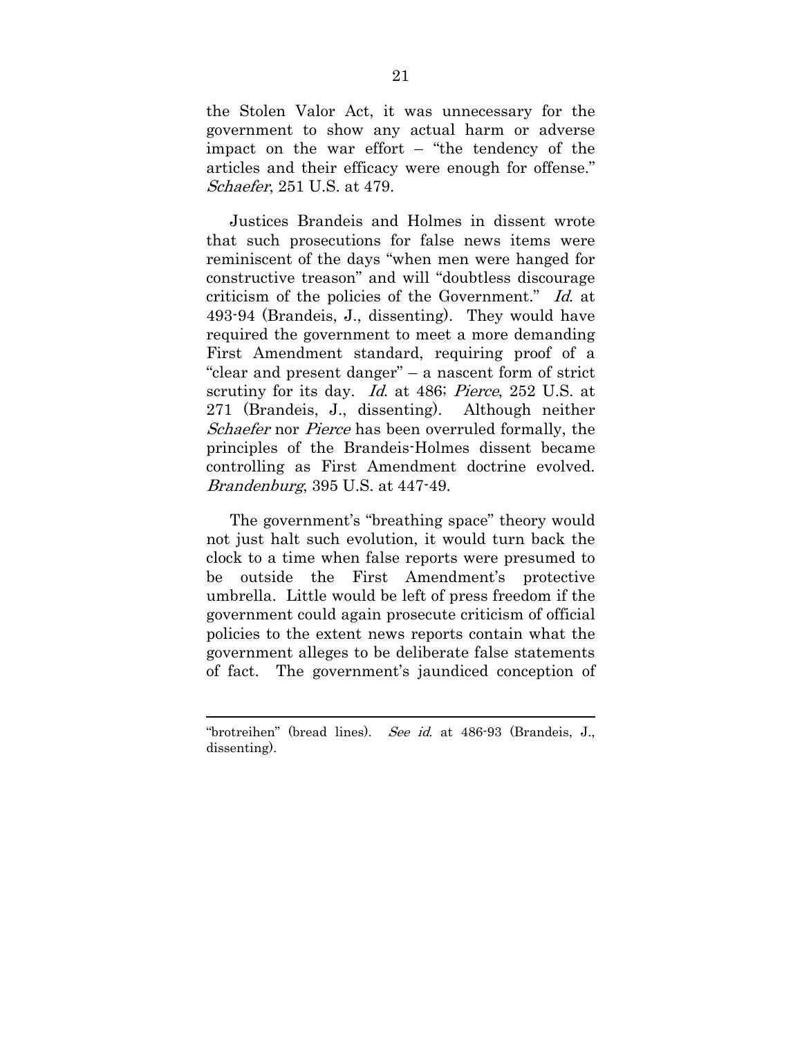the Stolen Valor Act, it was unnecessary for the government to show any actual harm or adverse impact on the war effort – "the tendency of the articles and their efficacy were enough for offense." *Schaefer*, 251 U.S. at 479.

Justices Brandeis and Holmes in dissent wrote that such prosecutions for false news items were reminiscent of the days "when men were hanged for constructive treason" and will "doubtless discourage criticism of the policies of the Government." *Id.* at 493-94 (Brandeis, J., dissenting). They would have required the government to meet a more demanding First Amendment standard, requiring proof of a "clear and present danger" – a nascent form of strict scrutiny for its day. *Id.* at 486; *Pierce*, 252 U.S. at 271 (Brandeis, J., dissenting). Although neither *Schaefer* nor *Pierce* has been overruled formally, the principles of the Brandeis-Holmes dissent became controlling as First Amendment doctrine evolved. *Brandenburg*, 395 U.S. at 447-49.

The government's "breathing space" theory would not just halt such evolution, it would turn back the clock to a time when false reports were presumed to be outside the First Amendment's protective umbrella. Little would be left of press freedom if the government could again prosecute criticism of official policies to the extent news reports contain what the government alleges to be deliberate false statements of fact. The government's jaundiced conception of

---

"brotreihen" (bread lines). *See id.* at 486-93 (Brandeis, J., dissenting).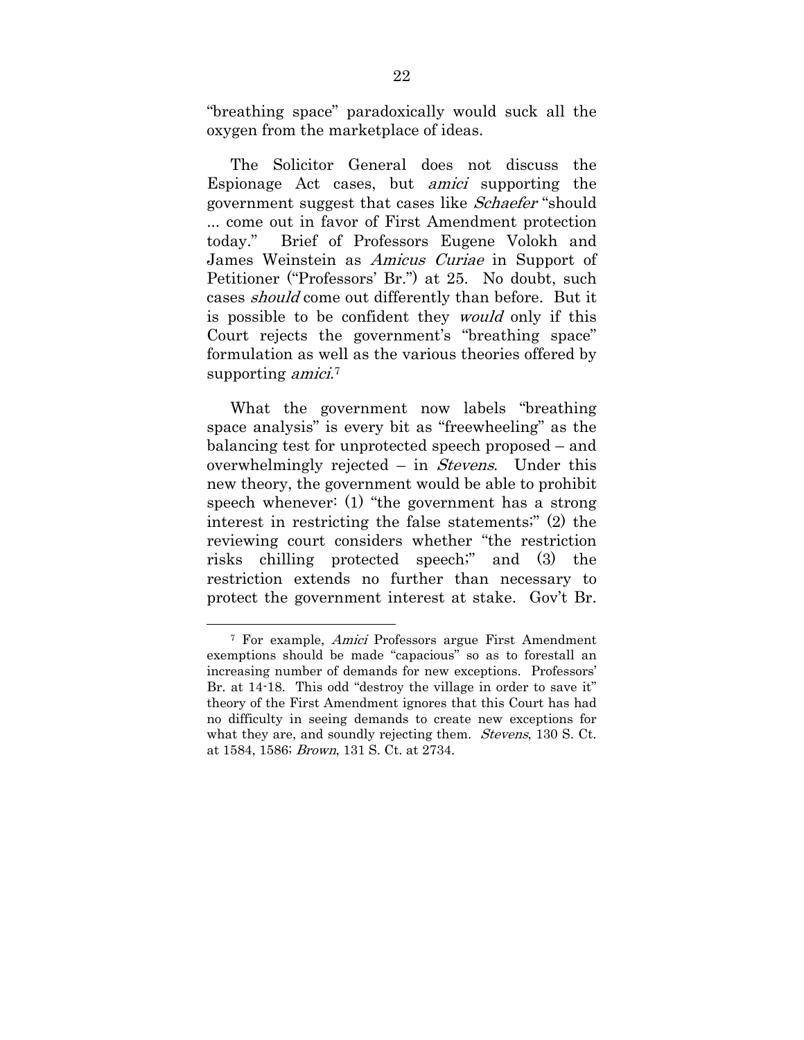"breathing space" paradoxically would suck all the oxygen from the marketplace of ideas.

The Solicitor General does not discuss the Espionage Act cases, but *amici* supporting the government suggest that cases like *Schaefer* "should ... come out in favor of First Amendment protection today." Brief of Professors Eugene Volokh and James Weinstein as *Amicus Curiae* in Support of Petitioner ("Professors' Br.") at 25. No doubt, such cases *should* come out differently than before. But it is possible to be confident they *would* only if this Court rejects the government's "breathing space" formulation as well as the various theories offered by supporting *amici*.[7]

What the government now labels "breathing space analysis" is every bit as "freewheeling" as the balancing test for unprotected speech proposed – and overwhelmingly rejected – in *Stevens*. Under this new theory, the government would be able to prohibit speech whenever: (1) "the government has a strong interest in restricting the false statements;" (2) the reviewing court considers whether "the restriction risks chilling protected speech;" and (3) the restriction extends no further than necessary to protect the government interest at stake. Gov't Br.

---

[7] For example, *Amici* Professors argue First Amendment exemptions should be made "capacious" so as to forestall an increasing number of demands for new exceptions. Professors' Br. at 14-18. This odd "destroy the village in order to save it" theory of the First Amendment ignores that this Court has had no difficulty in seeing demands to create new exceptions for what they are, and soundly rejecting them. *Stevens*, 130 S. Ct. at 1584, 1586; *Brown*, 131 S. Ct. at 2734.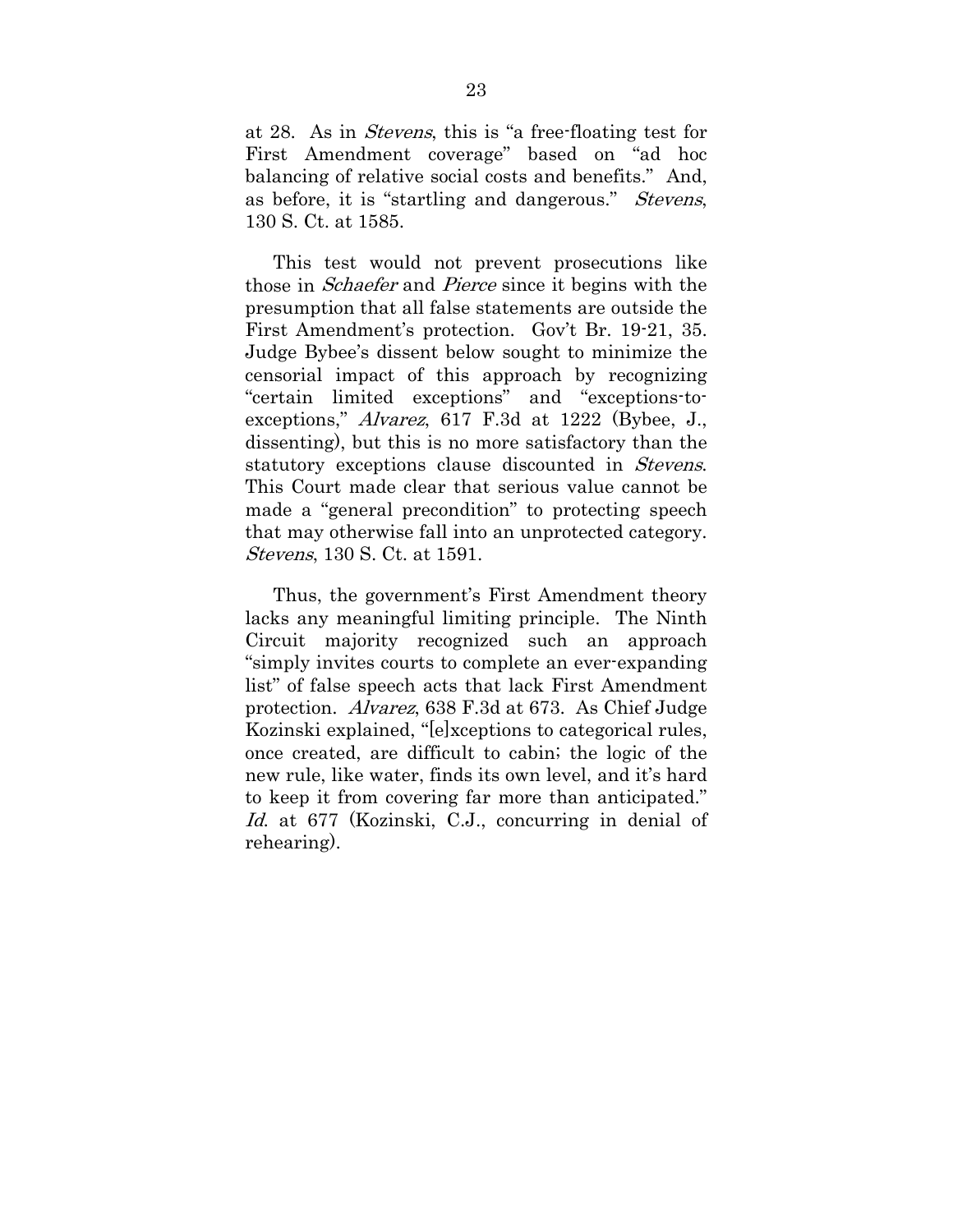at 28. As in *Stevens*, this is "a free-floating test for First Amendment coverage" based on "ad hoc balancing of relative social costs and benefits." And, as before, it is "startling and dangerous." *Stevens*, 130 S. Ct. at 1585.

This test would not prevent prosecutions like those in *Schaefer* and *Pierce* since it begins with the presumption that all false statements are outside the First Amendment's protection. Gov't Br. 19-21, 35. Judge Bybee's dissent below sought to minimize the censorial impact of this approach by recognizing "certain limited exceptions" and "exceptions-to-exceptions," *Alvarez*, 617 F.3d at 1222 (Bybee, J., dissenting), but this is no more satisfactory than the statutory exceptions clause discounted in *Stevens*. This Court made clear that serious value cannot be made a "general precondition" to protecting speech that may otherwise fall into an unprotected category. *Stevens*, 130 S. Ct. at 1591.

Thus, the government's First Amendment theory lacks any meaningful limiting principle. The Ninth Circuit majority recognized such an approach "simply invites courts to complete an ever-expanding list" of false speech acts that lack First Amendment protection. *Alvarez*, 638 F.3d at 673. As Chief Judge Kozinski explained, "[e]xceptions to categorical rules, once created, are difficult to cabin; the logic of the new rule, like water, finds its own level, and it's hard to keep it from covering far more than anticipated." *Id.* at 677 (Kozinski, C.J., concurring in denial of rehearing).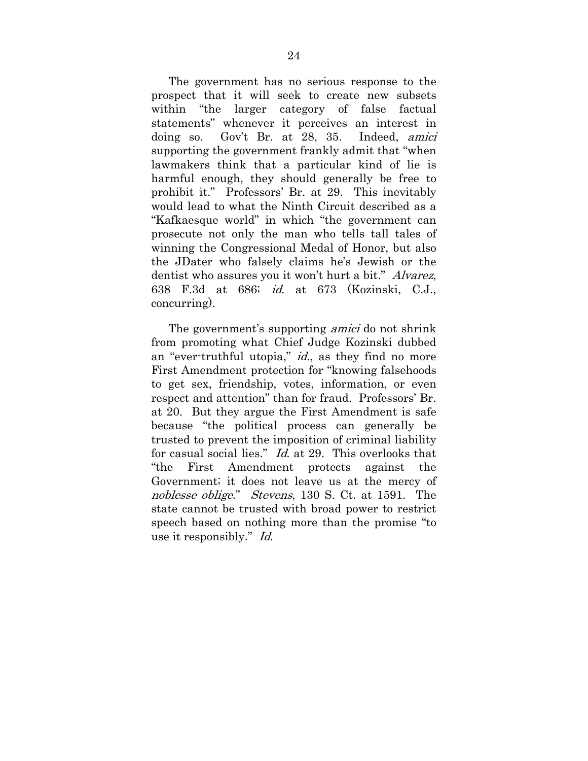The government has no serious response to the prospect that it will seek to create new subsets within "the larger category of false factual statements" whenever it perceives an interest in doing so. Gov't Br. at 28, 35. Indeed, *amici* supporting the government frankly admit that "when lawmakers think that a particular kind of lie is harmful enough, they should generally be free to prohibit it." Professors' Br. at 29. This inevitably would lead to what the Ninth Circuit described as a "Kafkaesque world" in which "the government can prosecute not only the man who tells tall tales of winning the Congressional Medal of Honor, but also the JDater who falsely claims he's Jewish or the dentist who assures you it won't hurt a bit." *Alvarez*, 638 F.3d at 686; *id.* at 673 (Kozinski, C.J., concurring).

The government's supporting *amici* do not shrink from promoting what Chief Judge Kozinski dubbed an "ever-truthful utopia," *id.*, as they find no more First Amendment protection for "knowing falsehoods to get sex, friendship, votes, information, or even respect and attention" than for fraud. Professors' Br. at 20. But they argue the First Amendment is safe because "the political process can generally be trusted to prevent the imposition of criminal liability for casual social lies." *Id.* at 29. This overlooks that "the First Amendment protects against the Government; it does not leave us at the mercy of *noblesse oblige*." *Stevens*, 130 S. Ct. at 1591. The state cannot be trusted with broad power to restrict speech based on nothing more than the promise "to use it responsibly." *Id.*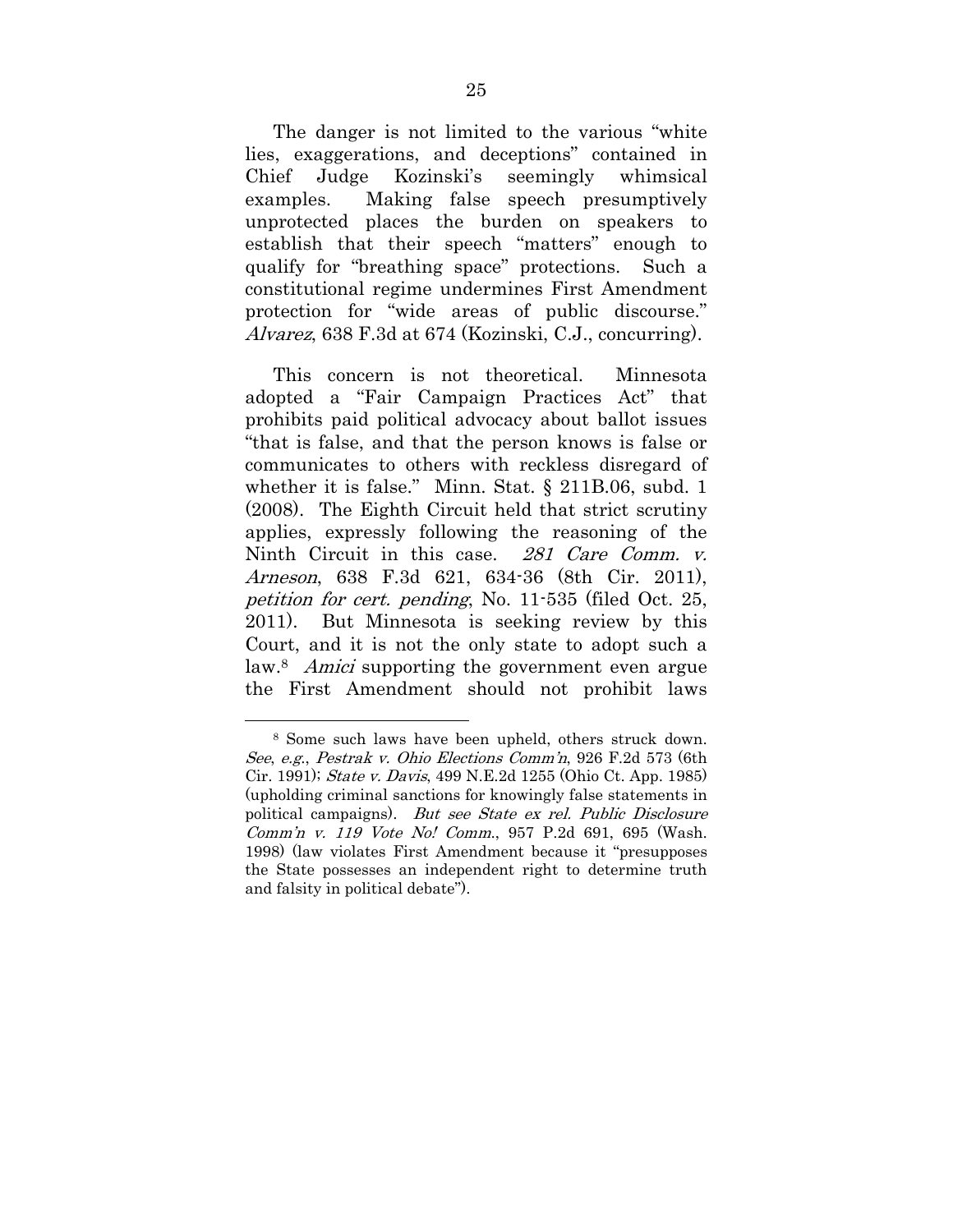The danger is not limited to the various "white lies, exaggerations, and deceptions" contained in Chief Judge Kozinski's seemingly whimsical examples. Making false speech presumptively unprotected places the burden on speakers to establish that their speech "matters" enough to qualify for "breathing space" protections. Such a constitutional regime undermines First Amendment protection for "wide areas of public discourse." *Alvarez*, 638 F.3d at 674 (Kozinski, C.J., concurring).

This concern is not theoretical. Minnesota adopted a "Fair Campaign Practices Act" that prohibits paid political advocacy about ballot issues "that is false, and that the person knows is false or communicates to others with reckless disregard of whether it is false." Minn. Stat. § 211B.06, subd. 1 (2008). The Eighth Circuit held that strict scrutiny applies, expressly following the reasoning of the Ninth Circuit in this case. *281 Care Comm. v. Arneson*, 638 F.3d 621, 634-36 (8th Cir. 2011), *petition for cert. pending*, No. 11-535 (filed Oct. 25, 2011). But Minnesota is seeking review by this Court, and it is not the only state to adopt such a law.[8] *Amici* supporting the government even argue the First Amendment should not prohibit laws

[8] Some such laws have been upheld, others struck down. *See*, *e.g.*, *Pestrak v. Ohio Elections Comm'n*, 926 F.2d 573 (6th Cir. 1991); *State v. Davis*, 499 N.E.2d 1255 (Ohio Ct. App. 1985) (upholding criminal sanctions for knowingly false statements in political campaigns). *But see State ex rel. Public Disclosure Comm'n v. 119 Vote No! Comm.*, 957 P.2d 691, 695 (Wash. 1998) (law violates First Amendment because it "presupposes the State possesses an independent right to determine truth and falsity in political debate").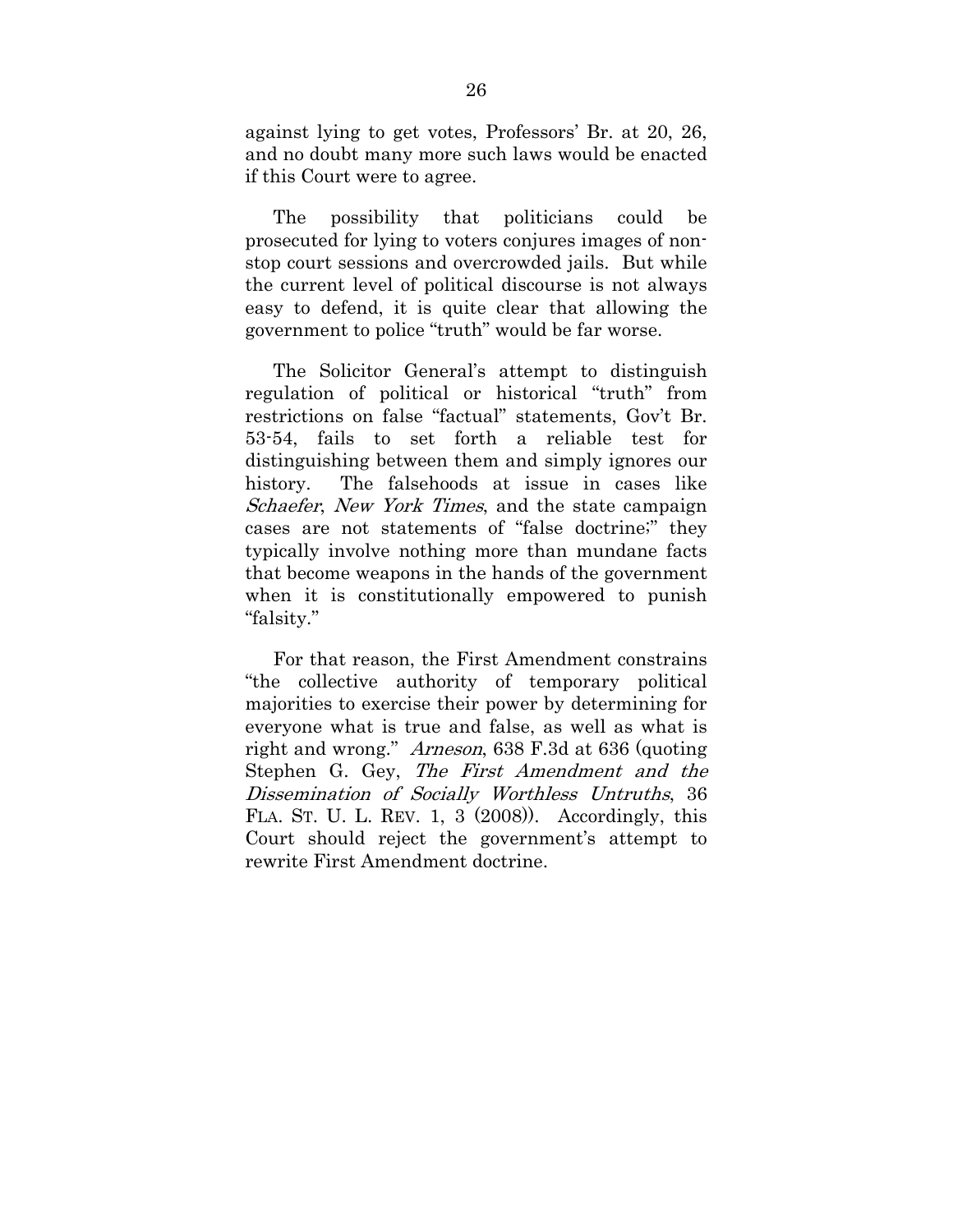against lying to get votes, Professors' Br. at 20, 26, and no doubt many more such laws would be enacted if this Court were to agree.

The possibility that politicians could be prosecuted for lying to voters conjures images of non-stop court sessions and overcrowded jails. But while the current level of political discourse is not always easy to defend, it is quite clear that allowing the government to police "truth" would be far worse.

The Solicitor General's attempt to distinguish regulation of political or historical "truth" from restrictions on false "factual" statements, Gov't Br. 53-54, fails to set forth a reliable test for distinguishing between them and simply ignores our history. The falsehoods at issue in cases like *Schaefer*, *New York Times*, and the state campaign cases are not statements of "false doctrine;" they typically involve nothing more than mundane facts that become weapons in the hands of the government when it is constitutionally empowered to punish "falsity."

For that reason, the First Amendment constrains "the collective authority of temporary political majorities to exercise their power by determining for everyone what is true and false, as well as what is right and wrong." *Arneson*, 638 F.3d at 636 (quoting Stephen G. Gey, *The First Amendment and the Dissemination of Socially Worthless Untruths*, 36 FLA. ST. U. L. REV. 1, 3 (2008)). Accordingly, this Court should reject the government's attempt to rewrite First Amendment doctrine.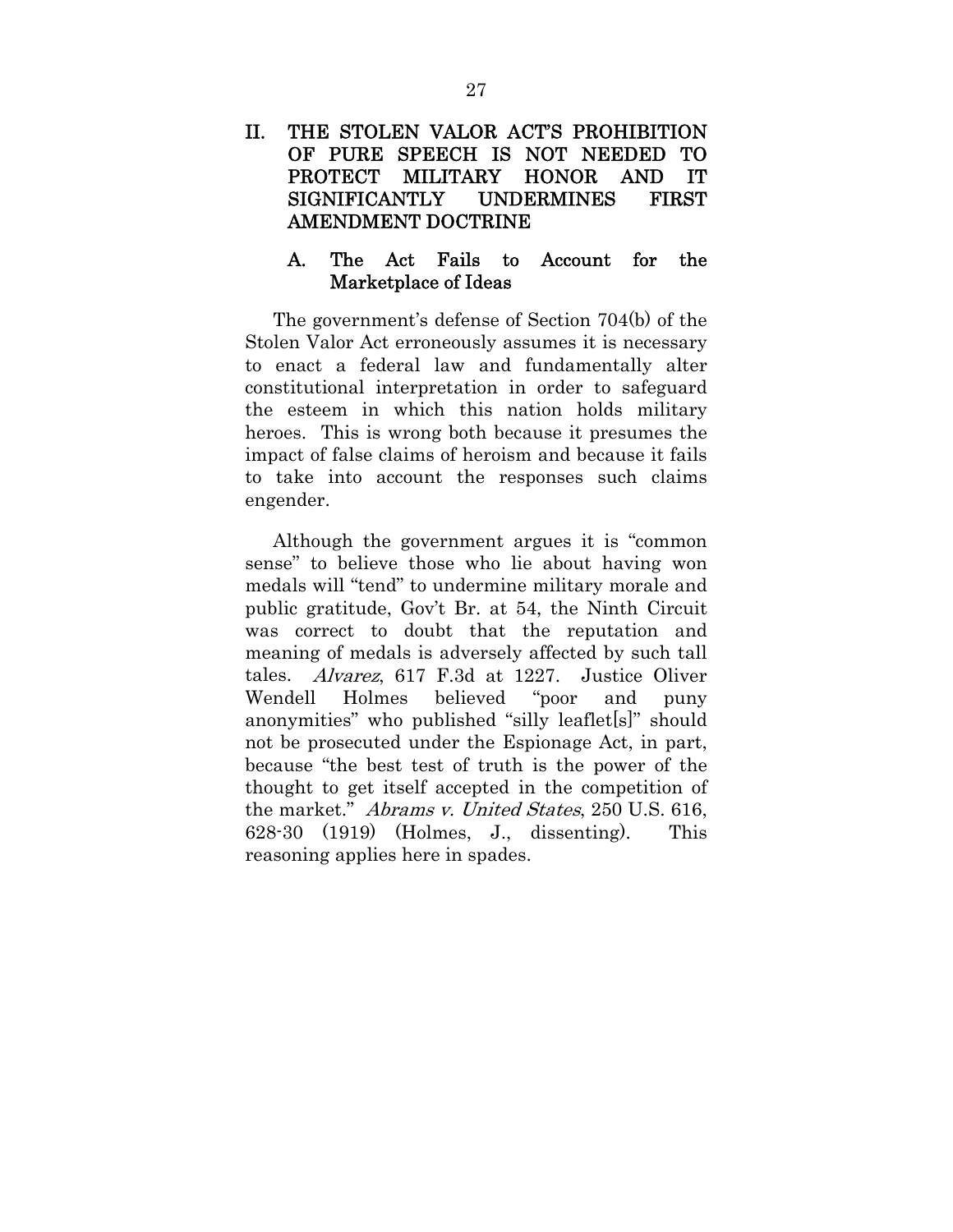## II. THE STOLEN VALOR ACT'S PROHIBITION OF PURE SPEECH IS NOT NEEDED TO PROTECT MILITARY HONOR AND IT SIGNIFICANTLY UNDERMINES FIRST AMENDMENT DOCTRINE

### A. The Act Fails to Account for the Marketplace of Ideas

The government's defense of Section 704(b) of the Stolen Valor Act erroneously assumes it is necessary to enact a federal law and fundamentally alter constitutional interpretation in order to safeguard the esteem in which this nation holds military heroes. This is wrong both because it presumes the impact of false claims of heroism and because it fails to take into account the responses such claims engender.

Although the government argues it is "common sense" to believe those who lie about having won medals will "tend" to undermine military morale and public gratitude, Gov't Br. at 54, the Ninth Circuit was correct to doubt that the reputation and meaning of medals is adversely affected by such tall tales. *Alvarez*, 617 F.3d at 1227. Justice Oliver Wendell Holmes believed "poor and puny anonymities" who published "silly leaflet[s]" should not be prosecuted under the Espionage Act, in part, because "the best test of truth is the power of the thought to get itself accepted in the competition of the market." *Abrams v. United States*, 250 U.S. 616, 628-30 (1919) (Holmes, J., dissenting). This reasoning applies here in spades.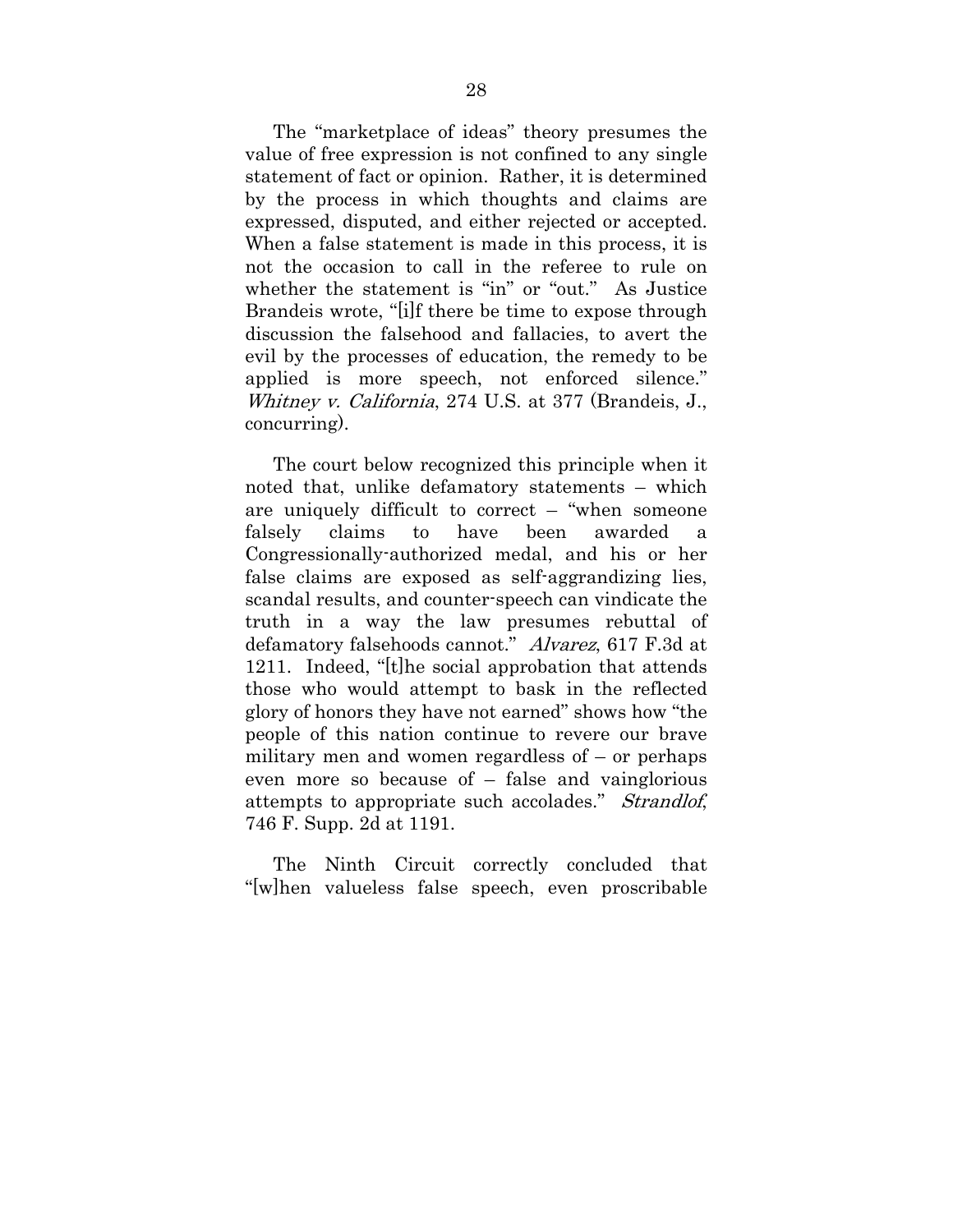The "marketplace of ideas" theory presumes the value of free expression is not confined to any single statement of fact or opinion. Rather, it is determined by the process in which thoughts and claims are expressed, disputed, and either rejected or accepted. When a false statement is made in this process, it is not the occasion to call in the referee to rule on whether the statement is "in" or "out." As Justice Brandeis wrote, "[i]f there be time to expose through discussion the falsehood and fallacies, to avert the evil by the processes of education, the remedy to be applied is more speech, not enforced silence." *Whitney v. California*, 274 U.S. at 377 (Brandeis, J., concurring).

The court below recognized this principle when it noted that, unlike defamatory statements – which are uniquely difficult to correct – "when someone falsely claims to have been awarded a Congressionally-authorized medal, and his or her false claims are exposed as self-aggrandizing lies, scandal results, and counter-speech can vindicate the truth in a way the law presumes rebuttal of defamatory falsehoods cannot." *Alvarez*, 617 F.3d at 1211. Indeed, "[t]he social approbation that attends those who would attempt to bask in the reflected glory of honors they have not earned" shows how "the people of this nation continue to revere our brave military men and women regardless of – or perhaps even more so because of – false and vainglorious attempts to appropriate such accolades." *Strandlof*, 746 F. Supp. 2d at 1191.

The Ninth Circuit correctly concluded that "[w]hen valueless false speech, even proscribable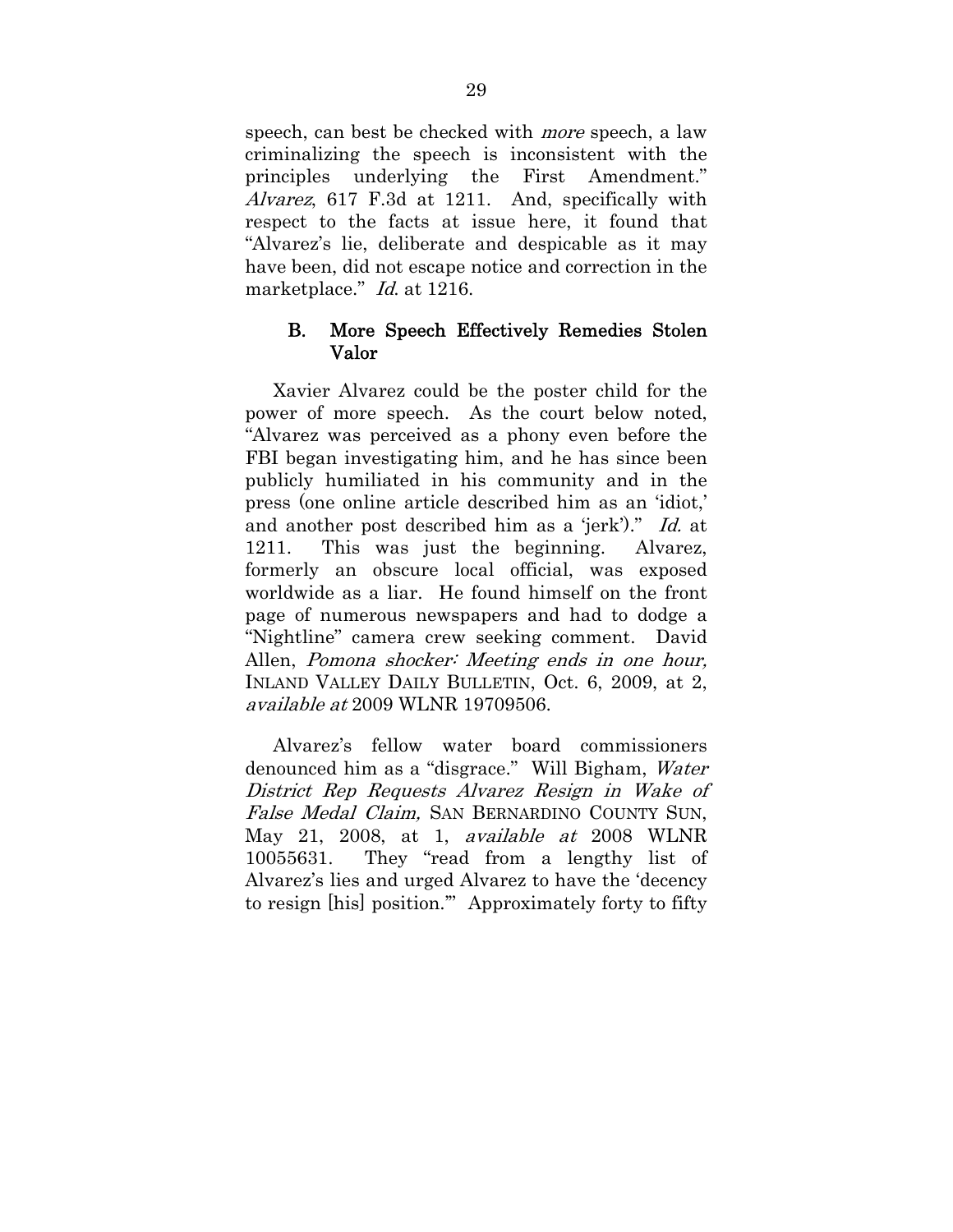speech, can best be checked with *more* speech, a law criminalizing the speech is inconsistent with the principles underlying the First Amendment." *Alvarez*, 617 F.3d at 1211. And, specifically with respect to the facts at issue here, it found that "Alvarez's lie, deliberate and despicable as it may have been, did not escape notice and correction in the marketplace." *Id.* at 1216.

### B. More Speech Effectively Remedies Stolen Valor

Xavier Alvarez could be the poster child for the power of more speech. As the court below noted, "Alvarez was perceived as a phony even before the FBI began investigating him, and he has since been publicly humiliated in his community and in the press (one online article described him as an 'idiot,' and another post described him as a 'jerk')." *Id.* at 1211. This was just the beginning. Alvarez, formerly an obscure local official, was exposed worldwide as a liar. He found himself on the front page of numerous newspapers and had to dodge a "Nightline" camera crew seeking comment. David Allen, *Pomona shocker: Meeting ends in one hour,* INLAND VALLEY DAILY BULLETIN, Oct. 6, 2009, at 2, *available at* 2009 WLNR 19709506.

Alvarez's fellow water board commissioners denounced him as a "disgrace." Will Bigham, *Water District Rep Requests Alvarez Resign in Wake of False Medal Claim,* SAN BERNARDINO COUNTY SUN, May 21, 2008, at 1, *available at* 2008 WLNR 10055631. They "read from a lengthy list of Alvarez's lies and urged Alvarez to have the 'decency to resign [his] position.'" Approximately forty to fifty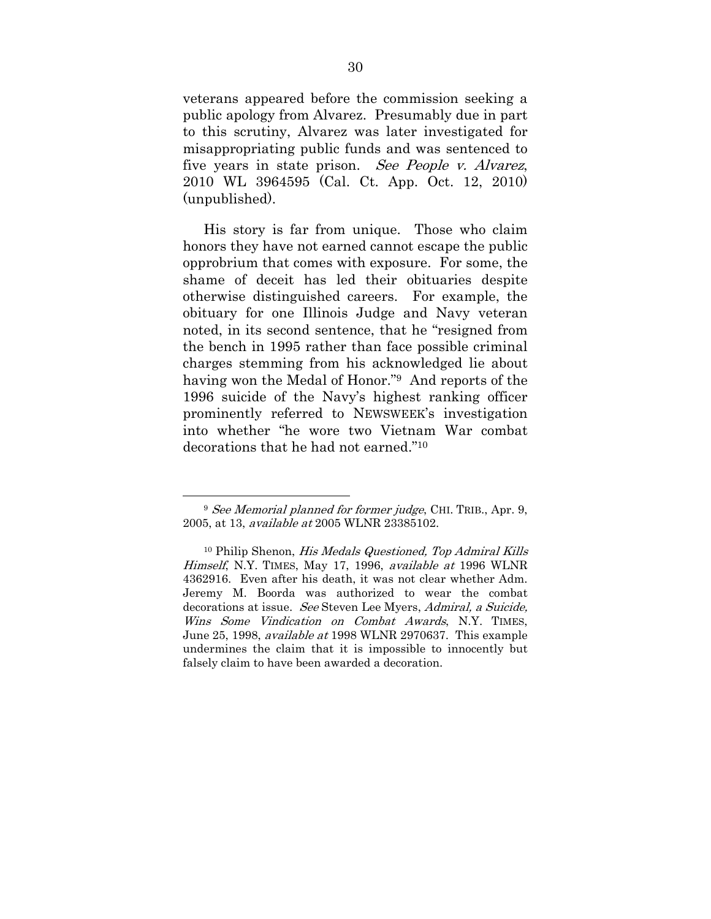veterans appeared before the commission seeking a public apology from Alvarez. Presumably due in part to this scrutiny, Alvarez was later investigated for misappropriating public funds and was sentenced to five years in state prison. *See People v. Alvarez*, 2010 WL 3964595 (Cal. Ct. App. Oct. 12, 2010) (unpublished).

His story is far from unique. Those who claim honors they have not earned cannot escape the public opprobrium that comes with exposure. For some, the shame of deceit has led their obituaries despite otherwise distinguished careers. For example, the obituary for one Illinois Judge and Navy veteran noted, in its second sentence, that he "resigned from the bench in 1995 rather than face possible criminal charges stemming from his acknowledged lie about having won the Medal of Honor."[9] And reports of the 1996 suicide of the Navy's highest ranking officer prominently referred to NEWSWEEK's investigation into whether "he wore two Vietnam War combat decorations that he had not earned."[10]

---

[9] *See Memorial planned for former judge*, CHI. TRIB., Apr. 9, 2005, at 13, *available at* 2005 WLNR 23385102.

[10] Philip Shenon, *His Medals Questioned, Top Admiral Kills Himself*, N.Y. TIMES, May 17, 1996, *available at* 1996 WLNR 4362916. Even after his death, it was not clear whether Adm. Jeremy M. Boorda was authorized to wear the combat decorations at issue. *See* Steven Lee Myers, *Admiral, a Suicide, Wins Some Vindication on Combat Awards*, N.Y. TIMES, June 25, 1998, *available at* 1998 WLNR 2970637. This example undermines the claim that it is impossible to innocently but falsely claim to have been awarded a decoration.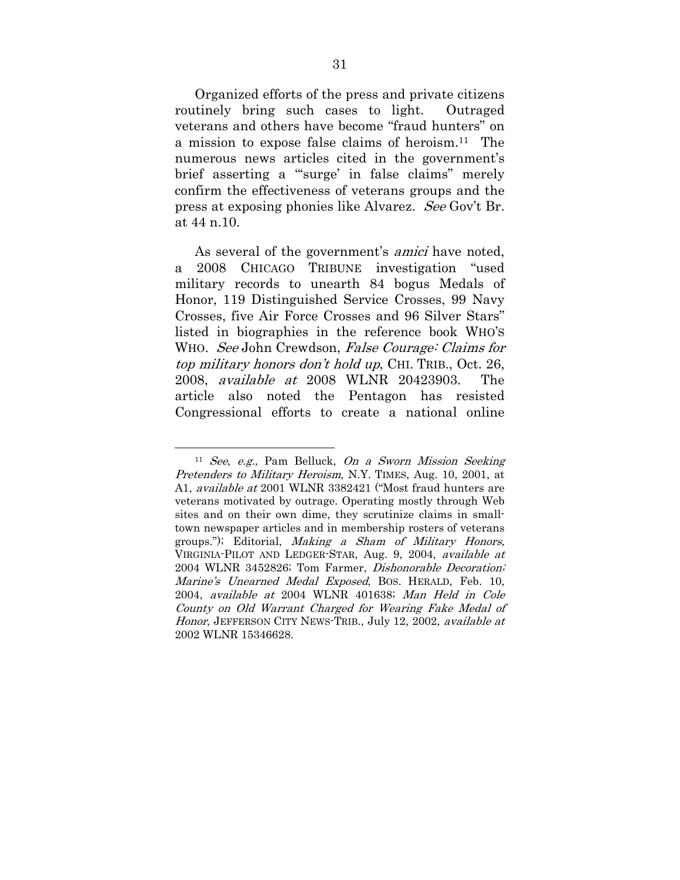Organized efforts of the press and private citizens routinely bring such cases to light. Outraged veterans and others have become "fraud hunters" on a mission to expose false claims of heroism.[11] The numerous news articles cited in the government's brief asserting a "'surge' in false claims" merely confirm the effectiveness of veterans groups and the press at exposing phonies like Alvarez. *See* Gov't Br. at 44 n.10.

As several of the government's *amici* have noted, a 2008 CHICAGO TRIBUNE investigation "used military records to unearth 84 bogus Medals of Honor, 119 Distinguished Service Crosses, 99 Navy Crosses, five Air Force Crosses and 96 Silver Stars" listed in biographies in the reference book WHO'S WHO. *See* John Crewdson, *False Courage: Claims for top military honors don't hold up*, CHI. TRIB., Oct. 26, 2008, *available at* 2008 WLNR 20423903. The article also noted the Pentagon has resisted Congressional efforts to create a national online

---

[11] *See*, *e.g.*, Pam Belluck, *On a Sworn Mission Seeking Pretenders to Military Heroism*, N.Y. TIMES, Aug. 10, 2001, at A1, *available at* 2001 WLNR 3382421 ("Most fraud hunters are veterans motivated by outrage. Operating mostly through Web sites and on their own dime, they scrutinize claims in small-town newspaper articles and in membership rosters of veterans groups."); Editorial, *Making a Sham of Military Honors,* VIRGINIA-PILOT AND LEDGER-STAR, Aug. 9, 2004, *available at* 2004 WLNR 3452826; Tom Farmer, *Dishonorable Decoration; Marine's Unearned Medal Exposed*, BOS. HERALD, Feb. 10, 2004, *available at* 2004 WLNR 401638; *Man Held in Cole County on Old Warrant Charged for Wearing Fake Medal of Honor*, JEFFERSON CITY NEWS-TRIB., July 12, 2002, *available at* 2002 WLNR 15346628.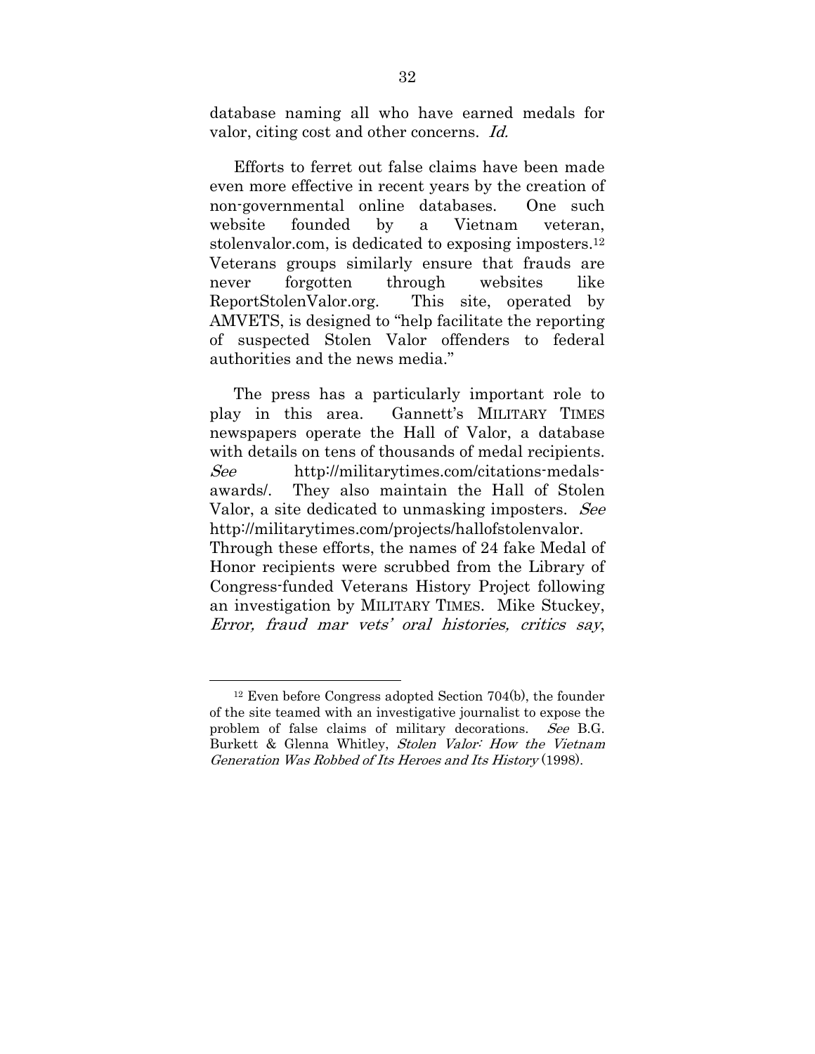database naming all who have earned medals for valor, citing cost and other concerns. *Id.*

Efforts to ferret out false claims have been made even more effective in recent years by the creation of non-governmental online databases. One such website founded by a Vietnam veteran, stolenvalor.com, is dedicated to exposing imposters.[12] Veterans groups similarly ensure that frauds are never forgotten through websites like ReportStolenValor.org. This site, operated by AMVETS, is designed to "help facilitate the reporting of suspected Stolen Valor offenders to federal authorities and the news media."

The press has a particularly important role to play in this area. Gannett's MILITARY TIMES newspapers operate the Hall of Valor, a database with details on tens of thousands of medal recipients. *See* http://militarytimes.com/citations-medals-awards/. They also maintain the Hall of Stolen Valor, a site dedicated to unmasking imposters. *See* http://militarytimes.com/projects/hallofstolenvalor. Through these efforts, the names of 24 fake Medal of Honor recipients were scrubbed from the Library of Congress-funded Veterans History Project following an investigation by MILITARY TIMES. Mike Stuckey, *Error, fraud mar vets' oral histories, critics say*,

---

[12] Even before Congress adopted Section 704(b), the founder of the site teamed with an investigative journalist to expose the problem of false claims of military decorations. *See* B.G. Burkett & Glenna Whitley, *Stolen Valor: How the Vietnam Generation Was Robbed of Its Heroes and Its History* (1998).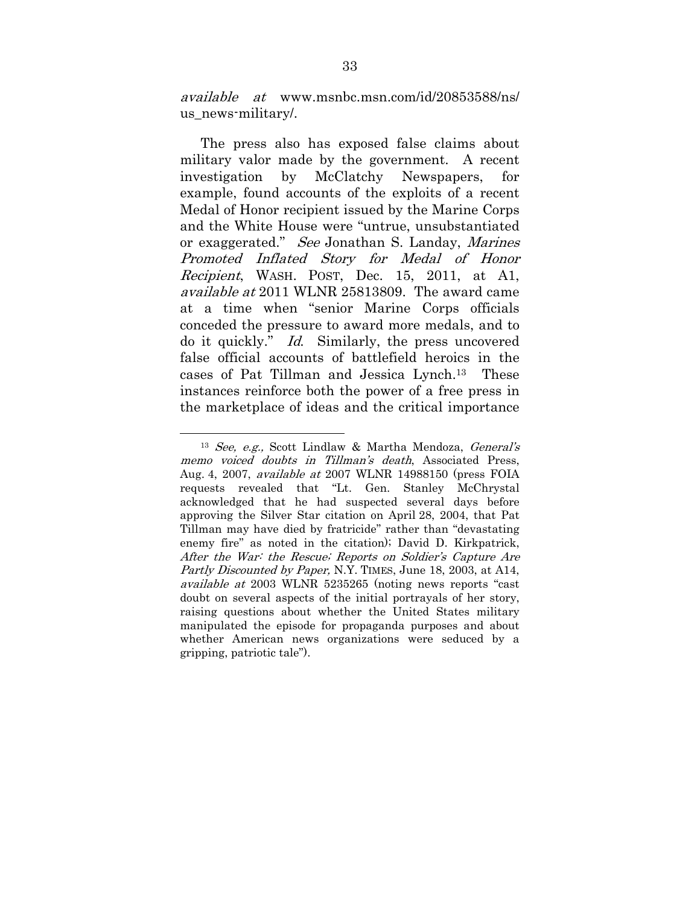*available at* www.msnbc.msn.com/id/20853588/ns/us_news-military/.

The press also has exposed false claims about military valor made by the government. A recent investigation by McClatchy Newspapers, for example, found accounts of the exploits of a recent Medal of Honor recipient issued by the Marine Corps and the White House were "untrue, unsubstantiated or exaggerated." *See* Jonathan S. Landay, *Marines Promoted Inflated Story for Medal of Honor Recipient*, WASH. POST, Dec. 15, 2011, at A1, *available at* 2011 WLNR 25813809. The award came at a time when "senior Marine Corps officials conceded the pressure to award more medals, and to do it quickly." *Id.* Similarly, the press uncovered false official accounts of battlefield heroics in the cases of Pat Tillman and Jessica Lynch.[13] These instances reinforce both the power of a free press in the marketplace of ideas and the critical importance

---

[13] *See, e.g.,* Scott Lindlaw & Martha Mendoza, *General's memo voiced doubts in Tillman's death*, Associated Press, Aug. 4, 2007, *available at* 2007 WLNR 14988150 (press FOIA requests revealed that "Lt. Gen. Stanley McChrystal acknowledged that he had suspected several days before approving the Silver Star citation on April 28, 2004, that Pat Tillman may have died by fratricide" rather than "devastating enemy fire" as noted in the citation); David D. Kirkpatrick, *After the War: the Rescue; Reports on Soldier's Capture Are Partly Discounted by Paper,* N.Y. TIMES, June 18, 2003, at A14, *available at* 2003 WLNR 5235265 (noting news reports "cast doubt on several aspects of the initial portrayals of her story, raising questions about whether the United States military manipulated the episode for propaganda purposes and about whether American news organizations were seduced by a gripping, patriotic tale").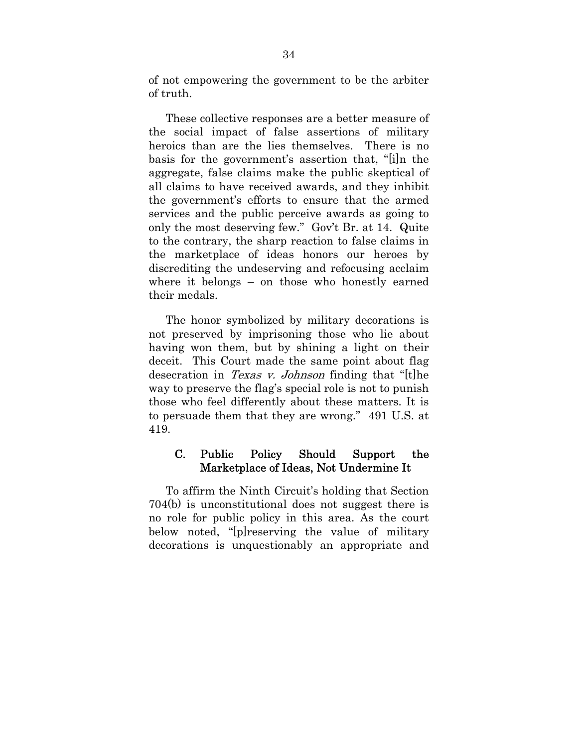of not empowering the government to be the arbiter of truth.

These collective responses are a better measure of the social impact of false assertions of military heroics than are the lies themselves. There is no basis for the government's assertion that, "[i]n the aggregate, false claims make the public skeptical of all claims to have received awards, and they inhibit the government's efforts to ensure that the armed services and the public perceive awards as going to only the most deserving few." Gov't Br. at 14. Quite to the contrary, the sharp reaction to false claims in the marketplace of ideas honors our heroes by discrediting the undeserving and refocusing acclaim where it belongs – on those who honestly earned their medals.

The honor symbolized by military decorations is not preserved by imprisoning those who lie about having won them, but by shining a light on their deceit. This Court made the same point about flag desecration in *Texas v. Johnson* finding that "[t]he way to preserve the flag's special role is not to punish those who feel differently about these matters. It is to persuade them that they are wrong." 491 U.S. at 419.

### C. Public Policy Should Support the Marketplace of Ideas, Not Undermine It

To affirm the Ninth Circuit's holding that Section 704(b) is unconstitutional does not suggest there is no role for public policy in this area. As the court below noted, "[p]reserving the value of military decorations is unquestionably an appropriate and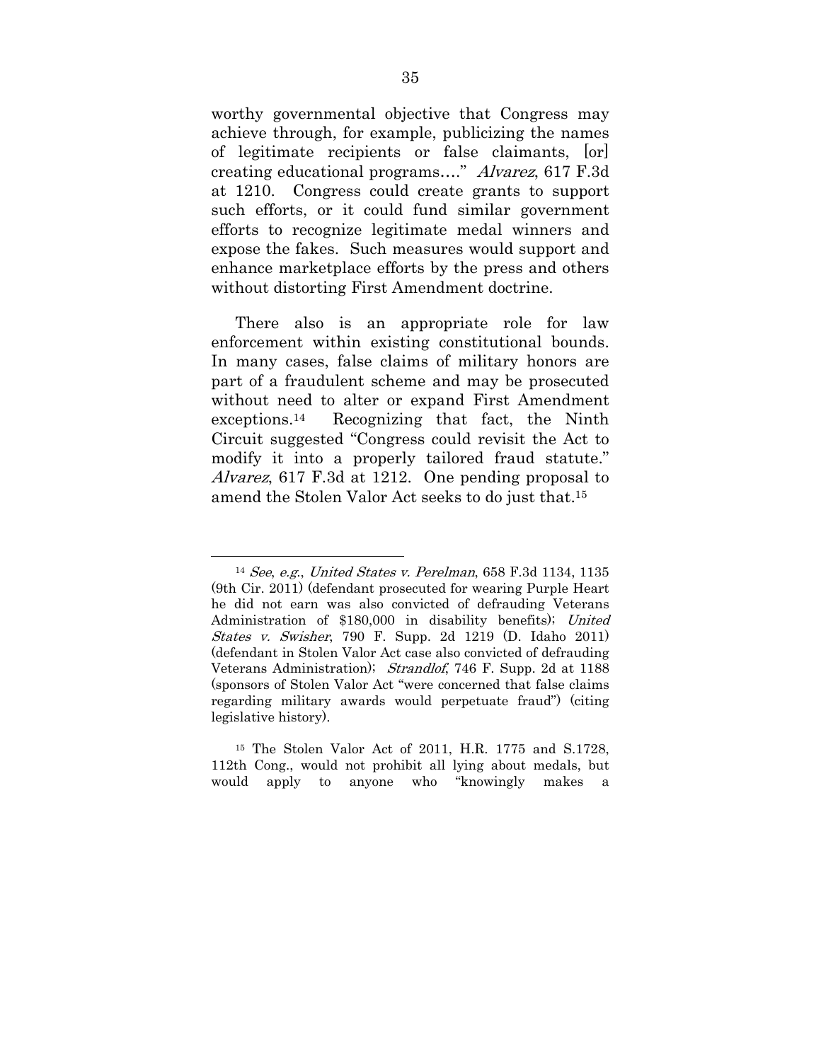worthy governmental objective that Congress may achieve through, for example, publicizing the names of legitimate recipients or false claimants, [or] creating educational programs…." *Alvarez*, 617 F.3d at 1210. Congress could create grants to support such efforts, or it could fund similar government efforts to recognize legitimate medal winners and expose the fakes. Such measures would support and enhance marketplace efforts by the press and others without distorting First Amendment doctrine.

There also is an appropriate role for law enforcement within existing constitutional bounds. In many cases, false claims of military honors are part of a fraudulent scheme and may be prosecuted without need to alter or expand First Amendment exceptions.[14] Recognizing that fact, the Ninth Circuit suggested "Congress could revisit the Act to modify it into a properly tailored fraud statute." *Alvarez*, 617 F.3d at 1212. One pending proposal to amend the Stolen Valor Act seeks to do just that.[15]

---

[14] *See*, *e.g.*, *United States v. Perelman*, 658 F.3d 1134, 1135 (9th Cir. 2011) (defendant prosecuted for wearing Purple Heart he did not earn was also convicted of defrauding Veterans Administration of $180,000 in disability benefits); *United States v. Swisher*, 790 F. Supp. 2d 1219 (D. Idaho 2011) (defendant in Stolen Valor Act case also convicted of defrauding Veterans Administration); *Strandlof*, 746 F. Supp. 2d at 1188 (sponsors of Stolen Valor Act "were concerned that false claims regarding military awards would perpetuate fraud") (citing legislative history).

[15] The Stolen Valor Act of 2011, H.R. 1775 and S.1728, 112th Cong., would not prohibit all lying about medals, but would apply to anyone who "knowingly makes a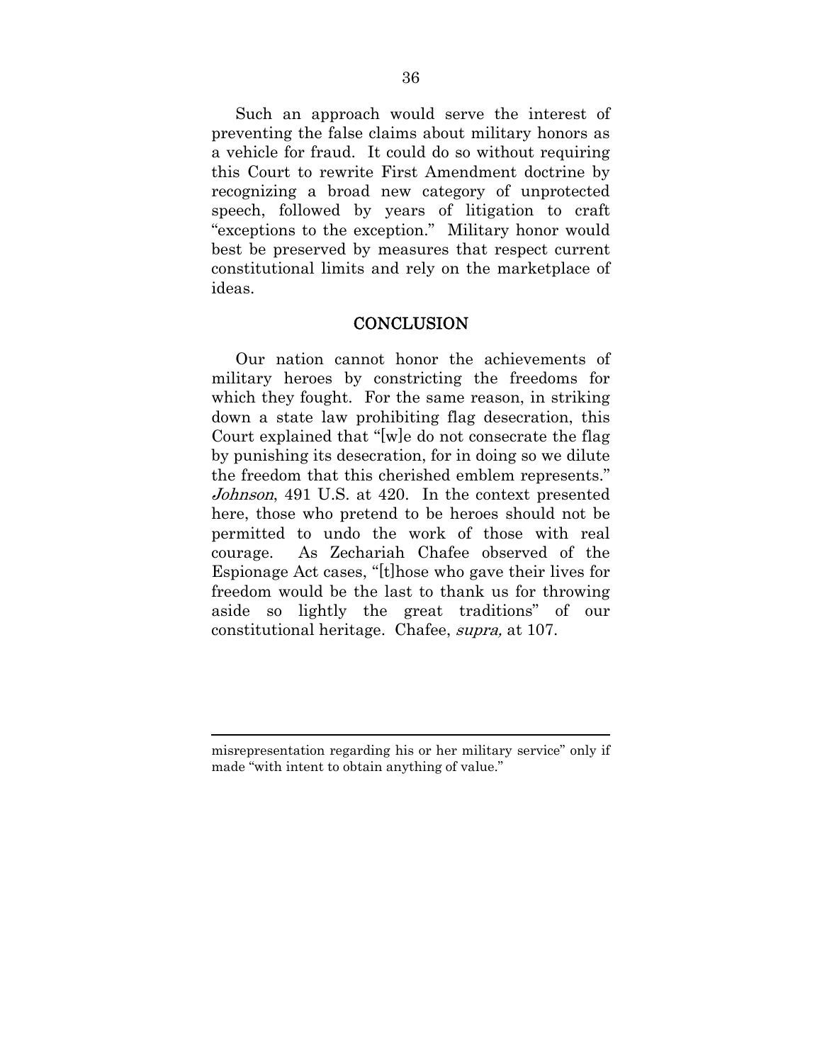Such an approach would serve the interest of preventing the false claims about military honors as a vehicle for fraud. It could do so without requiring this Court to rewrite First Amendment doctrine by recognizing a broad new category of unprotected speech, followed by years of litigation to craft "exceptions to the exception." Military honor would best be preserved by measures that respect current constitutional limits and rely on the marketplace of ideas.

## CONCLUSION

Our nation cannot honor the achievements of military heroes by constricting the freedoms for which they fought. For the same reason, in striking down a state law prohibiting flag desecration, this Court explained that "[w]e do not consecrate the flag by punishing its desecration, for in doing so we dilute the freedom that this cherished emblem represents." *Johnson*, 491 U.S. at 420. In the context presented here, those who pretend to be heroes should not be permitted to undo the work of those with real courage. As Zechariah Chafee observed of the Espionage Act cases, "[t]hose who gave their lives for freedom would be the last to thank us for throwing aside so lightly the great traditions" of our constitutional heritage. Chafee, *supra,* at 107.

---

misrepresentation regarding his or her military service" only if made "with intent to obtain anything of value."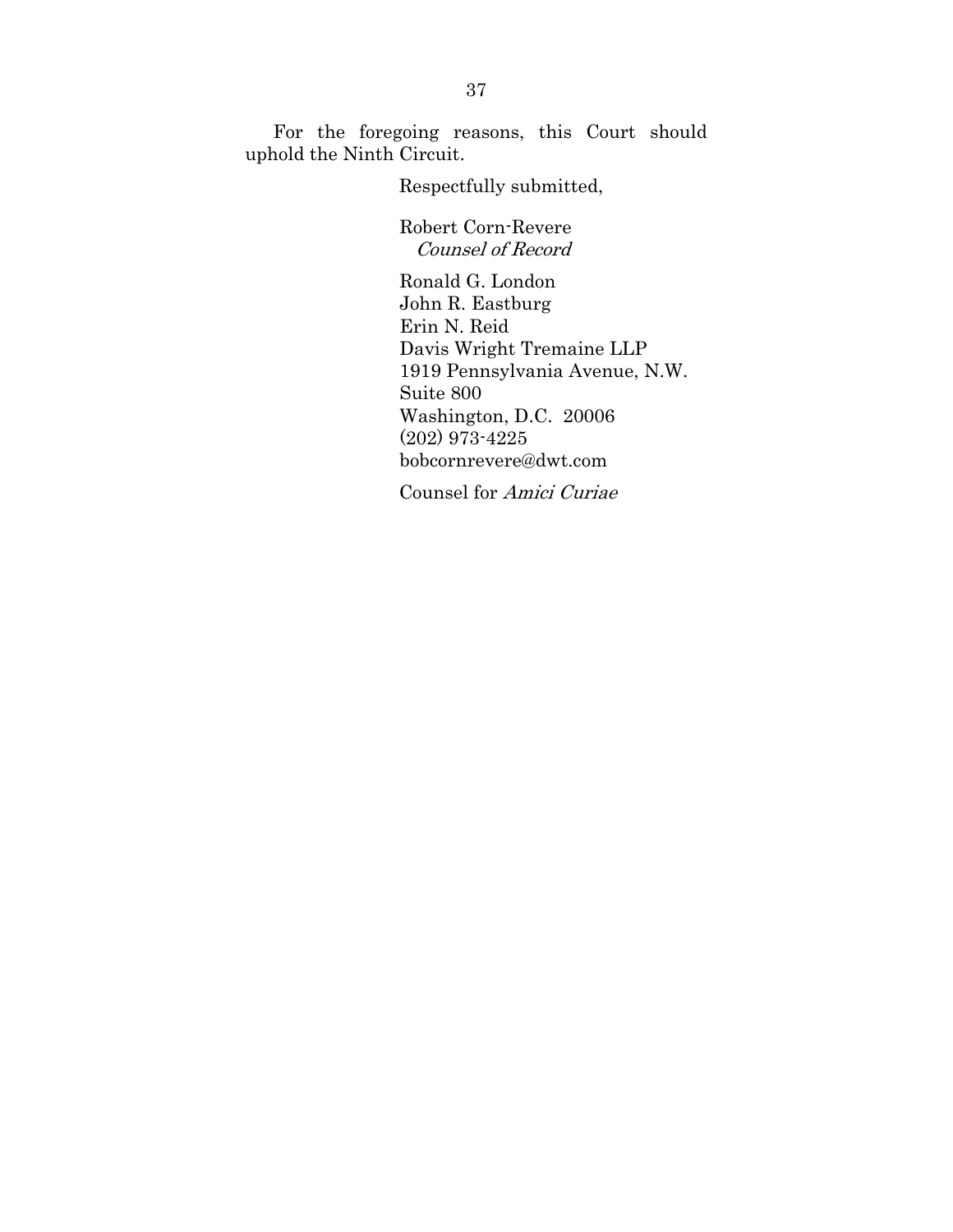For the foregoing reasons, this Court should uphold the Ninth Circuit.

Respectfully submitted,

Robert Corn-Revere
*Counsel of Record*

Ronald G. London
John R. Eastburg
Erin N. Reid
Davis Wright Tremaine LLP
1919 Pennsylvania Avenue, N.W.
Suite 800
Washington, D.C. 20006
(202) 973-4225
bobcornrevere@dwt.com

Counsel for *Amici Curiae*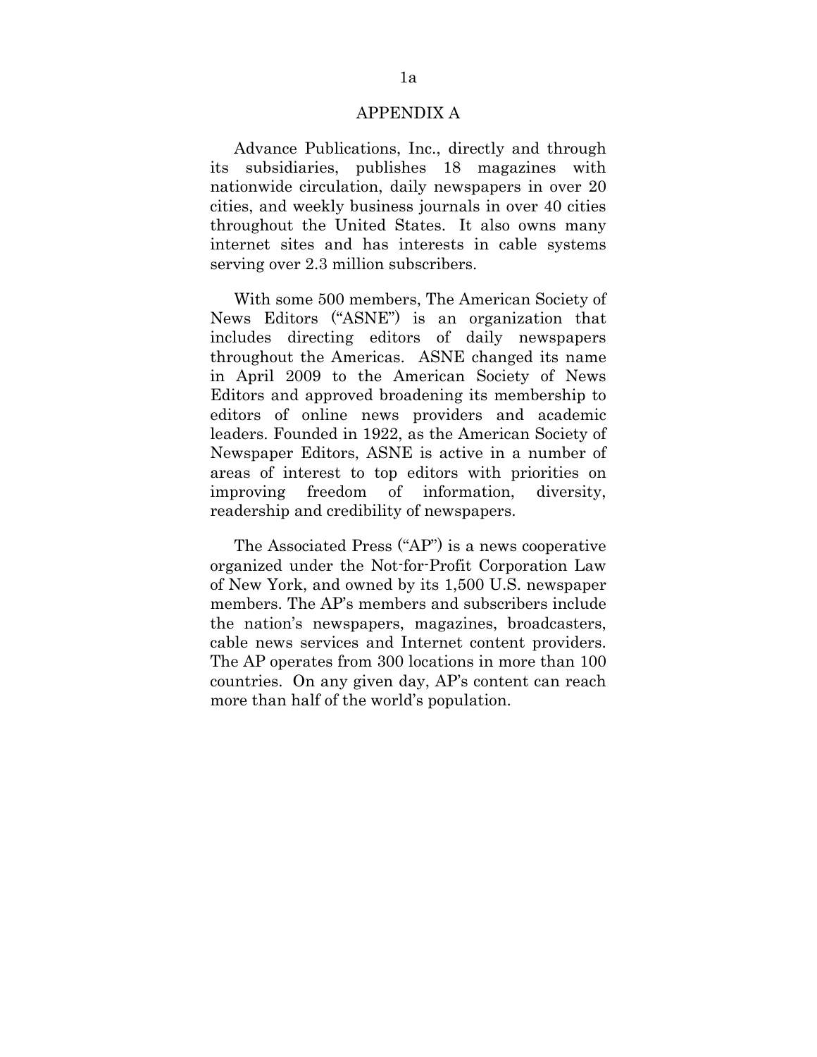## APPENDIX A

Advance Publications, Inc., directly and through its subsidiaries, publishes 18 magazines with nationwide circulation, daily newspapers in over 20 cities, and weekly business journals in over 40 cities throughout the United States. It also owns many internet sites and has interests in cable systems serving over 2.3 million subscribers.

With some 500 members, The American Society of News Editors ("ASNE") is an organization that includes directing editors of daily newspapers throughout the Americas. ASNE changed its name in April 2009 to the American Society of News Editors and approved broadening its membership to editors of online news providers and academic leaders. Founded in 1922, as the American Society of Newspaper Editors, ASNE is active in a number of areas of interest to top editors with priorities on improving freedom of information, diversity, readership and credibility of newspapers.

The Associated Press ("AP") is a news cooperative organized under the Not-for-Profit Corporation Law of New York, and owned by its 1,500 U.S. newspaper members. The AP's members and subscribers include the nation's newspapers, magazines, broadcasters, cable news services and Internet content providers. The AP operates from 300 locations in more than 100 countries. On any given day, AP's content can reach more than half of the world's population.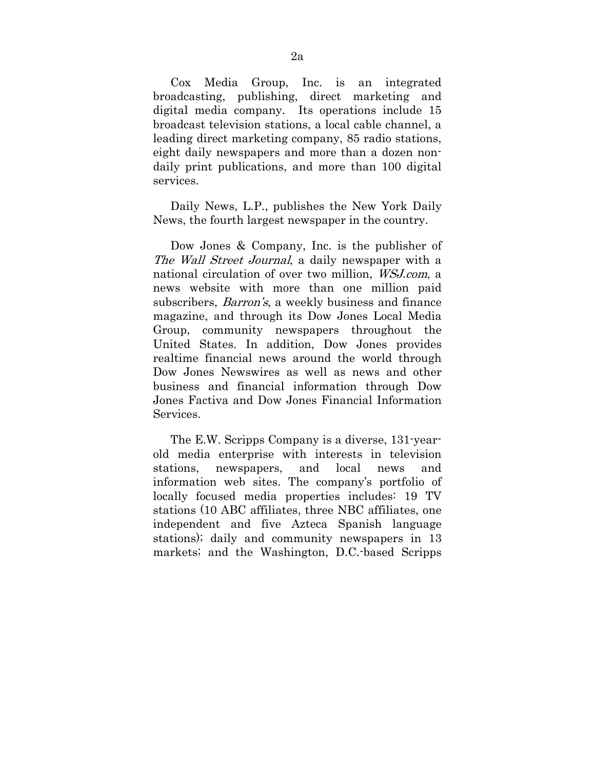Cox Media Group, Inc. is an integrated broadcasting, publishing, direct marketing and digital media company. Its operations include 15 broadcast television stations, a local cable channel, a leading direct marketing company, 85 radio stations, eight daily newspapers and more than a dozen non-daily print publications, and more than 100 digital services.

Daily News, L.P., publishes the New York Daily News, the fourth largest newspaper in the country.

Dow Jones & Company, Inc. is the publisher of *The Wall Street Journal*, a daily newspaper with a national circulation of over two million, *WSJ.com*, a news website with more than one million paid subscribers, *Barron's*, a weekly business and finance magazine, and through its Dow Jones Local Media Group, community newspapers throughout the United States. In addition, Dow Jones provides realtime financial news around the world through Dow Jones Newswires as well as news and other business and financial information through Dow Jones Factiva and Dow Jones Financial Information Services.

The E.W. Scripps Company is a diverse, 131-year-old media enterprise with interests in television stations, newspapers, and local news and information web sites. The company's portfolio of locally focused media properties includes: 19 TV stations (10 ABC affiliates, three NBC affiliates, one independent and five Azteca Spanish language stations); daily and community newspapers in 13 markets; and the Washington, D.C.-based Scripps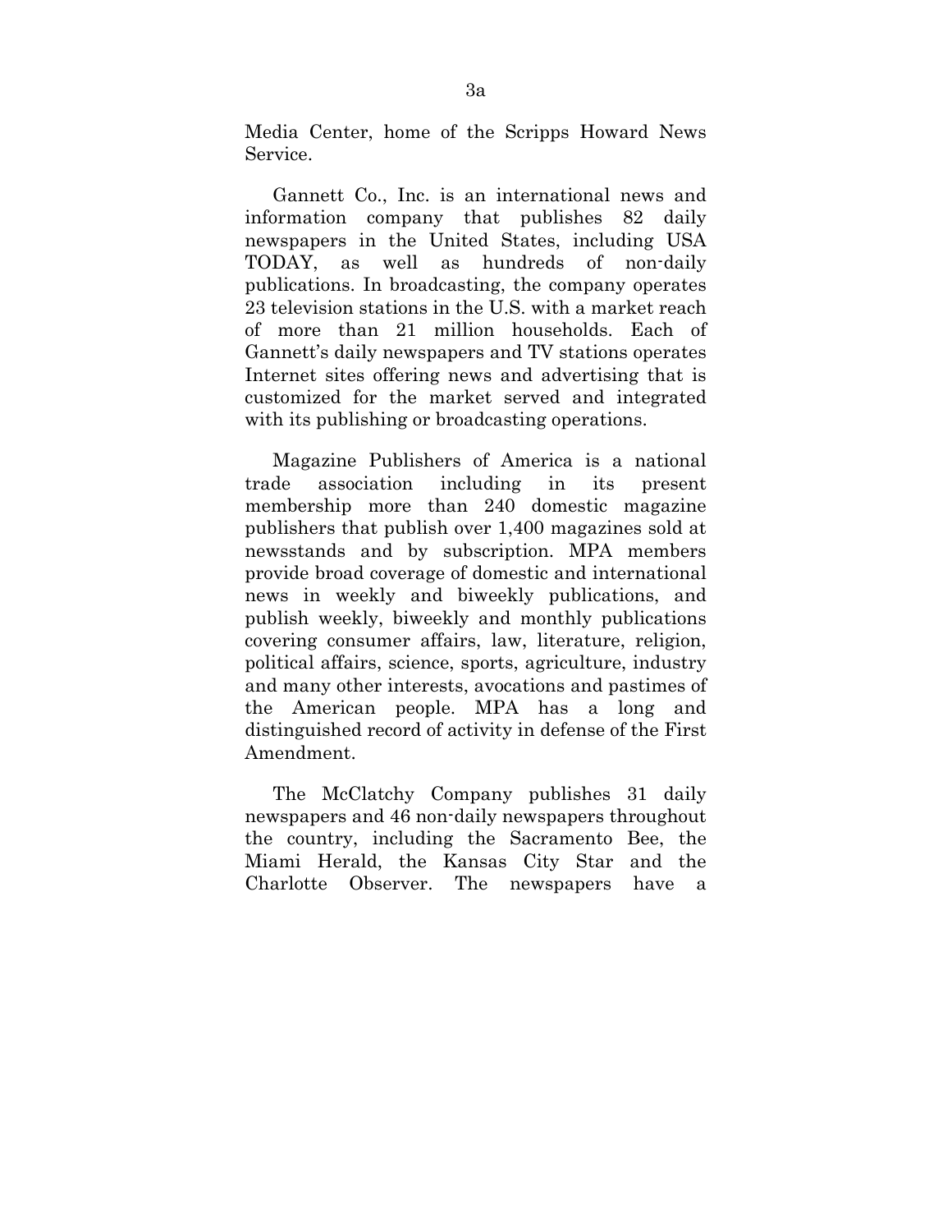Media Center, home of the Scripps Howard News Service.

Gannett Co., Inc. is an international news and information company that publishes 82 daily newspapers in the United States, including USA TODAY, as well as hundreds of non-daily publications. In broadcasting, the company operates 23 television stations in the U.S. with a market reach of more than 21 million households. Each of Gannett's daily newspapers and TV stations operates Internet sites offering news and advertising that is customized for the market served and integrated with its publishing or broadcasting operations.

Magazine Publishers of America is a national trade association including in its present membership more than 240 domestic magazine publishers that publish over 1,400 magazines sold at newsstands and by subscription. MPA members provide broad coverage of domestic and international news in weekly and biweekly publications, and publish weekly, biweekly and monthly publications covering consumer affairs, law, literature, religion, political affairs, science, sports, agriculture, industry and many other interests, avocations and pastimes of the American people. MPA has a long and distinguished record of activity in defense of the First Amendment.

The McClatchy Company publishes 31 daily newspapers and 46 non-daily newspapers throughout the country, including the Sacramento Bee, the Miami Herald, the Kansas City Star and the Charlotte Observer. The newspapers have a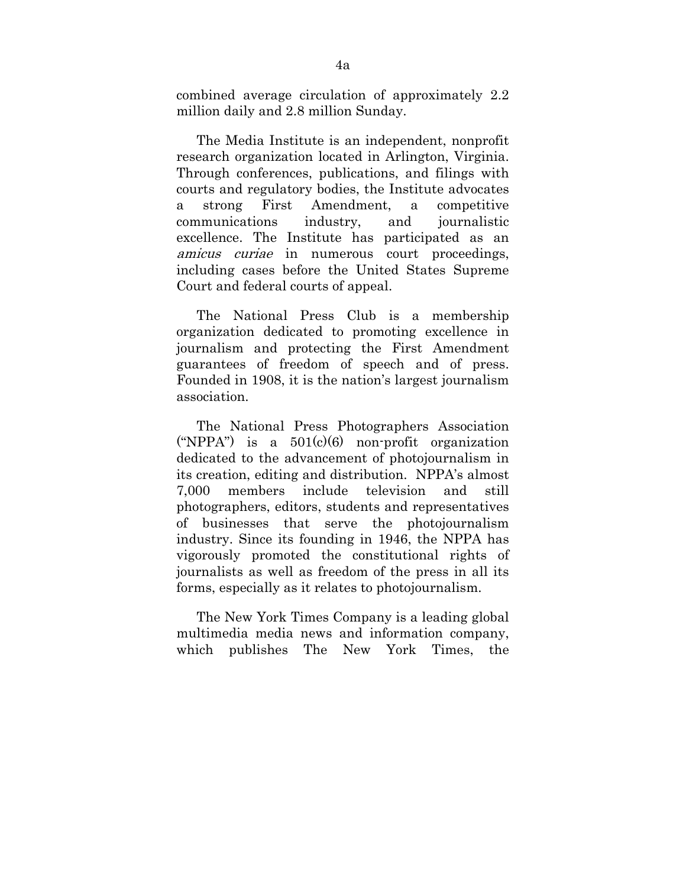combined average circulation of approximately 2.2 million daily and 2.8 million Sunday.

The Media Institute is an independent, nonprofit research organization located in Arlington, Virginia. Through conferences, publications, and filings with courts and regulatory bodies, the Institute advocates a strong First Amendment, a competitive communications industry, and journalistic excellence. The Institute has participated as an *amicus curiae* in numerous court proceedings, including cases before the United States Supreme Court and federal courts of appeal.

The National Press Club is a membership organization dedicated to promoting excellence in journalism and protecting the First Amendment guarantees of freedom of speech and of press. Founded in 1908, it is the nation's largest journalism association.

The National Press Photographers Association ("NPPA") is a 501(c)(6) non-profit organization dedicated to the advancement of photojournalism in its creation, editing and distribution. NPPA's almost 7,000 members include television and still photographers, editors, students and representatives of businesses that serve the photojournalism industry. Since its founding in 1946, the NPPA has vigorously promoted the constitutional rights of journalists as well as freedom of the press in all its forms, especially as it relates to photojournalism.

The New York Times Company is a leading global multimedia media news and information company, which publishes The New York Times, the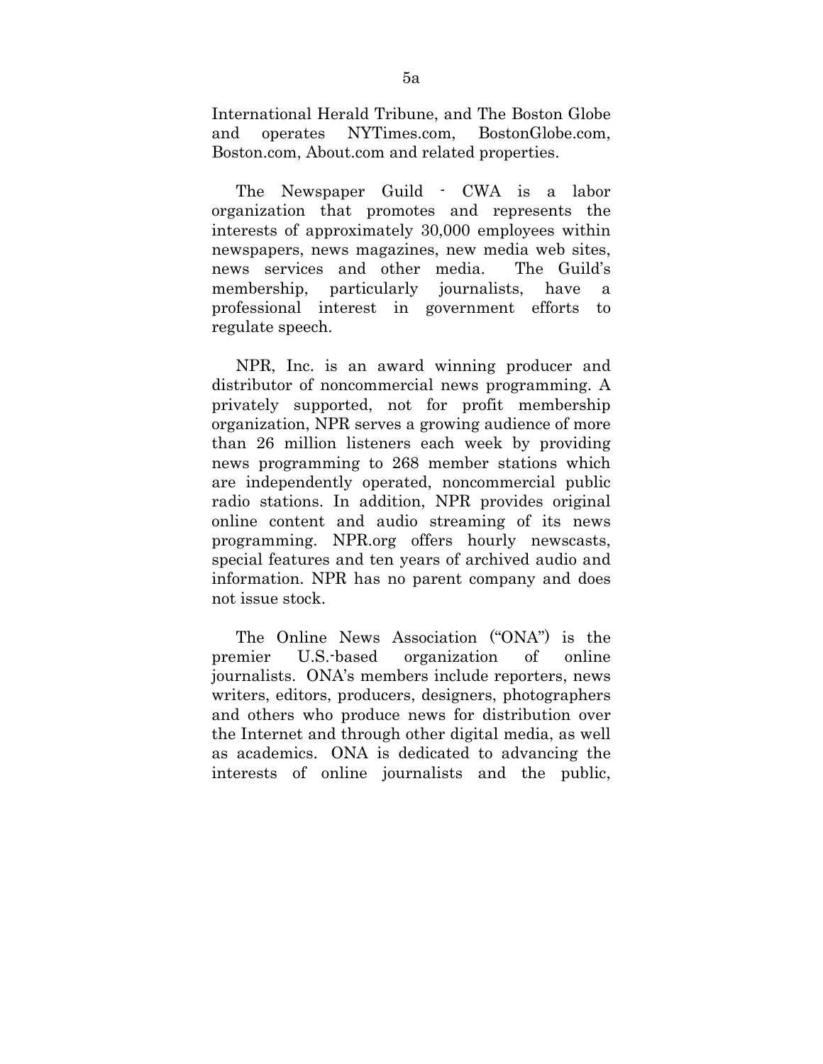International Herald Tribune, and The Boston Globe and operates NYTimes.com, BostonGlobe.com, Boston.com, About.com and related properties.

The Newspaper Guild - CWA is a labor organization that promotes and represents the interests of approximately 30,000 employees within newspapers, news magazines, new media web sites, news services and other media. The Guild's membership, particularly journalists, have a professional interest in government efforts to regulate speech.

NPR, Inc. is an award winning producer and distributor of noncommercial news programming. A privately supported, not for profit membership organization, NPR serves a growing audience of more than 26 million listeners each week by providing news programming to 268 member stations which are independently operated, noncommercial public radio stations. In addition, NPR provides original online content and audio streaming of its news programming. NPR.org offers hourly newscasts, special features and ten years of archived audio and information. NPR has no parent company and does not issue stock.

The Online News Association ("ONA") is the premier U.S.-based organization of online journalists. ONA's members include reporters, news writers, editors, producers, designers, photographers and others who produce news for distribution over the Internet and through other digital media, as well as academics. ONA is dedicated to advancing the interests of online journalists and the public,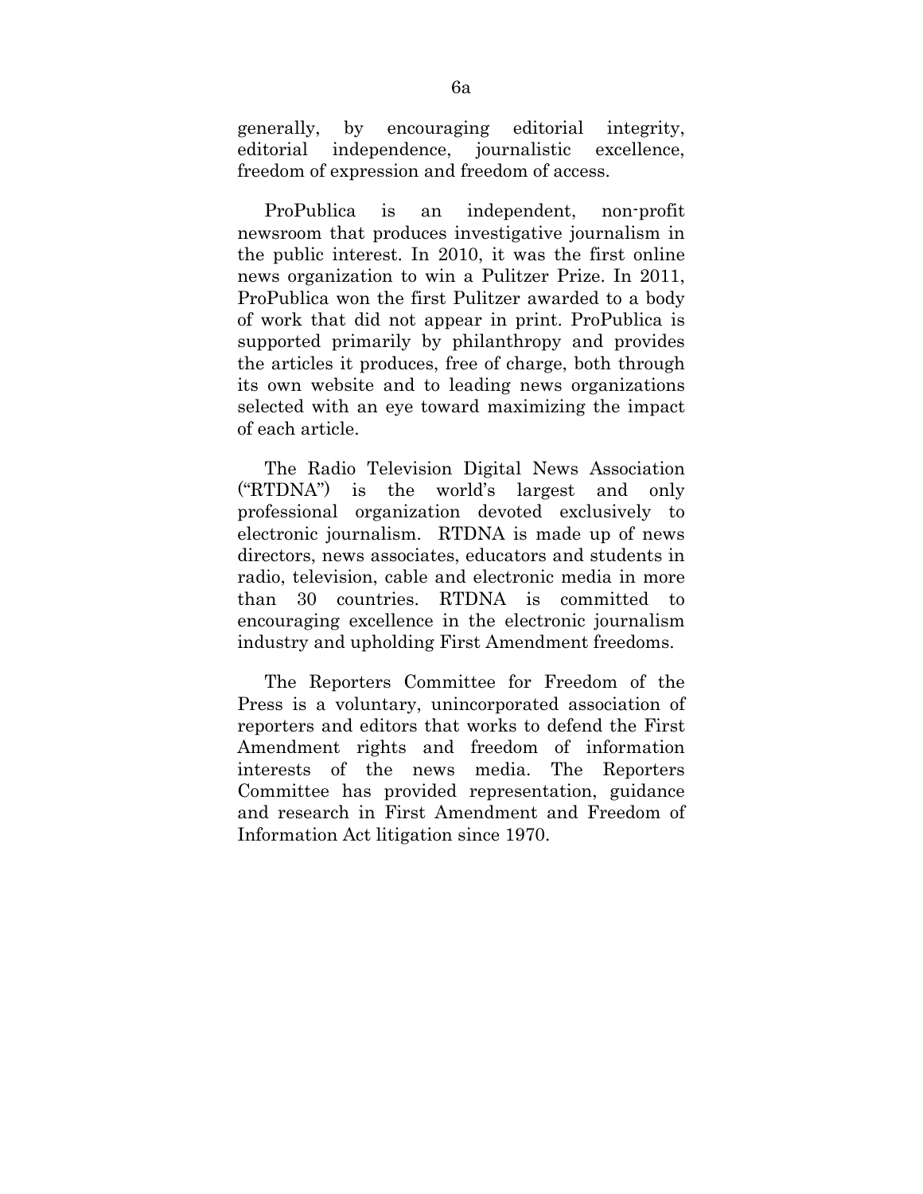generally, by encouraging editorial integrity, editorial independence, journalistic excellence, freedom of expression and freedom of access.

ProPublica is an independent, non-profit newsroom that produces investigative journalism in the public interest. In 2010, it was the first online news organization to win a Pulitzer Prize. In 2011, ProPublica won the first Pulitzer awarded to a body of work that did not appear in print. ProPublica is supported primarily by philanthropy and provides the articles it produces, free of charge, both through its own website and to leading news organizations selected with an eye toward maximizing the impact of each article.

The Radio Television Digital News Association ("RTDNA") is the world's largest and only professional organization devoted exclusively to electronic journalism. RTDNA is made up of news directors, news associates, educators and students in radio, television, cable and electronic media in more than 30 countries. RTDNA is committed to encouraging excellence in the electronic journalism industry and upholding First Amendment freedoms.

The Reporters Committee for Freedom of the Press is a voluntary, unincorporated association of reporters and editors that works to defend the First Amendment rights and freedom of information interests of the news media. The Reporters Committee has provided representation, guidance and research in First Amendment and Freedom of Information Act litigation since 1970.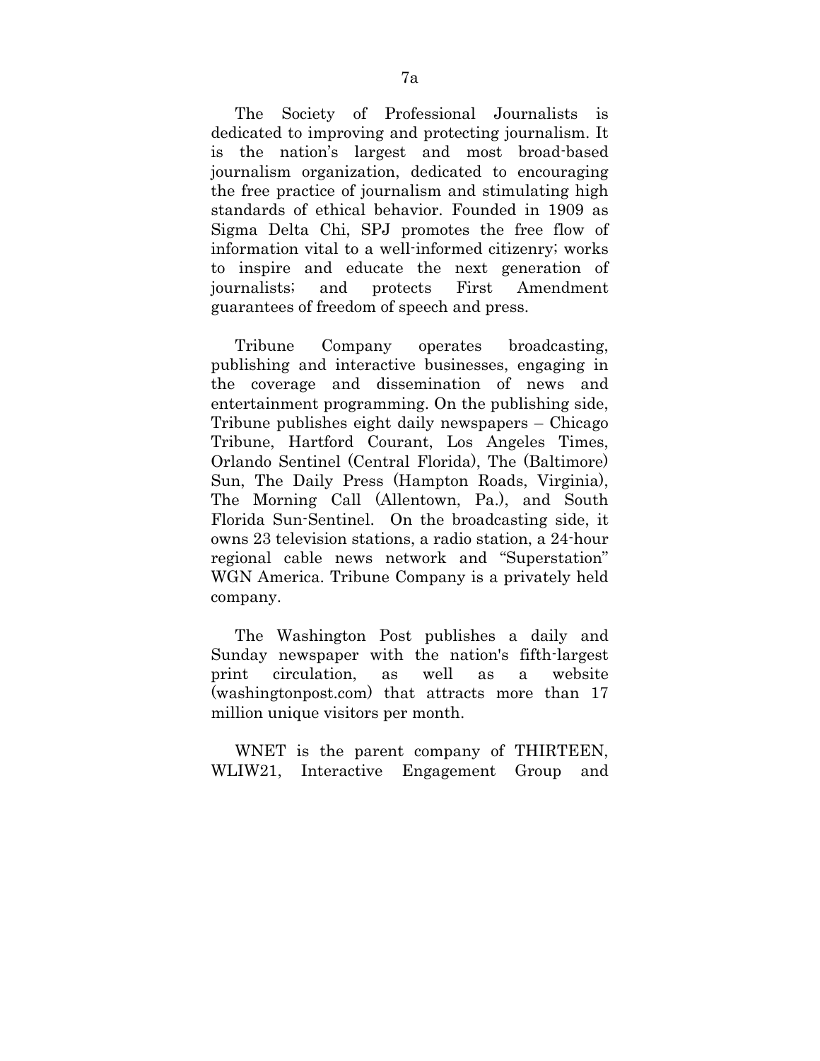The Society of Professional Journalists is dedicated to improving and protecting journalism. It is the nation's largest and most broad-based journalism organization, dedicated to encouraging the free practice of journalism and stimulating high standards of ethical behavior. Founded in 1909 as Sigma Delta Chi, SPJ promotes the free flow of information vital to a well-informed citizenry; works to inspire and educate the next generation of journalists; and protects First Amendment guarantees of freedom of speech and press.

Tribune Company operates broadcasting, publishing and interactive businesses, engaging in the coverage and dissemination of news and entertainment programming. On the publishing side, Tribune publishes eight daily newspapers – Chicago Tribune, Hartford Courant, Los Angeles Times, Orlando Sentinel (Central Florida), The (Baltimore) Sun, The Daily Press (Hampton Roads, Virginia), The Morning Call (Allentown, Pa.), and South Florida Sun-Sentinel. On the broadcasting side, it owns 23 television stations, a radio station, a 24-hour regional cable news network and "Superstation" WGN America. Tribune Company is a privately held company.

The Washington Post publishes a daily and Sunday newspaper with the nation's fifth-largest print circulation, as well as a website (washingtonpost.com) that attracts more than 17 million unique visitors per month.

WNET is the parent company of THIRTEEN, WLIW21, Interactive Engagement Group and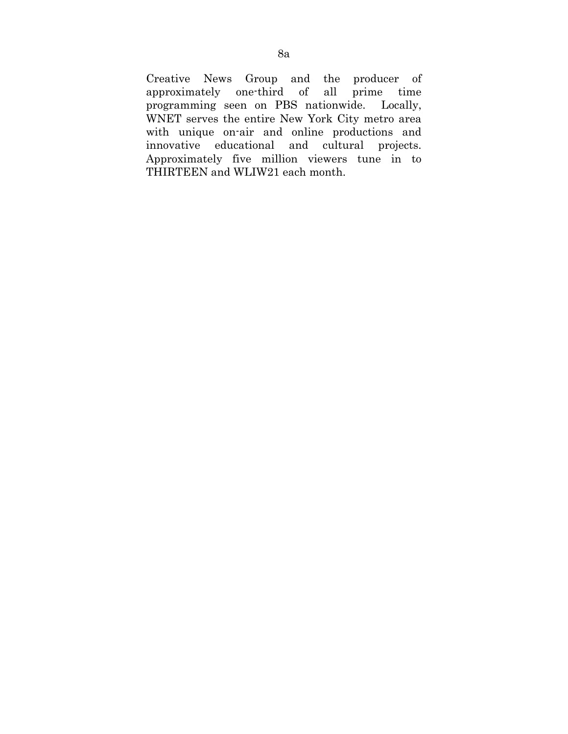Creative News Group and the producer of approximately one-third of all prime time programming seen on PBS nationwide. Locally, WNET serves the entire New York City metro area with unique on-air and online productions and innovative educational and cultural projects. Approximately five million viewers tune in to THIRTEEN and WLIW21 each month.